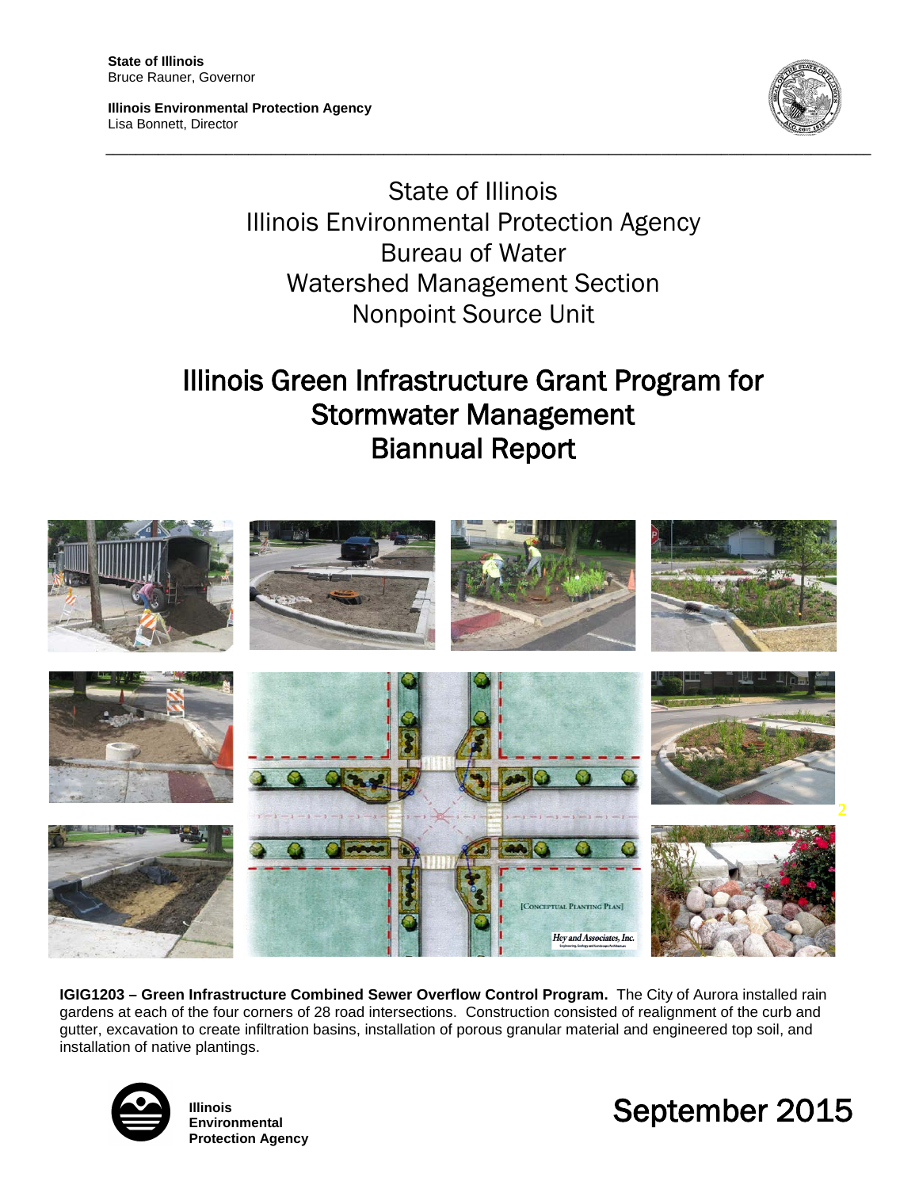**State of Illinois**
Bruce Rauner, Governor

**Illinois Environmental Protection Agency**
Lisa Bonnett, Director

State of Illinois
Illinois Environmental Protection Agency
Bureau of Water
Watershed Management Section
Nonpoint Source Unit

# Illinois Green Infrastructure Grant Program for Stormwater Management Biannual Report

**IGIG1203 – Green Infrastructure Combined Sewer Overflow Control Program.** The City of Aurora installed rain gardens at each of the four corners of 28 road intersections. Construction consisted of realignment of the curb and gutter, excavation to create infiltration basins, installation of porous granular material and engineered top soil, and installation of native plantings.

**Illinois Environmental Protection Agency**

September 2015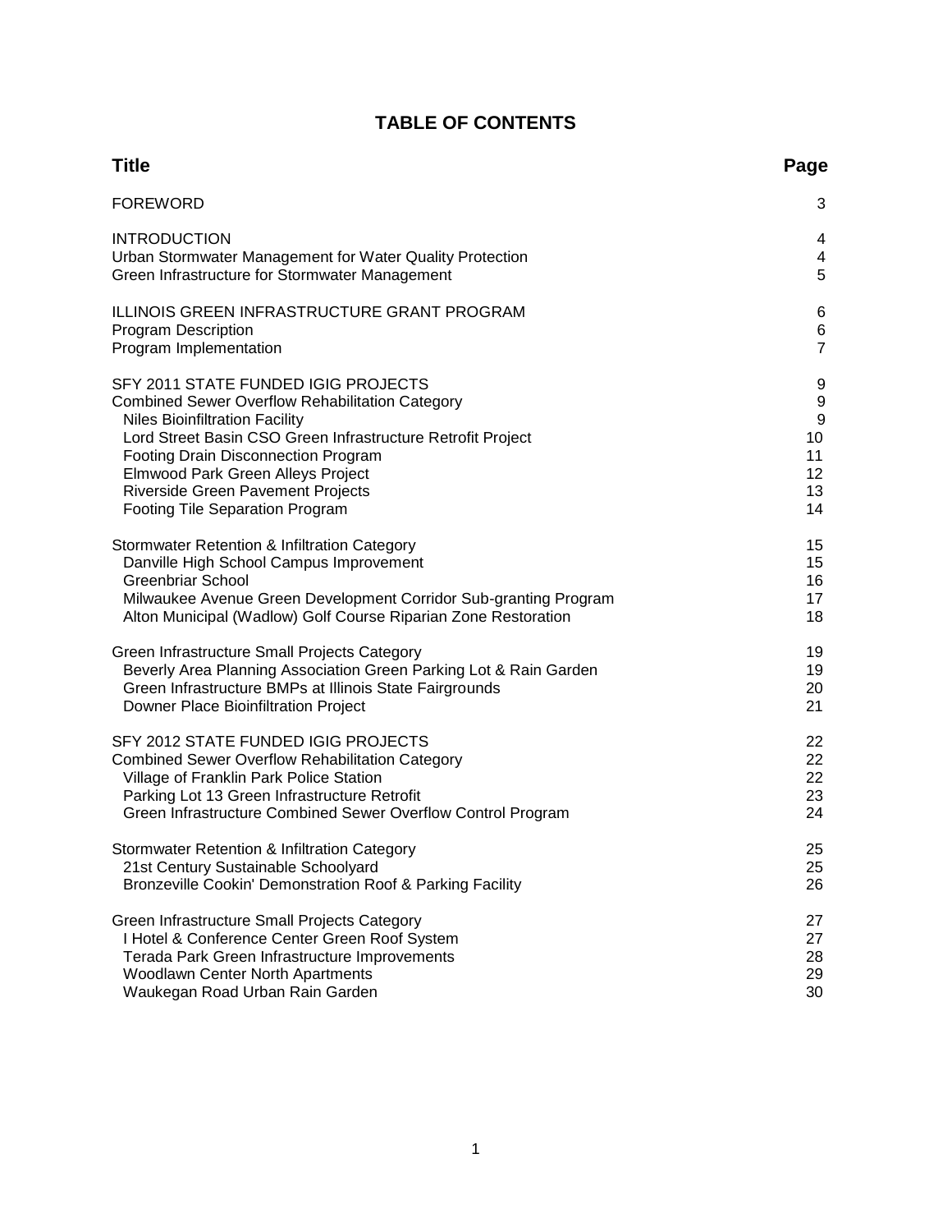# TABLE OF CONTENTS

| Title | Page |
|---|---|
| FOREWORD | 3 |
| INTRODUCTION | 4 |
| Urban Stormwater Management for Water Quality Protection | 4 |
| Green Infrastructure for Stormwater Management | 5 |
| ILLINOIS GREEN INFRASTRUCTURE GRANT PROGRAM | 6 |
| Program Description | 6 |
| Program Implementation | 7 |
| SFY 2011 STATE FUNDED IGIG PROJECTS | 9 |
| Combined Sewer Overflow Rehabilitation Category | 9 |
| Niles Bioinfiltration Facility | 9 |
| Lord Street Basin CSO Green Infrastructure Retrofit Project | 10 |
| Footing Drain Disconnection Program | 11 |
| Elmwood Park Green Alleys Project | 12 |
| Riverside Green Pavement Projects | 13 |
| Footing Tile Separation Program | 14 |
| Stormwater Retention & Infiltration Category | 15 |
| Danville High School Campus Improvement | 15 |
| Greenbriar School | 16 |
| Milwaukee Avenue Green Development Corridor Sub-granting Program | 17 |
| Alton Municipal (Wadlow) Golf Course Riparian Zone Restoration | 18 |
| Green Infrastructure Small Projects Category | 19 |
| Beverly Area Planning Association Green Parking Lot & Rain Garden | 19 |
| Green Infrastructure BMPs at Illinois State Fairgrounds | 20 |
| Downer Place Bioinfiltration Project | 21 |
| SFY 2012 STATE FUNDED IGIG PROJECTS | 22 |
| Combined Sewer Overflow Rehabilitation Category | 22 |
| Village of Franklin Park Police Station | 22 |
| Parking Lot 13 Green Infrastructure Retrofit | 23 |
| Green Infrastructure Combined Sewer Overflow Control Program | 24 |
| Stormwater Retention & Infiltration Category | 25 |
| 21st Century Sustainable Schoolyard | 25 |
| Bronzeville Cookin' Demonstration Roof & Parking Facility | 26 |
| Green Infrastructure Small Projects Category | 27 |
| I Hotel & Conference Center Green Roof System | 27 |
| Terada Park Green Infrastructure Improvements | 28 |
| Woodlawn Center North Apartments | 29 |
| Waukegan Road Urban Rain Garden | 30 |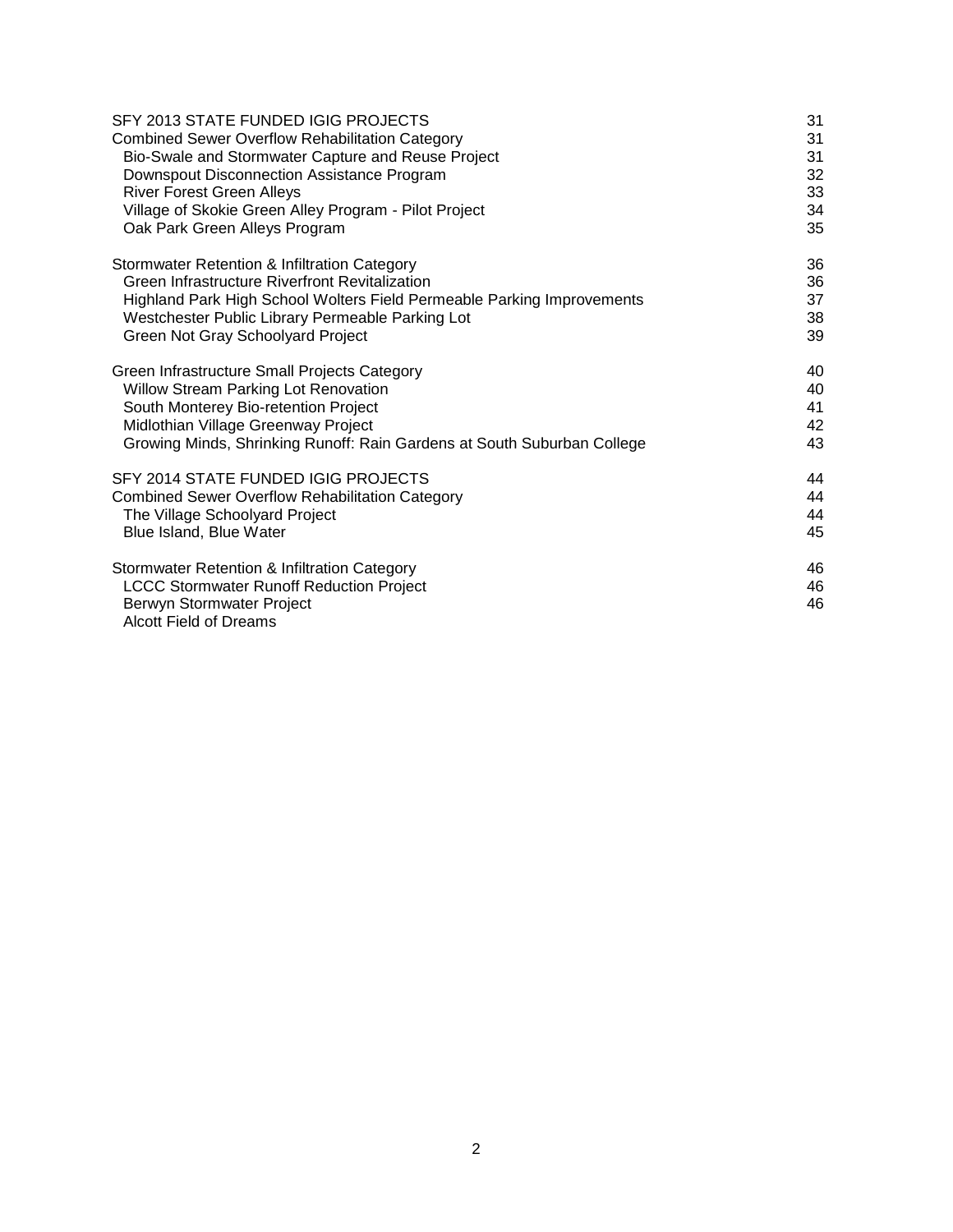| | |
|---|---|
| SFY 2013 STATE FUNDED IGIG PROJECTS | 31 |
| Combined Sewer Overflow Rehabilitation Category | 31 |
| Bio-Swale and Stormwater Capture and Reuse Project | 31 |
| Downspout Disconnection Assistance Program | 32 |
| River Forest Green Alleys | 33 |
| Village of Skokie Green Alley Program - Pilot Project | 34 |
| Oak Park Green Alleys Program | 35 |
| | |
| Stormwater Retention & Infiltration Category | 36 |
| Green Infrastructure Riverfront Revitalization | 36 |
| Highland Park High School Wolters Field Permeable Parking Improvements | 37 |
| Westchester Public Library Permeable Parking Lot | 38 |
| Green Not Gray Schoolyard Project | 39 |
| | |
| Green Infrastructure Small Projects Category | 40 |
| Willow Stream Parking Lot Renovation | 40 |
| South Monterey Bio-retention Project | 41 |
| Midlothian Village Greenway Project | 42 |
| Growing Minds, Shrinking Runoff: Rain Gardens at South Suburban College | 43 |
| | |
| SFY 2014 STATE FUNDED IGIG PROJECTS | 44 |
| Combined Sewer Overflow Rehabilitation Category | 44 |
| The Village Schoolyard Project | 44 |
| Blue Island, Blue Water | 45 |
| | |
| Stormwater Retention & Infiltration Category | 46 |
| LCCC Stormwater Runoff Reduction Project | 46 |
| Berwyn Stormwater Project | 46 |
| Alcott Field of Dreams | |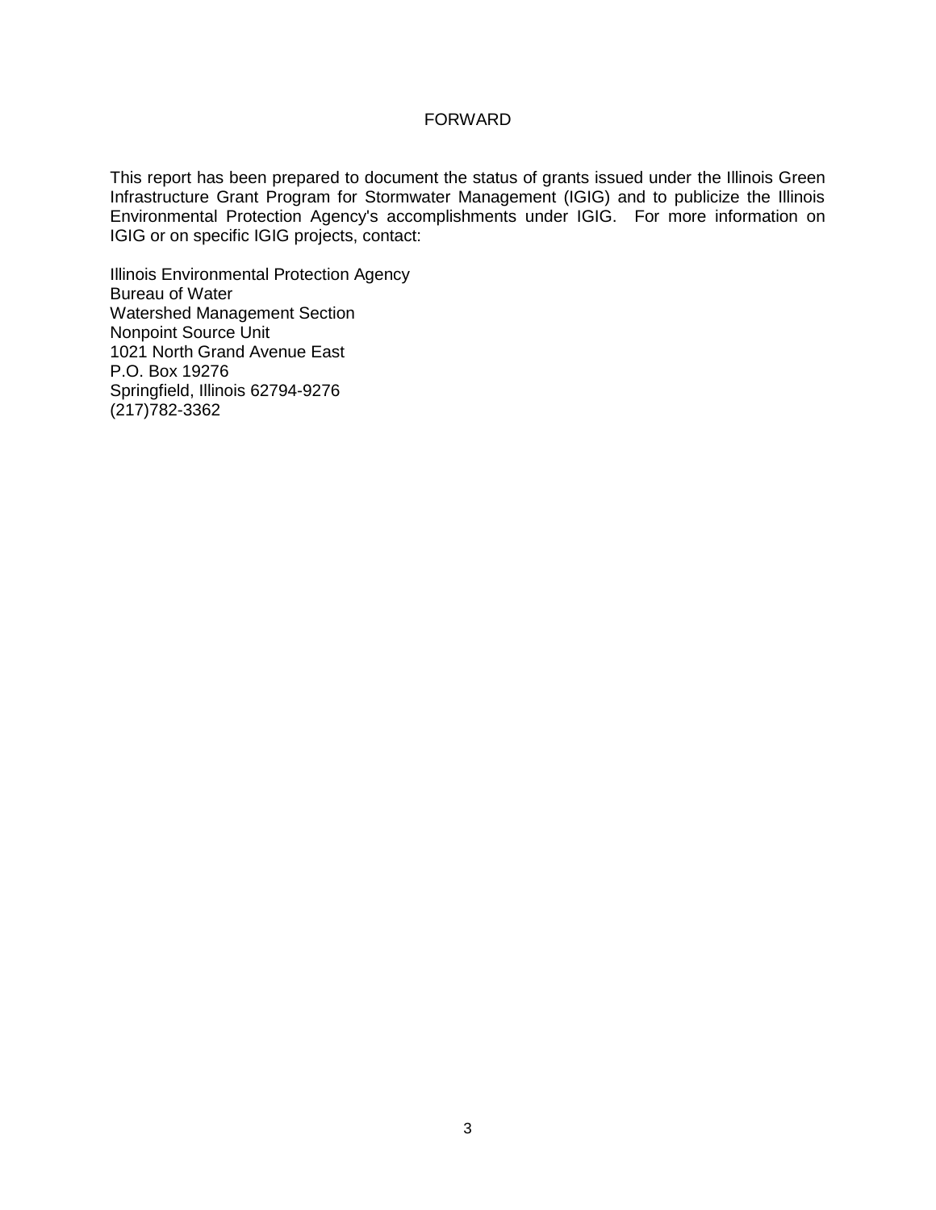# FORWARD

This report has been prepared to document the status of grants issued under the Illinois Green Infrastructure Grant Program for Stormwater Management (IGIG) and to publicize the Illinois Environmental Protection Agency's accomplishments under IGIG. For more information on IGIG or on specific IGIG projects, contact:

Illinois Environmental Protection Agency
Bureau of Water
Watershed Management Section
Nonpoint Source Unit
1021 North Grand Avenue East
P.O. Box 19276
Springfield, Illinois 62794-9276
(217)782-3362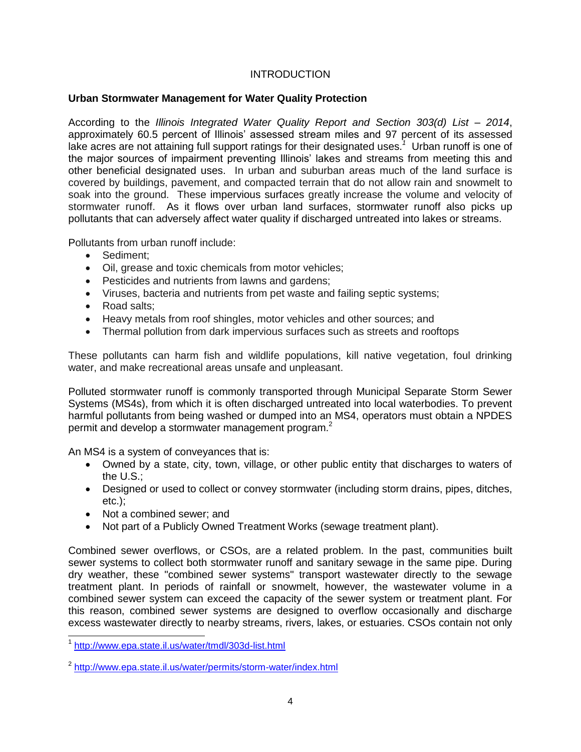# INTRODUCTION

## Urban Stormwater Management for Water Quality Protection

According to the *Illinois Integrated Water Quality Report and Section 303(d) List – 2014*, approximately 60.5 percent of Illinois' assessed stream miles and 97 percent of its assessed lake acres are not attaining full support ratings for their designated uses.[1] Urban runoff is one of the major sources of impairment preventing Illinois' lakes and streams from meeting this and other beneficial designated uses. In urban and suburban areas much of the land surface is covered by buildings, pavement, and compacted terrain that do not allow rain and snowmelt to soak into the ground. These impervious surfaces greatly increase the volume and velocity of stormwater runoff. As it flows over urban land surfaces, stormwater runoff also picks up pollutants that can adversely affect water quality if discharged untreated into lakes or streams.

Pollutants from urban runoff include:

- Sediment;
- Oil, grease and toxic chemicals from motor vehicles;
- Pesticides and nutrients from lawns and gardens;
- Viruses, bacteria and nutrients from pet waste and failing septic systems;
- Road salts;
- Heavy metals from roof shingles, motor vehicles and other sources; and
- Thermal pollution from dark impervious surfaces such as streets and rooftops

These pollutants can harm fish and wildlife populations, kill native vegetation, foul drinking water, and make recreational areas unsafe and unpleasant.

Polluted stormwater runoff is commonly transported through Municipal Separate Storm Sewer Systems (MS4s), from which it is often discharged untreated into local waterbodies. To prevent harmful pollutants from being washed or dumped into an MS4, operators must obtain a NPDES permit and develop a stormwater management program.[2]

An MS4 is a system of conveyances that is:

- Owned by a state, city, town, village, or other public entity that discharges to waters of the U.S.;
- Designed or used to collect or convey stormwater (including storm drains, pipes, ditches, etc.);
- Not a combined sewer; and
- Not part of a Publicly Owned Treatment Works (sewage treatment plant).

Combined sewer overflows, or CSOs, are a related problem. In the past, communities built sewer systems to collect both stormwater runoff and sanitary sewage in the same pipe. During dry weather, these "combined sewer systems" transport wastewater directly to the sewage treatment plant. In periods of rainfall or snowmelt, however, the wastewater volume in a combined sewer system can exceed the capacity of the sewer system or treatment plant. For this reason, combined sewer systems are designed to overflow occasionally and discharge excess wastewater directly to nearby streams, rivers, lakes, or estuaries. CSOs contain not only

---

[1] http://www.epa.state.il.us/water/tmdl/303d-list.html

[2] http://www.epa.state.il.us/water/permits/storm-water/index.html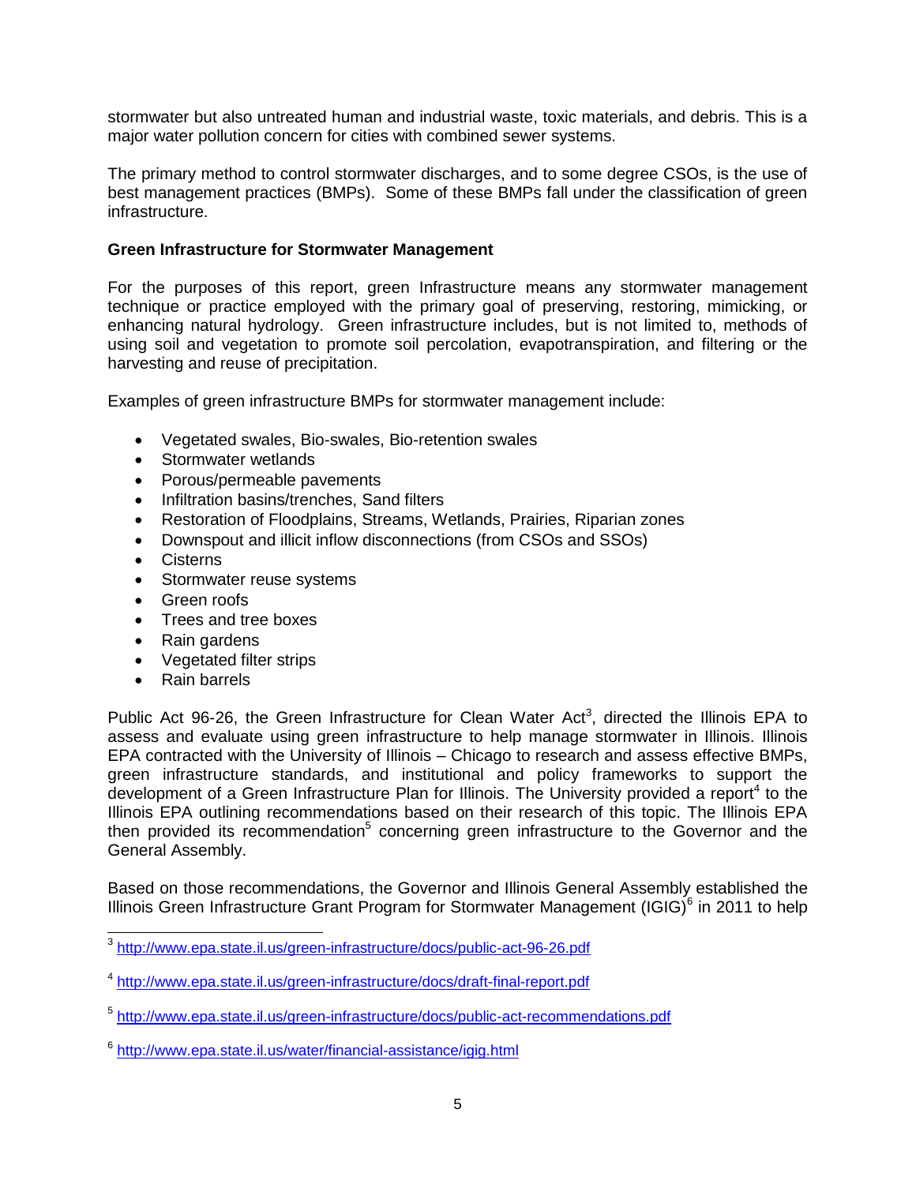stormwater but also untreated human and industrial waste, toxic materials, and debris. This is a major water pollution concern for cities with combined sewer systems.

The primary method to control stormwater discharges, and to some degree CSOs, is the use of best management practices (BMPs). Some of these BMPs fall under the classification of green infrastructure.

**Green Infrastructure for Stormwater Management**

For the purposes of this report, green Infrastructure means any stormwater management technique or practice employed with the primary goal of preserving, restoring, mimicking, or enhancing natural hydrology. Green infrastructure includes, but is not limited to, methods of using soil and vegetation to promote soil percolation, evapotranspiration, and filtering or the harvesting and reuse of precipitation.

Examples of green infrastructure BMPs for stormwater management include:

- Vegetated swales, Bio-swales, Bio-retention swales
- Stormwater wetlands
- Porous/permeable pavements
- Infiltration basins/trenches, Sand filters
- Restoration of Floodplains, Streams, Wetlands, Prairies, Riparian zones
- Downspout and illicit inflow disconnections (from CSOs and SSOs)
- Cisterns
- Stormwater reuse systems
- Green roofs
- Trees and tree boxes
- Rain gardens
- Vegetated filter strips
- Rain barrels

Public Act 96-26, the Green Infrastructure for Clean Water Act[3], directed the Illinois EPA to assess and evaluate using green infrastructure to help manage stormwater in Illinois. Illinois EPA contracted with the University of Illinois – Chicago to research and assess effective BMPs, green infrastructure standards, and institutional and policy frameworks to support the development of a Green Infrastructure Plan for Illinois. The University provided a report[4] to the Illinois EPA outlining recommendations based on their research of this topic. The Illinois EPA then provided its recommendation[5] concerning green infrastructure to the Governor and the General Assembly.

Based on those recommendations, the Governor and Illinois General Assembly established the Illinois Green Infrastructure Grant Program for Stormwater Management (IGIG)[6] in 2011 to help

---

[3] http://www.epa.state.il.us/green-infrastructure/docs/public-act-96-26.pdf

[4] http://www.epa.state.il.us/green-infrastructure/docs/draft-final-report.pdf

[5] http://www.epa.state.il.us/green-infrastructure/docs/public-act-recommendations.pdf

[6] http://www.epa.state.il.us/water/financial-assistance/igig.html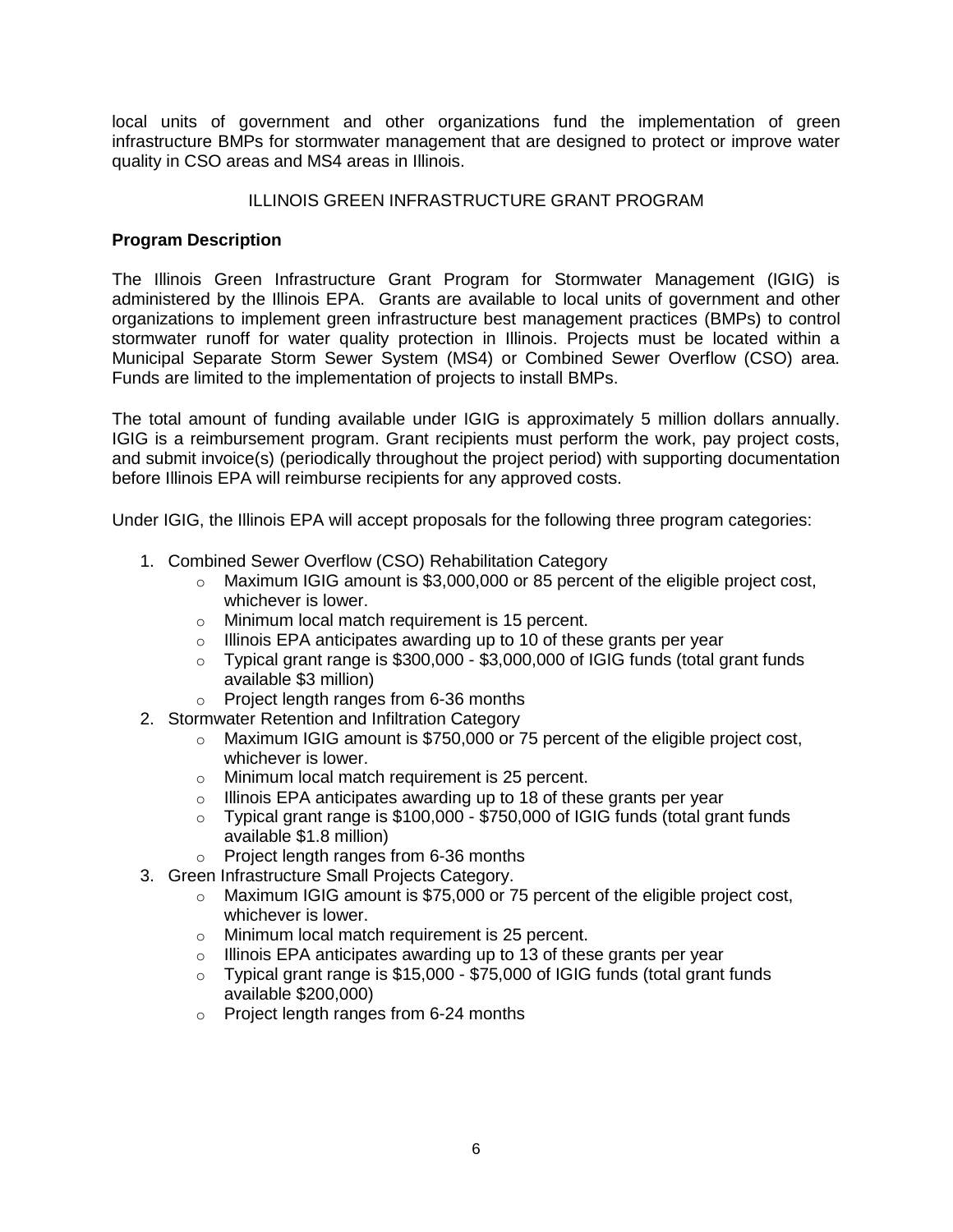local units of government and other organizations fund the implementation of green infrastructure BMPs for stormwater management that are designed to protect or improve water quality in CSO areas and MS4 areas in Illinois.

ILLINOIS GREEN INFRASTRUCTURE GRANT PROGRAM

**Program Description**

The Illinois Green Infrastructure Grant Program for Stormwater Management (IGIG) is administered by the Illinois EPA. Grants are available to local units of government and other organizations to implement green infrastructure best management practices (BMPs) to control stormwater runoff for water quality protection in Illinois. Projects must be located within a Municipal Separate Storm Sewer System (MS4) or Combined Sewer Overflow (CSO) area. Funds are limited to the implementation of projects to install BMPs.

The total amount of funding available under IGIG is approximately 5 million dollars annually. IGIG is a reimbursement program. Grant recipients must perform the work, pay project costs, and submit invoice(s) (periodically throughout the project period) with supporting documentation before Illinois EPA will reimburse recipients for any approved costs.

Under IGIG, the Illinois EPA will accept proposals for the following three program categories:

1. Combined Sewer Overflow (CSO) Rehabilitation Category
   - Maximum IGIG amount is $3,000,000 or 85 percent of the eligible project cost, whichever is lower.
   - Minimum local match requirement is 15 percent.
   - Illinois EPA anticipates awarding up to 10 of these grants per year
   - Typical grant range is $300,000 - $3,000,000 of IGIG funds (total grant funds available $3 million)
   - Project length ranges from 6-36 months
2. Stormwater Retention and Infiltration Category
   - Maximum IGIG amount is $750,000 or 75 percent of the eligible project cost, whichever is lower.
   - Minimum local match requirement is 25 percent.
   - Illinois EPA anticipates awarding up to 18 of these grants per year
   - Typical grant range is $100,000 - $750,000 of IGIG funds (total grant funds available $1.8 million)
   - Project length ranges from 6-36 months
3. Green Infrastructure Small Projects Category.
   - Maximum IGIG amount is $75,000 or 75 percent of the eligible project cost, whichever is lower.
   - Minimum local match requirement is 25 percent.
   - Illinois EPA anticipates awarding up to 13 of these grants per year
   - Typical grant range is $15,000 - $75,000 of IGIG funds (total grant funds available $200,000)
   - Project length ranges from 6-24 months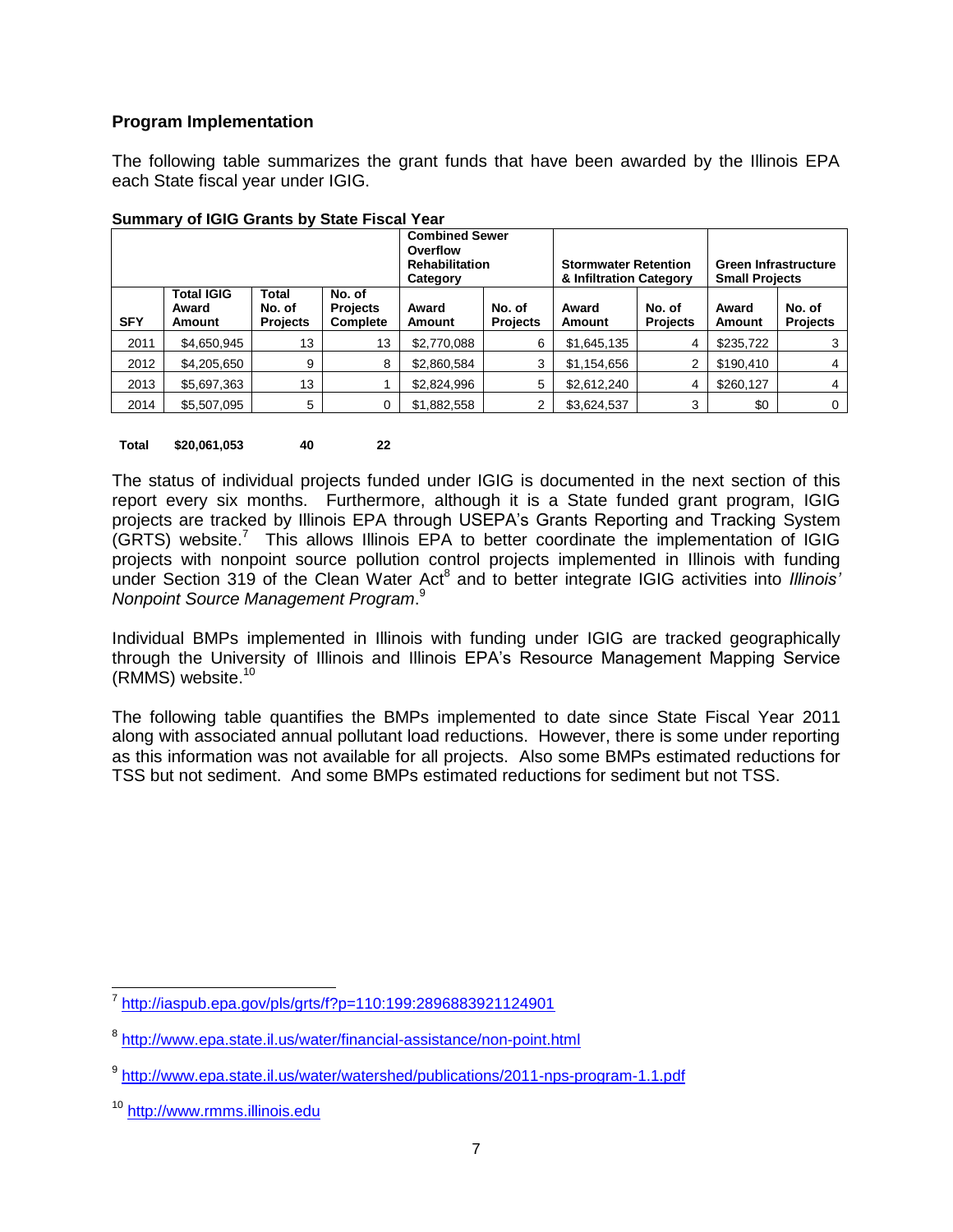## Program Implementation

The following table summarizes the grant funds that have been awarded by the Illinois EPA each State fiscal year under IGIG.

**Summary of IGIG Grants by State Fiscal Year**

| | | | | Combined Sewer Overflow Rehabilitation Category | | Stormwater Retention & Infiltration Category | | Green Infrastructure Small Projects | |
|---|---|---|---|---|---|---|---|---|---|
| **SFY** | **Total IGIG Award Amount** | **Total No. of Projects** | **No. of Projects Complete** | **Award Amount** | **No. of Projects** | **Award Amount** | **No. of Projects** | **Award Amount** | **No. of Projects** |
| 2011 | $4,650,945 | 13 | 13 | $2,770,088 | 6 | $1,645,135 | 4 | $235,722 | 3 |
| 2012 | $4,205,650 | 9 | 8 | $2,860,584 | 3 | $1,154,656 | 2 | $190,410 | 4 |
| 2013 | $5,697,363 | 13 | 1 | $2,824,996 | 5 | $2,612,240 | 4 | $260,127 | 4 |
| 2014 | $5,507,095 | 5 | 0 | $1,882,558 | 2 | $3,624,537 | 3 | $0 | 0 |
| **Total** | **$20,061,053** | **40** | **22** | | | | | | |

The status of individual projects funded under IGIG is documented in the next section of this report every six months. Furthermore, although it is a State funded grant program, IGIG projects are tracked by Illinois EPA through USEPA's Grants Reporting and Tracking System (GRTS) website.[7] This allows Illinois EPA to better coordinate the implementation of IGIG projects with nonpoint source pollution control projects implemented in Illinois with funding under Section 319 of the Clean Water Act[8] and to better integrate IGIG activities into *Illinois' Nonpoint Source Management Program*.[9]

Individual BMPs implemented in Illinois with funding under IGIG are tracked geographically through the University of Illinois and Illinois EPA's Resource Management Mapping Service (RMMS) website.[10]

The following table quantifies the BMPs implemented to date since State Fiscal Year 2011 along with associated annual pollutant load reductions. However, there is some under reporting as this information was not available for all projects. Also some BMPs estimated reductions for TSS but not sediment. And some BMPs estimated reductions for sediment but not TSS.

---

[7] http://iaspub.epa.gov/pls/grts/f?p=110:199:2896883921124901

[8] http://www.epa.state.il.us/water/financial-assistance/non-point.html

[9] http://www.epa.state.il.us/water/watershed/publications/2011-nps-program-1.1.pdf

[10] http://www.rmms.illinois.edu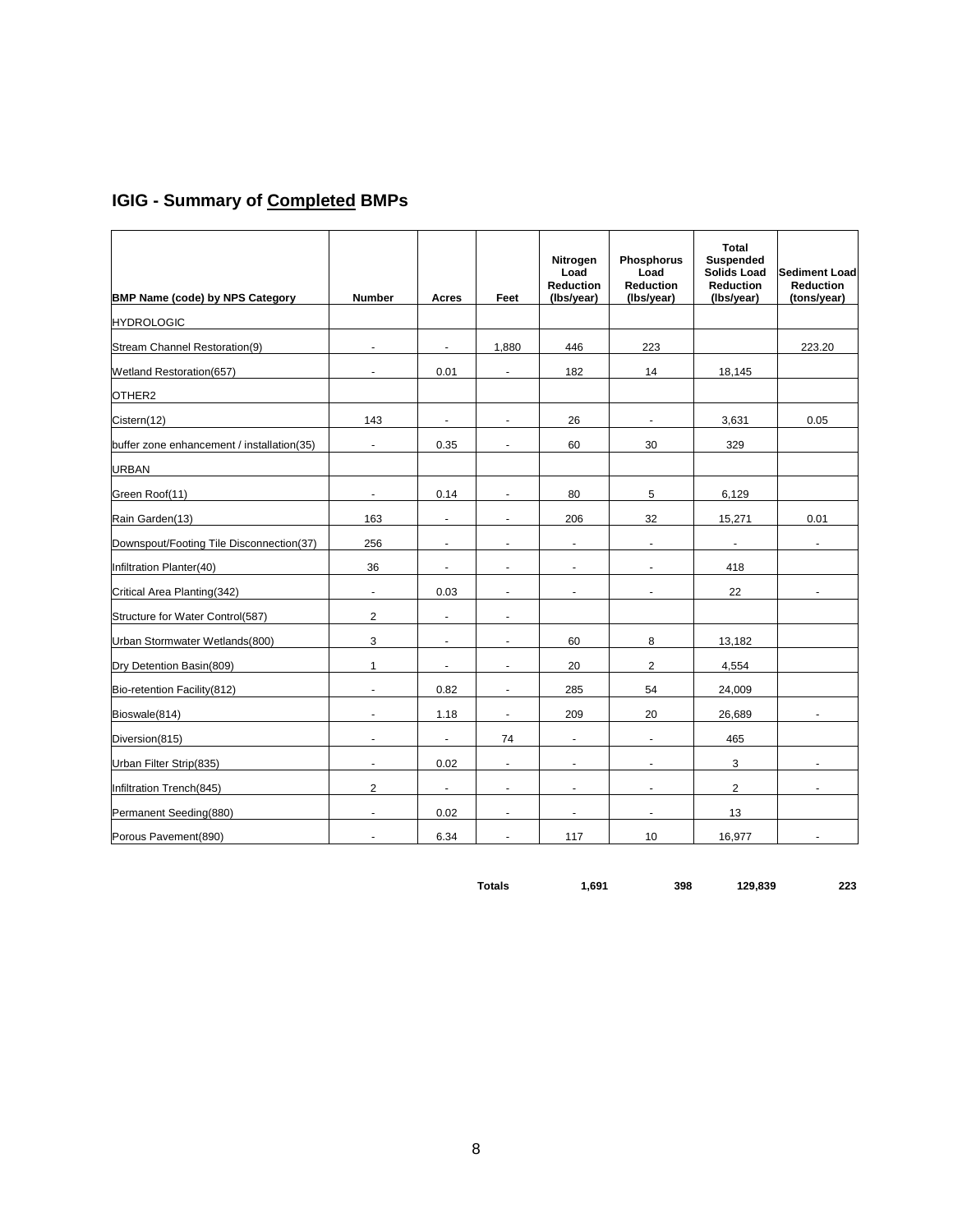## IGIG - Summary of **Completed** BMPs

| BMP Name (code) by NPS Category | Number | Acres | Feet | Nitrogen Load Reduction (lbs/year) | Phosphorus Load Reduction (lbs/year) | Total Suspended Solids Load Reduction (lbs/year) | Sediment Load Reduction (tons/year) |
|---|---|---|---|---|---|---|---|
| HYDROLOGIC | | | | | | | |
| Stream Channel Restoration(9) | - | - | 1,880 | 446 | 223 | | 223.20 |
| Wetland Restoration(657) | - | 0.01 | - | 182 | 14 | 18,145 | |
| OTHER2 | | | | | | | |
| Cistern(12) | 143 | - | - | 26 | - | 3,631 | 0.05 |
| buffer zone enhancement / installation(35) | - | 0.35 | - | 60 | 30 | 329 | |
| URBAN | | | | | | | |
| Green Roof(11) | - | 0.14 | - | 80 | 5 | 6,129 | |
| Rain Garden(13) | 163 | - | - | 206 | 32 | 15,271 | 0.01 |
| Downspout/Footing Tile Disconnection(37) | 256 | - | - | - | - | - | - |
| Infiltration Planter(40) | 36 | - | - | - | - | 418 | |
| Critical Area Planting(342) | - | 0.03 | - | - | - | 22 | - |
| Structure for Water Control(587) | 2 | - | - | | | | |
| Urban Stormwater Wetlands(800) | 3 | - | - | 60 | 8 | 13,182 | |
| Dry Detention Basin(809) | 1 | - | - | 20 | 2 | 4,554 | |
| Bio-retention Facility(812) | - | 0.82 | - | 285 | 54 | 24,009 | |
| Bioswale(814) | - | 1.18 | - | 209 | 20 | 26,689 | - |
| Diversion(815) | - | - | 74 | - | - | 465 | |
| Urban Filter Strip(835) | - | 0.02 | - | - | - | 3 | - |
| Infiltration Trench(845) | 2 | - | - | - | - | 2 | - |
| Permanent Seeding(880) | - | 0.02 | - | - | - | 13 | |
| Porous Pavement(890) | - | 6.34 | - | 117 | 10 | 16,977 | - |
| | | | **Totals** | **1,691** | **398** | **129,839** | **223** |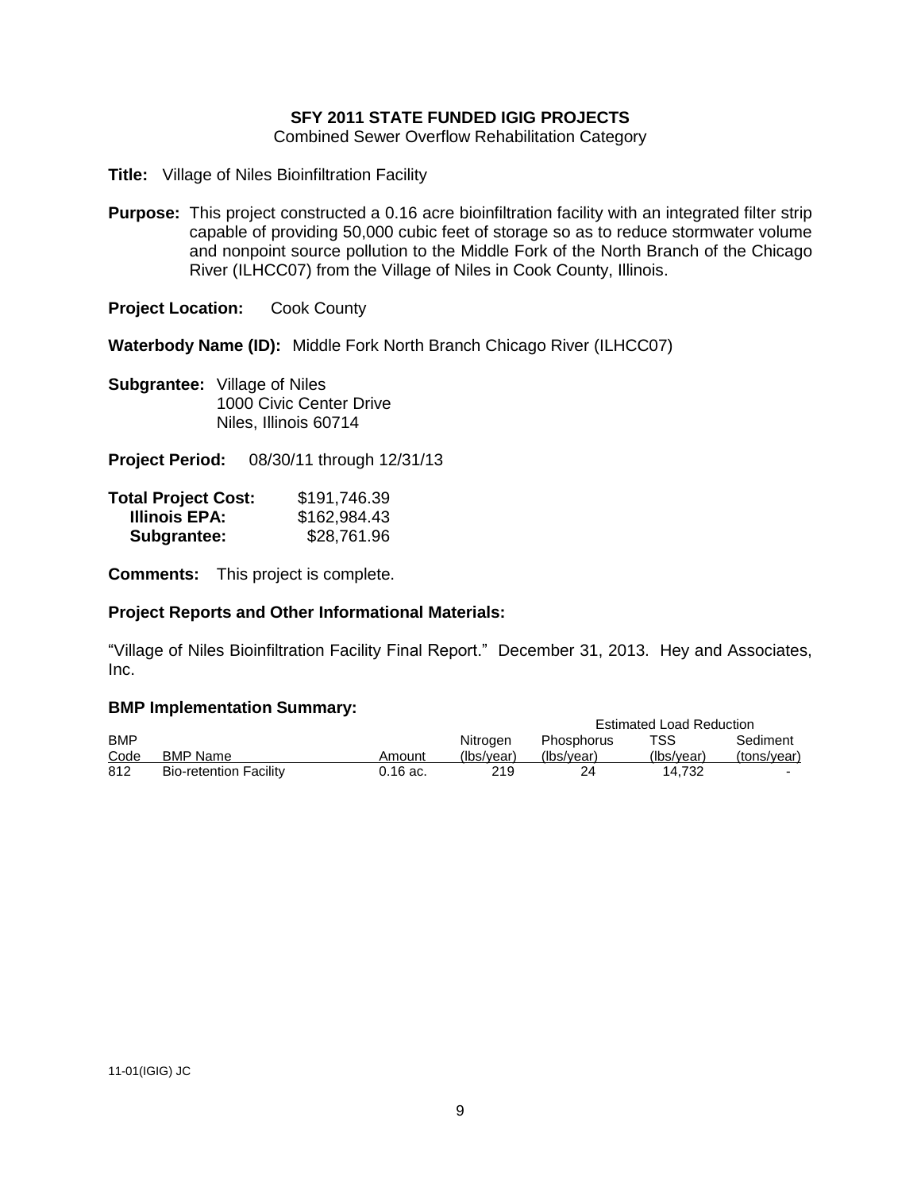**SFY 2011 STATE FUNDED IGIG PROJECTS**
Combined Sewer Overflow Rehabilitation Category

**Title:** Village of Niles Bioinfiltration Facility

**Purpose:** This project constructed a 0.16 acre bioinfiltration facility with an integrated filter strip capable of providing 50,000 cubic feet of storage so as to reduce stormwater volume and nonpoint source pollution to the Middle Fork of the North Branch of the Chicago River (ILHCC07) from the Village of Niles in Cook County, Illinois.

**Project Location:** Cook County

**Waterbody Name (ID):** Middle Fork North Branch Chicago River (ILHCC07)

**Subgrantee:** Village of Niles
1000 Civic Center Drive
Niles, Illinois 60714

**Project Period:** 08/30/11 through 12/31/13

| | |
|---|---|
| **Total Project Cost:** | $191,746.39 |
| **Illinois EPA:** | $162,984.43 |
| **Subgrantee:** | $28,761.96 |

**Comments:** This project is complete.

**Project Reports and Other Informational Materials:**

"Village of Niles Bioinfiltration Facility Final Report." December 31, 2013. Hey and Associates, Inc.

**BMP Implementation Summary:**

| | | | Estimated Load Reduction | | | |
|---|---|---|---|---|---|---|
| BMP Code | BMP Name | Amount | Nitrogen (lbs/year) | Phosphorus (lbs/year) | TSS (lbs/year) | Sediment (tons/year) |
| 812 | Bio-retention Facility | 0.16 ac. | 219 | 24 | 14,732 | - |

11-01(IGIG) JC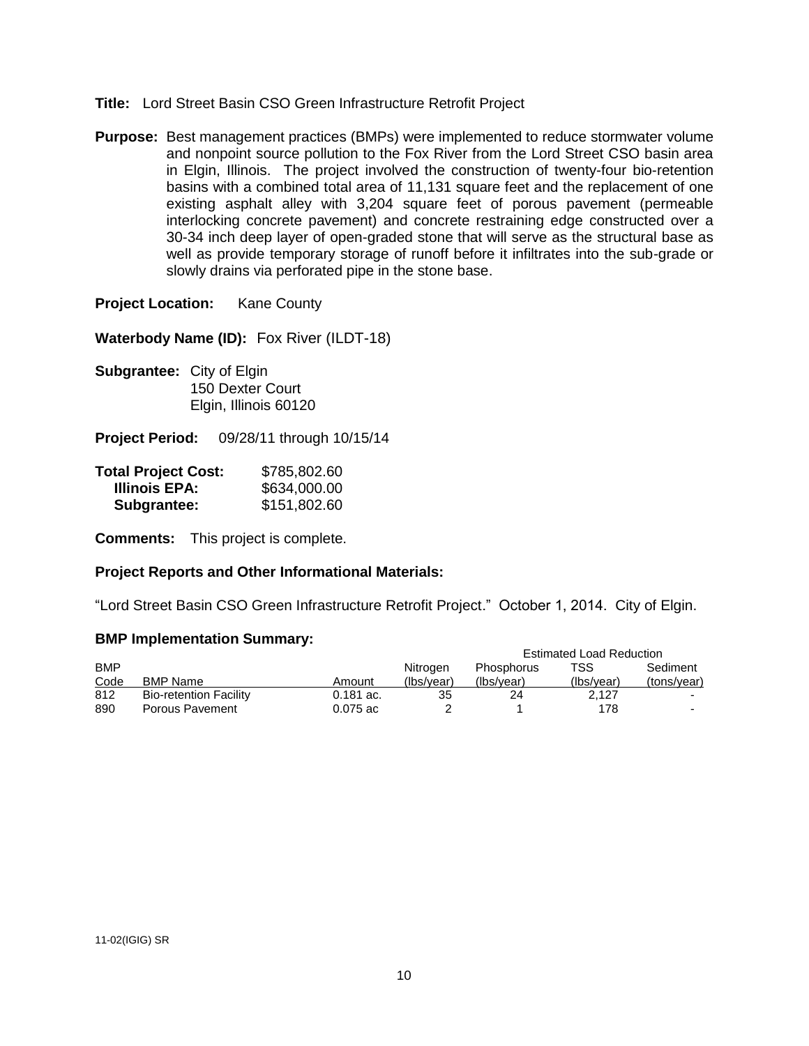**Title:** Lord Street Basin CSO Green Infrastructure Retrofit Project

**Purpose:** Best management practices (BMPs) were implemented to reduce stormwater volume and nonpoint source pollution to the Fox River from the Lord Street CSO basin area in Elgin, Illinois. The project involved the construction of twenty-four bio-retention basins with a combined total area of 11,131 square feet and the replacement of one existing asphalt alley with 3,204 square feet of porous pavement (permeable interlocking concrete pavement) and concrete restraining edge constructed over a 30-34 inch deep layer of open-graded stone that will serve as the structural base as well as provide temporary storage of runoff before it infiltrates into the sub-grade or slowly drains via perforated pipe in the stone base.

**Project Location:** Kane County

**Waterbody Name (ID):** Fox River (ILDT-18)

**Subgrantee:** City of Elgin
150 Dexter Court
Elgin, Illinois 60120

**Project Period:** 09/28/11 through 10/15/14

| | |
|---|---|
| **Total Project Cost:** | $785,802.60 |
| **Illinois EPA:** | $634,000.00 |
| **Subgrantee:** | $151,802.60 |

**Comments:** This project is complete.

### Project Reports and Other Informational Materials:

"Lord Street Basin CSO Green Infrastructure Retrofit Project." October 1, 2014. City of Elgin.

### BMP Implementation Summary:

| | | | Estimated Load Reduction | | | |
|---|---|---|---|---|---|---|
| BMP Code | BMP Name | Amount | Nitrogen (lbs/year) | Phosphorus (lbs/year) | TSS (lbs/year) | Sediment (tons/year) |
| 812 | Bio-retention Facility | 0.181 ac. | 35 | 24 | 2,127 | - |
| 890 | Porous Pavement | 0.075 ac | 2 | 1 | 178 | - |

11-02(IGIG) SR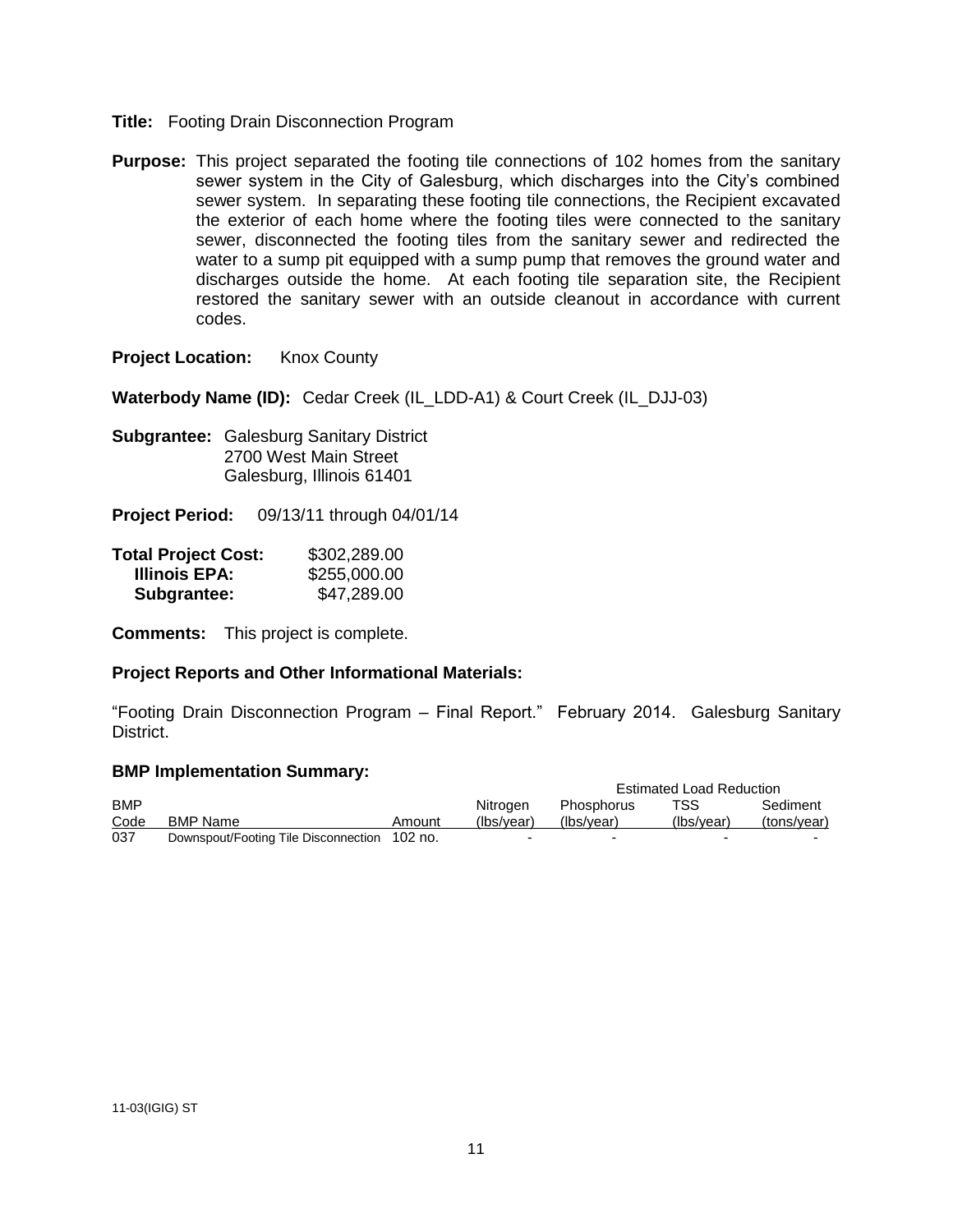**Title:** Footing Drain Disconnection Program

**Purpose:** This project separated the footing tile connections of 102 homes from the sanitary sewer system in the City of Galesburg, which discharges into the City's combined sewer system. In separating these footing tile connections, the Recipient excavated the exterior of each home where the footing tiles were connected to the sanitary sewer, disconnected the footing tiles from the sanitary sewer and redirected the water to a sump pit equipped with a sump pump that removes the ground water and discharges outside the home. At each footing tile separation site, the Recipient restored the sanitary sewer with an outside cleanout in accordance with current codes.

**Project Location:** Knox County

**Waterbody Name (ID):** Cedar Creek (IL_LDD-A1) & Court Creek (IL_DJJ-03)

**Subgrantee:** Galesburg Sanitary District
2700 West Main Street
Galesburg, Illinois 61401

**Project Period:** 09/13/11 through 04/01/14

| **Total Project Cost:** | $302,289.00 |
|---|---|
| **Illinois EPA:** | $255,000.00 |
| **Subgrantee:** | $47,289.00 |

**Comments:** This project is complete.

**Project Reports and Other Informational Materials:**

"Footing Drain Disconnection Program – Final Report." February 2014. Galesburg Sanitary District.

**BMP Implementation Summary:**

| | | | Estimated Load Reduction | | | |
|---|---|---|---|---|---|---|
| BMP Code | BMP Name | Amount | Nitrogen (lbs/year) | Phosphorus (lbs/year) | TSS (lbs/year) | Sediment (tons/year) |
| 037 | Downspout/Footing Tile Disconnection | 102 no. | - | - | - | - |

11-03(IGIG) ST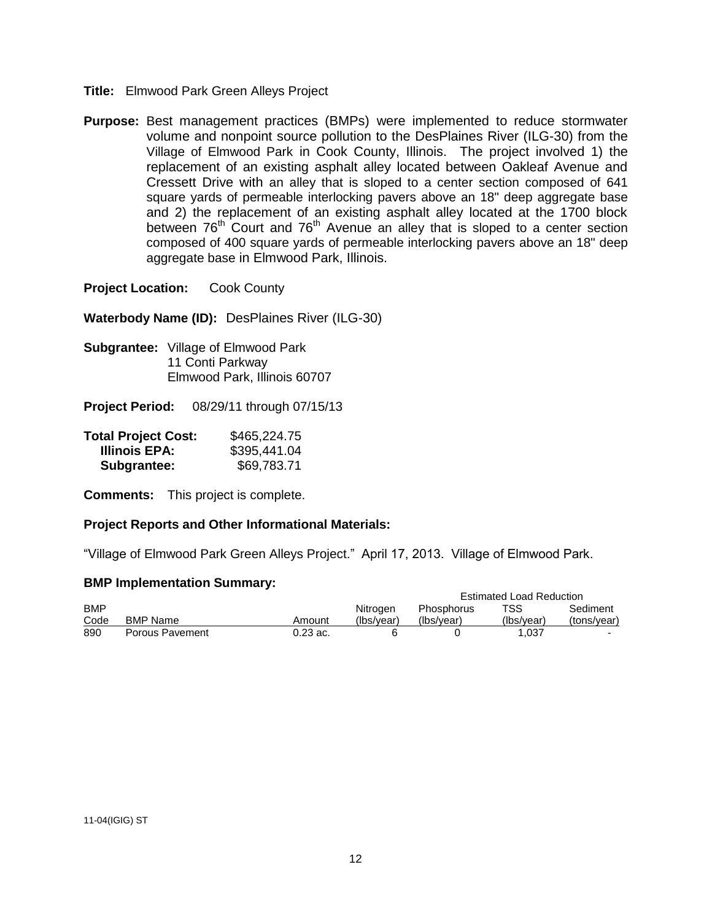**Title:** Elmwood Park Green Alleys Project

**Purpose:** Best management practices (BMPs) were implemented to reduce stormwater volume and nonpoint source pollution to the DesPlaines River (ILG-30) from the Village of Elmwood Park in Cook County, Illinois. The project involved 1) the replacement of an existing asphalt alley located between Oakleaf Avenue and Cressett Drive with an alley that is sloped to a center section composed of 641 square yards of permeable interlocking pavers above an 18" deep aggregate base and 2) the replacement of an existing asphalt alley located at the 1700 block between 76th Court and 76th Avenue an alley that is sloped to a center section composed of 400 square yards of permeable interlocking pavers above an 18" deep aggregate base in Elmwood Park, Illinois.

**Project Location:** Cook County

**Waterbody Name (ID):** DesPlaines River (ILG-30)

**Subgrantee:** Village of Elmwood Park
11 Conti Parkway
Elmwood Park, Illinois 60707

**Project Period:** 08/29/11 through 07/15/13

**Total Project Cost:** $465,224.75
**Illinois EPA:** $395,441.04
**Subgrantee:** $69,783.71

**Comments:** This project is complete.

**Project Reports and Other Informational Materials:**

"Village of Elmwood Park Green Alleys Project." April 17, 2013. Village of Elmwood Park.

**BMP Implementation Summary:**

| | | | Estimated Load Reduction | | | |
|---|---|---|---|---|---|---|
| BMP Code | BMP Name | Amount | Nitrogen (lbs/year) | Phosphorus (lbs/year) | TSS (lbs/year) | Sediment (tons/year) |
| 890 | Porous Pavement | 0.23 ac. | 6 | 0 | 1,037 | - |

11-04(IGIG) ST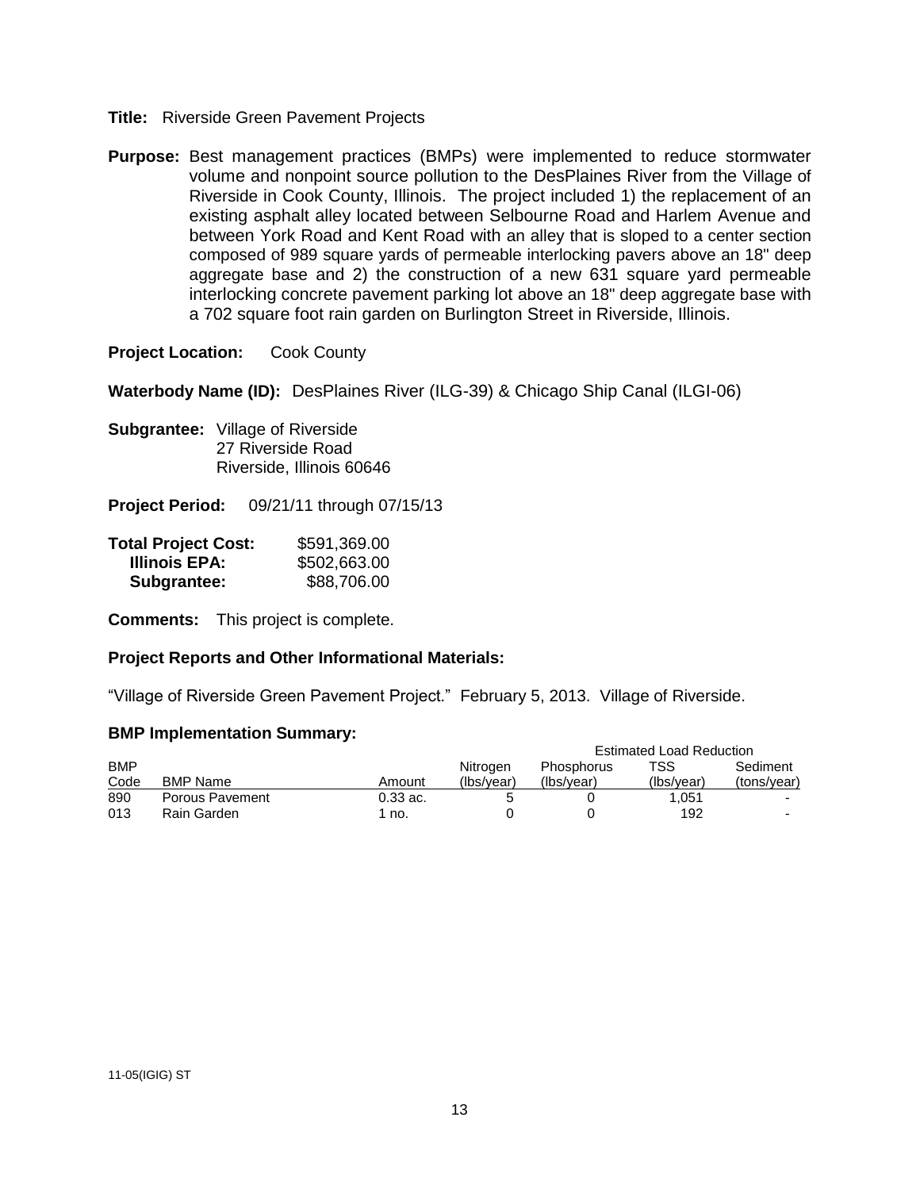**Title:** Riverside Green Pavement Projects

**Purpose:** Best management practices (BMPs) were implemented to reduce stormwater volume and nonpoint source pollution to the DesPlaines River from the Village of Riverside in Cook County, Illinois. The project included 1) the replacement of an existing asphalt alley located between Selbourne Road and Harlem Avenue and between York Road and Kent Road with an alley that is sloped to a center section composed of 989 square yards of permeable interlocking pavers above an 18" deep aggregate base and 2) the construction of a new 631 square yard permeable interlocking concrete pavement parking lot above an 18" deep aggregate base with a 702 square foot rain garden on Burlington Street in Riverside, Illinois.

**Project Location:** Cook County

**Waterbody Name (ID):** DesPlaines River (ILG-39) & Chicago Ship Canal (ILGI-06)

**Subgrantee:** Village of Riverside
27 Riverside Road
Riverside, Illinois 60646

**Project Period:** 09/21/11 through 07/15/13

| | |
|---|---|
| **Total Project Cost:** | $591,369.00 |
| **Illinois EPA:** | $502,663.00 |
| **Subgrantee:** | $88,706.00 |

**Comments:** This project is complete.

**Project Reports and Other Informational Materials:**

"Village of Riverside Green Pavement Project." February 5, 2013. Village of Riverside.

**BMP Implementation Summary:**

| | | | Estimated Load Reduction | | | |
|---|---|---|---|---|---|---|
| BMP Code | BMP Name | Amount | Nitrogen (lbs/year) | Phosphorus (lbs/year) | TSS (lbs/year) | Sediment (tons/year) |
| 890 | Porous Pavement | 0.33 ac. | 5 | 0 | 1,051 | - |
| 013 | Rain Garden | 1 no. | 0 | 0 | 192 | - |

11-05(IGIG) ST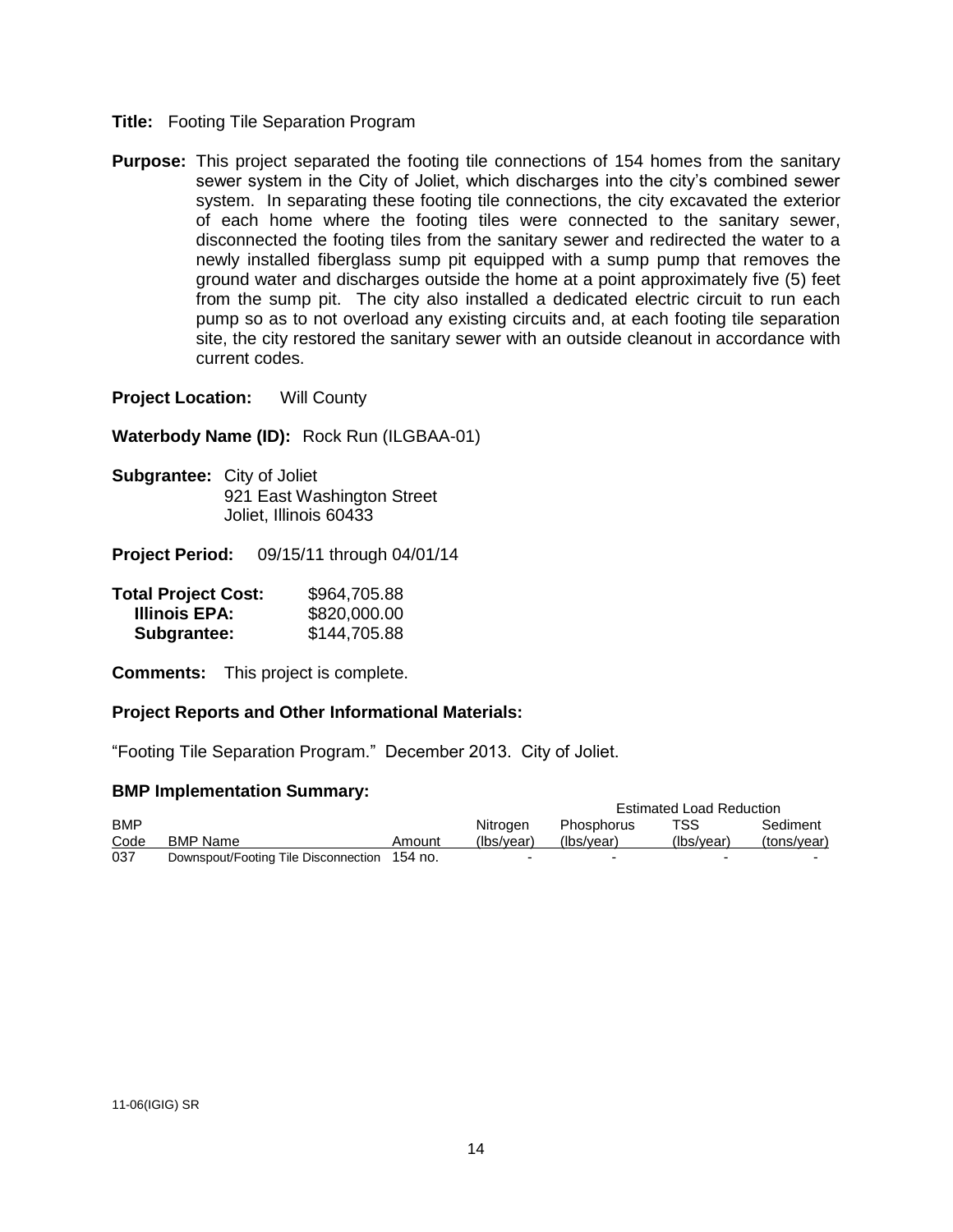**Title:** Footing Tile Separation Program

**Purpose:** This project separated the footing tile connections of 154 homes from the sanitary sewer system in the City of Joliet, which discharges into the city's combined sewer system. In separating these footing tile connections, the city excavated the exterior of each home where the footing tiles were connected to the sanitary sewer, disconnected the footing tiles from the sanitary sewer and redirected the water to a newly installed fiberglass sump pit equipped with a sump pump that removes the ground water and discharges outside the home at a point approximately five (5) feet from the sump pit. The city also installed a dedicated electric circuit to run each pump so as to not overload any existing circuits and, at each footing tile separation site, the city restored the sanitary sewer with an outside cleanout in accordance with current codes.

**Project Location:** Will County

**Waterbody Name (ID):** Rock Run (ILGBAA-01)

**Subgrantee:** City of Joliet
921 East Washington Street
Joliet, Illinois 60433

**Project Period:** 09/15/11 through 04/01/14

| **Total Project Cost:** | $964,705.88 |
|---|---|
| **Illinois EPA:** | $820,000.00 |
| **Subgrantee:** | $144,705.88 |

**Comments:** This project is complete.

**Project Reports and Other Informational Materials:**

"Footing Tile Separation Program." December 2013. City of Joliet.

**BMP Implementation Summary:**

| | | | Estimated Load Reduction | | | |
|---|---|---|---|---|---|---|
| BMP Code | BMP Name | Amount | Nitrogen (lbs/year) | Phosphorus (lbs/year) | TSS (lbs/year) | Sediment (tons/year) |
| 037 | Downspout/Footing Tile Disconnection | 154 no. | - | - | - | - |

11-06(IGIG) SR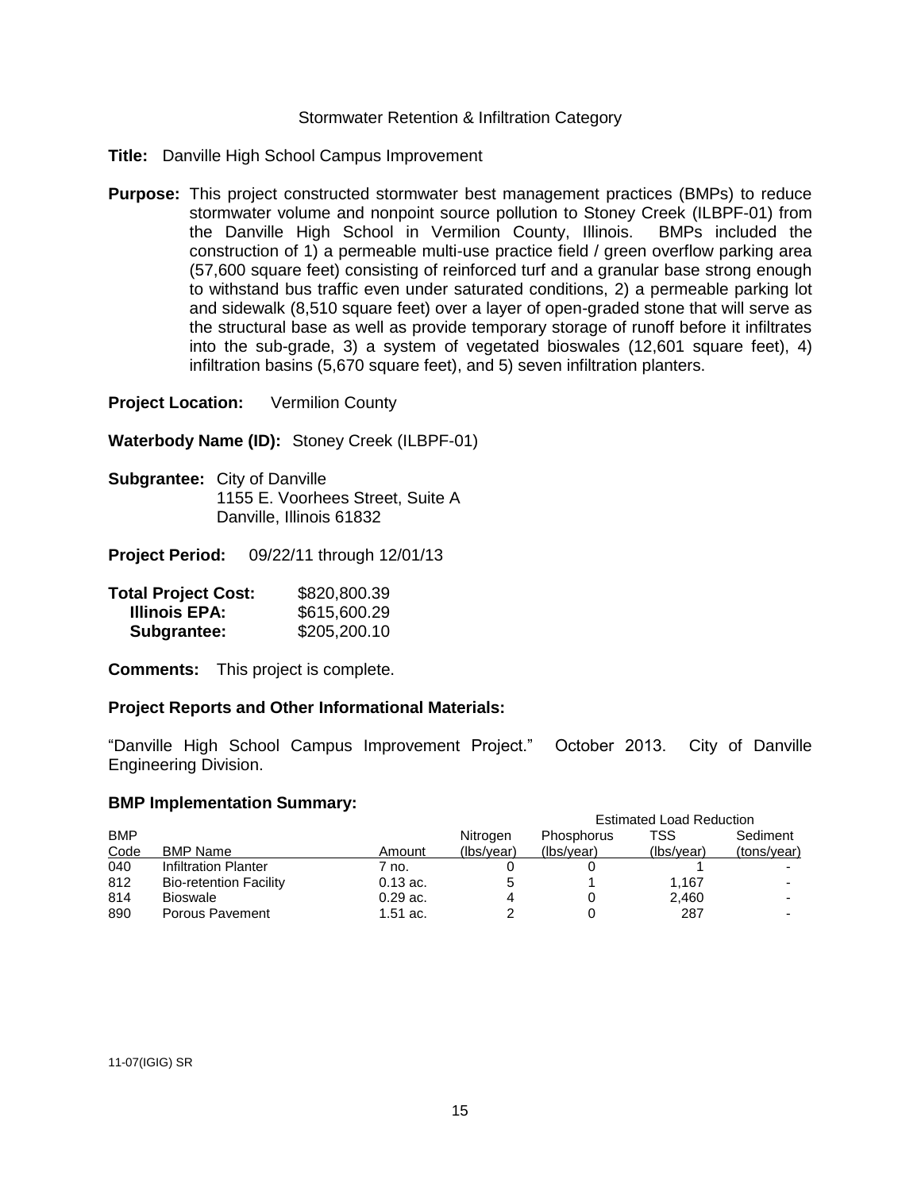Stormwater Retention & Infiltration Category

**Title:** Danville High School Campus Improvement

**Purpose:** This project constructed stormwater best management practices (BMPs) to reduce stormwater volume and nonpoint source pollution to Stoney Creek (ILBPF-01) from the Danville High School in Vermilion County, Illinois. BMPs included the construction of 1) a permeable multi-use practice field / green overflow parking area (57,600 square feet) consisting of reinforced turf and a granular base strong enough to withstand bus traffic even under saturated conditions, 2) a permeable parking lot and sidewalk (8,510 square feet) over a layer of open-graded stone that will serve as the structural base as well as provide temporary storage of runoff before it infiltrates into the sub-grade, 3) a system of vegetated bioswales (12,601 square feet), 4) infiltration basins (5,670 square feet), and 5) seven infiltration planters.

**Project Location:** Vermilion County

**Waterbody Name (ID):** Stoney Creek (ILBPF-01)

**Subgrantee:** City of Danville
1155 E. Voorhees Street, Suite A
Danville, Illinois 61832

**Project Period:** 09/22/11 through 12/01/13

**Total Project Cost:** $820,800.39
**Illinois EPA:** $615,600.29
**Subgrantee:** $205,200.10

**Comments:** This project is complete.

**Project Reports and Other Informational Materials:**

"Danville High School Campus Improvement Project." October 2013. City of Danville Engineering Division.

**BMP Implementation Summary:**

| | | | Estimated Load Reduction | | | |
|---|---|---|---|---|---|---|
| BMP Code | BMP Name | Amount | Nitrogen (lbs/year) | Phosphorus (lbs/year) | TSS (lbs/year) | Sediment (tons/year) |
| 040 | Infiltration Planter | 7 no. | 0 | 0 | 1 | - |
| 812 | Bio-retention Facility | 0.13 ac. | 5 | 1 | 1,167 | - |
| 814 | Bioswale | 0.29 ac. | 4 | 0 | 2,460 | - |
| 890 | Porous Pavement | 1.51 ac. | 2 | 0 | 287 | - |

11-07(IGIG) SR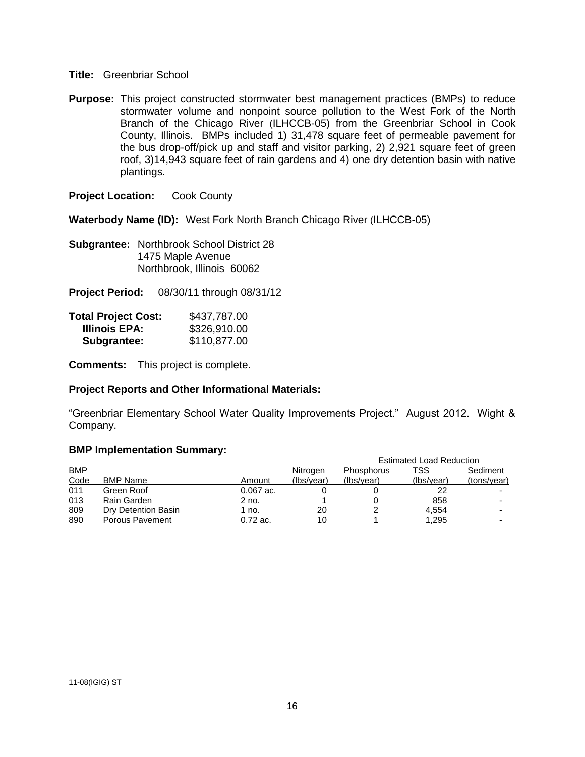**Title:** Greenbriar School

**Purpose:** This project constructed stormwater best management practices (BMPs) to reduce stormwater volume and nonpoint source pollution to the West Fork of the North Branch of the Chicago River (ILHCCB-05) from the Greenbriar School in Cook County, Illinois. BMPs included 1) 31,478 square feet of permeable pavement for the bus drop-off/pick up and staff and visitor parking, 2) 2,921 square feet of green roof, 3)14,943 square feet of rain gardens and 4) one dry detention basin with native plantings.

**Project Location:** Cook County

**Waterbody Name (ID):** West Fork North Branch Chicago River (ILHCCB-05)

**Subgrantee:** Northbrook School District 28
1475 Maple Avenue
Northbrook, Illinois 60062

**Project Period:** 08/30/11 through 08/31/12

| | |
|---|---|
| **Total Project Cost:** | $437,787.00 |
| **Illinois EPA:** | $326,910.00 |
| **Subgrantee:** | $110,877.00 |

**Comments:** This project is complete.

**Project Reports and Other Informational Materials:**

"Greenbriar Elementary School Water Quality Improvements Project." August 2012. Wight & Company.

**BMP Implementation Summary:**

| | | | Estimated Load Reduction | | | |
|---|---|---|---|---|---|---|
| BMP Code | BMP Name | Amount | Nitrogen (lbs/year) | Phosphorus (lbs/year) | TSS (lbs/year) | Sediment (tons/year) |
| 011 | Green Roof | 0.067 ac. | 0 | 0 | 22 | - |
| 013 | Rain Garden | 2 no. | 1 | 0 | 858 | - |
| 809 | Dry Detention Basin | 1 no. | 20 | 2 | 4,554 | - |
| 890 | Porous Pavement | 0.72 ac. | 10 | 1 | 1,295 | - |

11-08(IGIG) ST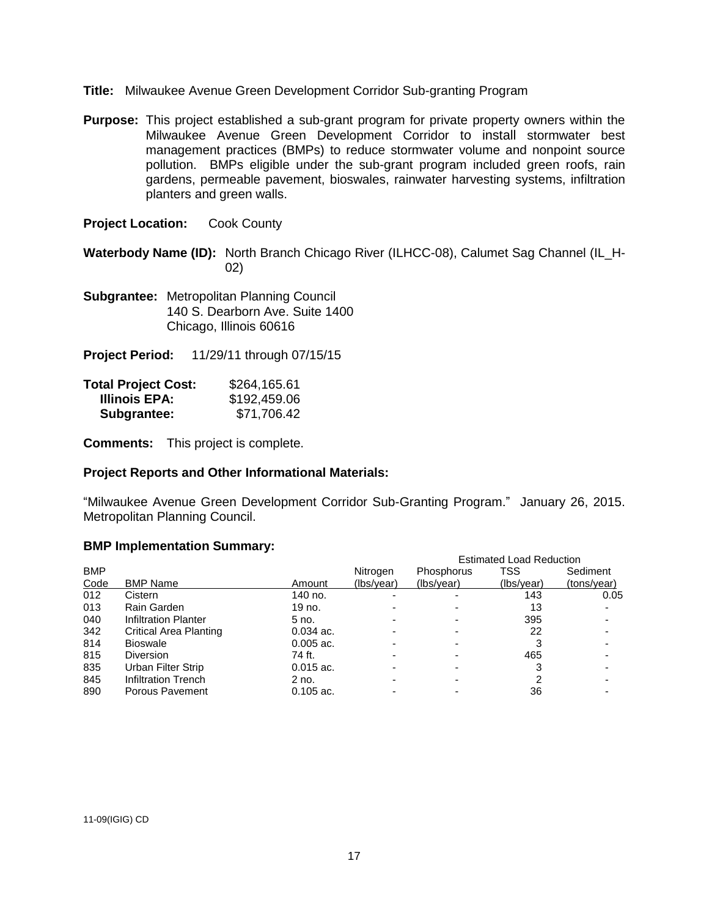**Title:** Milwaukee Avenue Green Development Corridor Sub-granting Program

**Purpose:** This project established a sub-grant program for private property owners within the Milwaukee Avenue Green Development Corridor to install stormwater best management practices (BMPs) to reduce stormwater volume and nonpoint source pollution. BMPs eligible under the sub-grant program included green roofs, rain gardens, permeable pavement, bioswales, rainwater harvesting systems, infiltration planters and green walls.

**Project Location:** Cook County

**Waterbody Name (ID):** North Branch Chicago River (ILHCC-08), Calumet Sag Channel (IL_H-02)

**Subgrantee:** Metropolitan Planning Council
140 S. Dearborn Ave. Suite 1400
Chicago, Illinois 60616

**Project Period:** 11/29/11 through 07/15/15

| | |
|---|---|
| **Total Project Cost:** | $264,165.61 |
| **Illinois EPA:** | $192,459.06 |
| **Subgrantee:** | $71,706.42 |

**Comments:** This project is complete.

**Project Reports and Other Informational Materials:**

"Milwaukee Avenue Green Development Corridor Sub-Granting Program." January 26, 2015. Metropolitan Planning Council.

**BMP Implementation Summary:**

| | | | Estimated Load Reduction | | | |
|---|---|---|---|---|---|---|
| BMP Code | BMP Name | Amount | Nitrogen (lbs/year) | Phosphorus (lbs/year) | TSS (lbs/year) | Sediment (tons/year) |
| 012 | Cistern | 140 no. | - | - | 143 | 0.05 |
| 013 | Rain Garden | 19 no. | - | - | 13 | - |
| 040 | Infiltration Planter | 5 no. | - | - | 395 | - |
| 342 | Critical Area Planting | 0.034 ac. | - | - | 22 | - |
| 814 | Bioswale | 0.005 ac. | - | - | 3 | - |
| 815 | Diversion | 74 ft. | - | - | 465 | - |
| 835 | Urban Filter Strip | 0.015 ac. | - | - | 3 | - |
| 845 | Infiltration Trench | 2 no. | - | - | 2 | - |
| 890 | Porous Pavement | 0.105 ac. | - | - | 36 | - |

11-09(IGIG) CD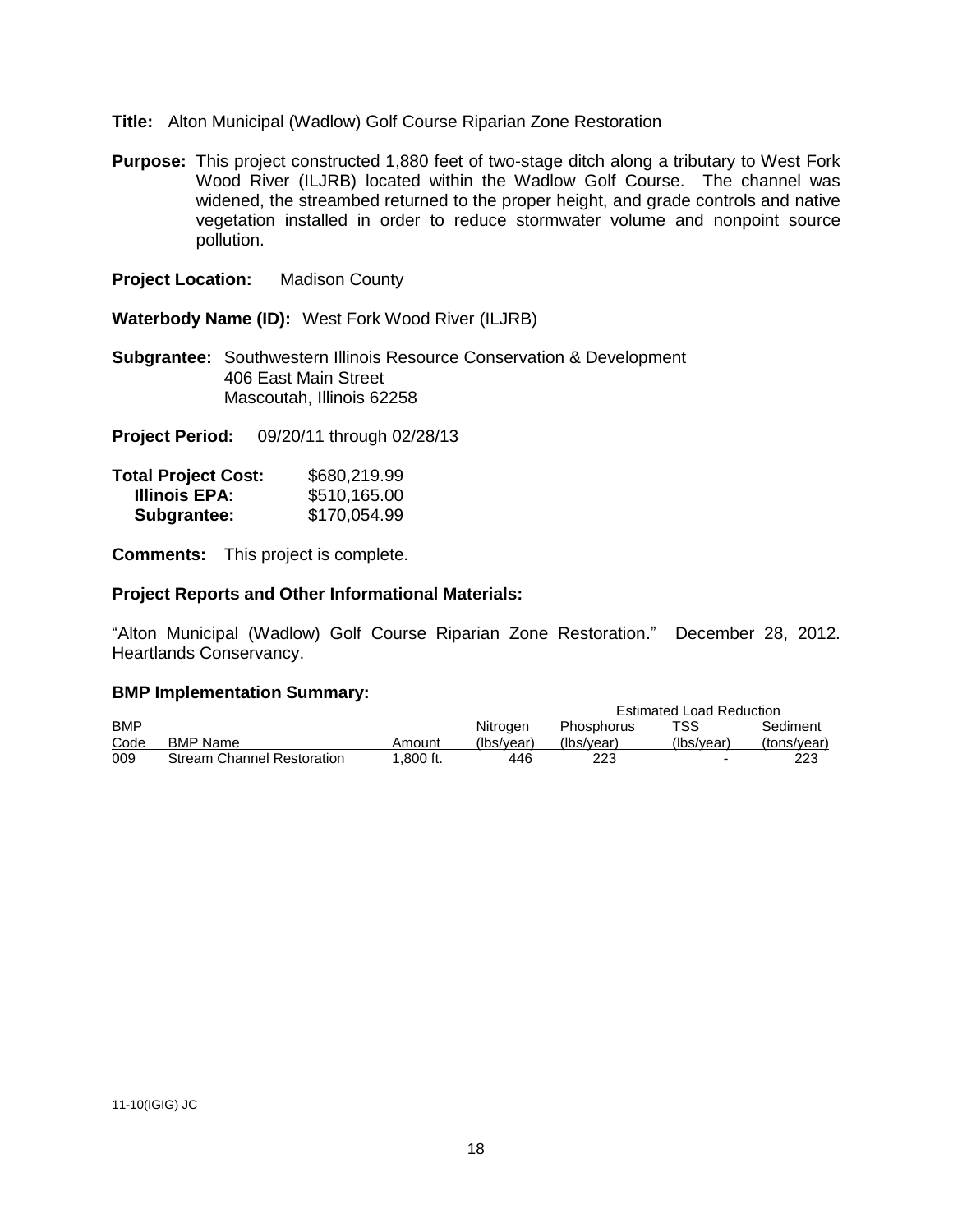**Title:** Alton Municipal (Wadlow) Golf Course Riparian Zone Restoration

**Purpose:** This project constructed 1,880 feet of two-stage ditch along a tributary to West Fork Wood River (ILJRB) located within the Wadlow Golf Course. The channel was widened, the streambed returned to the proper height, and grade controls and native vegetation installed in order to reduce stormwater volume and nonpoint source pollution.

**Project Location:** Madison County

**Waterbody Name (ID):** West Fork Wood River (ILJRB)

**Subgrantee:** Southwestern Illinois Resource Conservation & Development
406 East Main Street
Mascoutah, Illinois 62258

**Project Period:** 09/20/11 through 02/28/13

| **Total Project Cost:** | $680,219.99 |
|---|---|
| **Illinois EPA:** | $510,165.00 |
| **Subgrantee:** | $170,054.99 |

**Comments:** This project is complete.

**Project Reports and Other Informational Materials:**

"Alton Municipal (Wadlow) Golf Course Riparian Zone Restoration." December 28, 2012. Heartlands Conservancy.

**BMP Implementation Summary:**

| | | | Estimated Load Reduction | | | |
|---|---|---|---|---|---|---|
| BMP Code | BMP Name | Amount | Nitrogen (lbs/year) | Phosphorus (lbs/year) | TSS (lbs/year) | Sediment (tons/year) |
| 009 | Stream Channel Restoration | 1,800 ft. | 446 | 223 | - | 223 |

11-10(IGIG) JC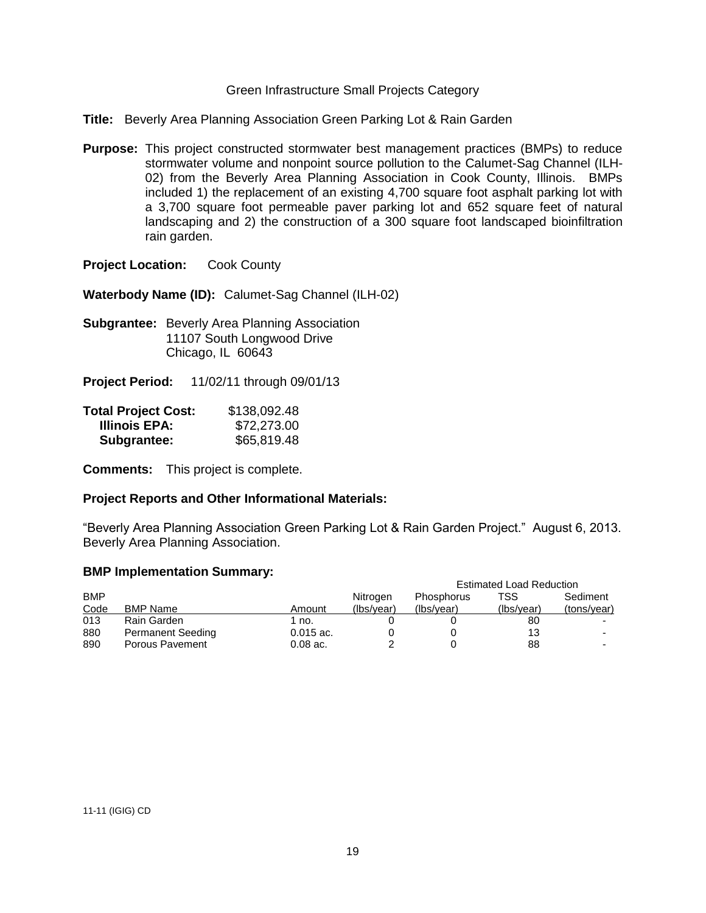Green Infrastructure Small Projects Category

**Title:** Beverly Area Planning Association Green Parking Lot & Rain Garden

**Purpose:** This project constructed stormwater best management practices (BMPs) to reduce stormwater volume and nonpoint source pollution to the Calumet-Sag Channel (ILH-02) from the Beverly Area Planning Association in Cook County, Illinois. BMPs included 1) the replacement of an existing 4,700 square foot asphalt parking lot with a 3,700 square foot permeable paver parking lot and 652 square feet of natural landscaping and 2) the construction of a 300 square foot landscaped bioinfiltration rain garden.

**Project Location:** Cook County

**Waterbody Name (ID):** Calumet-Sag Channel (ILH-02)

**Subgrantee:** Beverly Area Planning Association
11107 South Longwood Drive
Chicago, IL 60643

**Project Period:** 11/02/11 through 09/01/13

| **Total Project Cost:** | $138,092.48 |
|---|---|
| **Illinois EPA:** | $72,273.00 |
| **Subgrantee:** | $65,819.48 |

**Comments:** This project is complete.

**Project Reports and Other Informational Materials:**

"Beverly Area Planning Association Green Parking Lot & Rain Garden Project." August 6, 2013. Beverly Area Planning Association.

**BMP Implementation Summary:**

| | | | Estimated Load Reduction | | | |
|---|---|---|---|---|---|---|
| BMP Code | BMP Name | Amount | Nitrogen (lbs/year) | Phosphorus (lbs/year) | TSS (lbs/year) | Sediment (tons/year) |
| 013 | Rain Garden | 1 no. | 0 | 0 | 80 | - |
| 880 | Permanent Seeding | 0.015 ac. | 0 | 0 | 13 | - |
| 890 | Porous Pavement | 0.08 ac. | 2 | 0 | 88 | - |

11-11 (IGIG) CD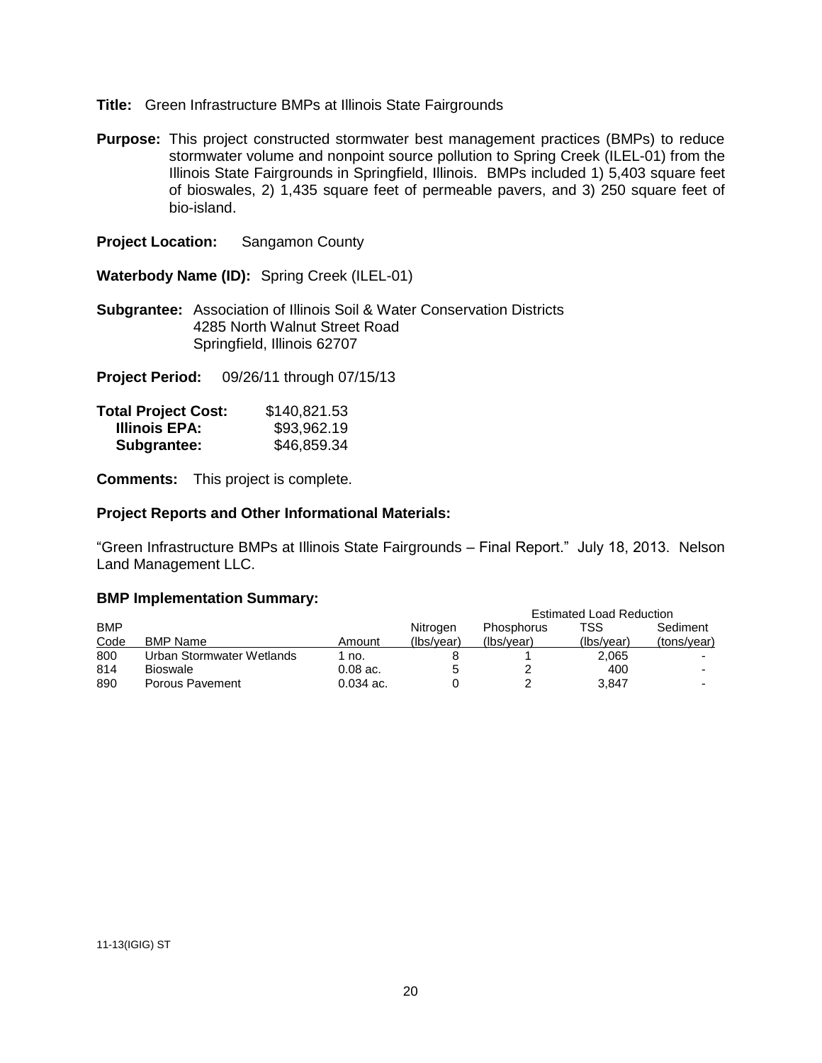**Title:** Green Infrastructure BMPs at Illinois State Fairgrounds

**Purpose:** This project constructed stormwater best management practices (BMPs) to reduce stormwater volume and nonpoint source pollution to Spring Creek (ILEL-01) from the Illinois State Fairgrounds in Springfield, Illinois. BMPs included 1) 5,403 square feet of bioswales, 2) 1,435 square feet of permeable pavers, and 3) 250 square feet of bio-island.

**Project Location:** Sangamon County

**Waterbody Name (ID):** Spring Creek (ILEL-01)

**Subgrantee:** Association of Illinois Soil & Water Conservation Districts
4285 North Walnut Street Road
Springfield, Illinois 62707

**Project Period:** 09/26/11 through 07/15/13

| | |
|---|---|
| **Total Project Cost:** | $140,821.53 |
| **Illinois EPA:** | $93,962.19 |
| **Subgrantee:** | $46,859.34 |

**Comments:** This project is complete.

### Project Reports and Other Informational Materials:

"Green Infrastructure BMPs at Illinois State Fairgrounds – Final Report." July 18, 2013. Nelson Land Management LLC.

### BMP Implementation Summary:

| | | | Estimated Load Reduction | | | |
|---|---|---|---|---|---|---|
| BMP Code | BMP Name | Amount | Nitrogen (lbs/year) | Phosphorus (lbs/year) | TSS (lbs/year) | Sediment (tons/year) |
| 800 | Urban Stormwater Wetlands | 1 no. | 8 | 1 | 2,065 | - |
| 814 | Bioswale | 0.08 ac. | 5 | 2 | 400 | - |
| 890 | Porous Pavement | 0.034 ac. | 0 | 2 | 3,847 | - |

11-13(IGIG) ST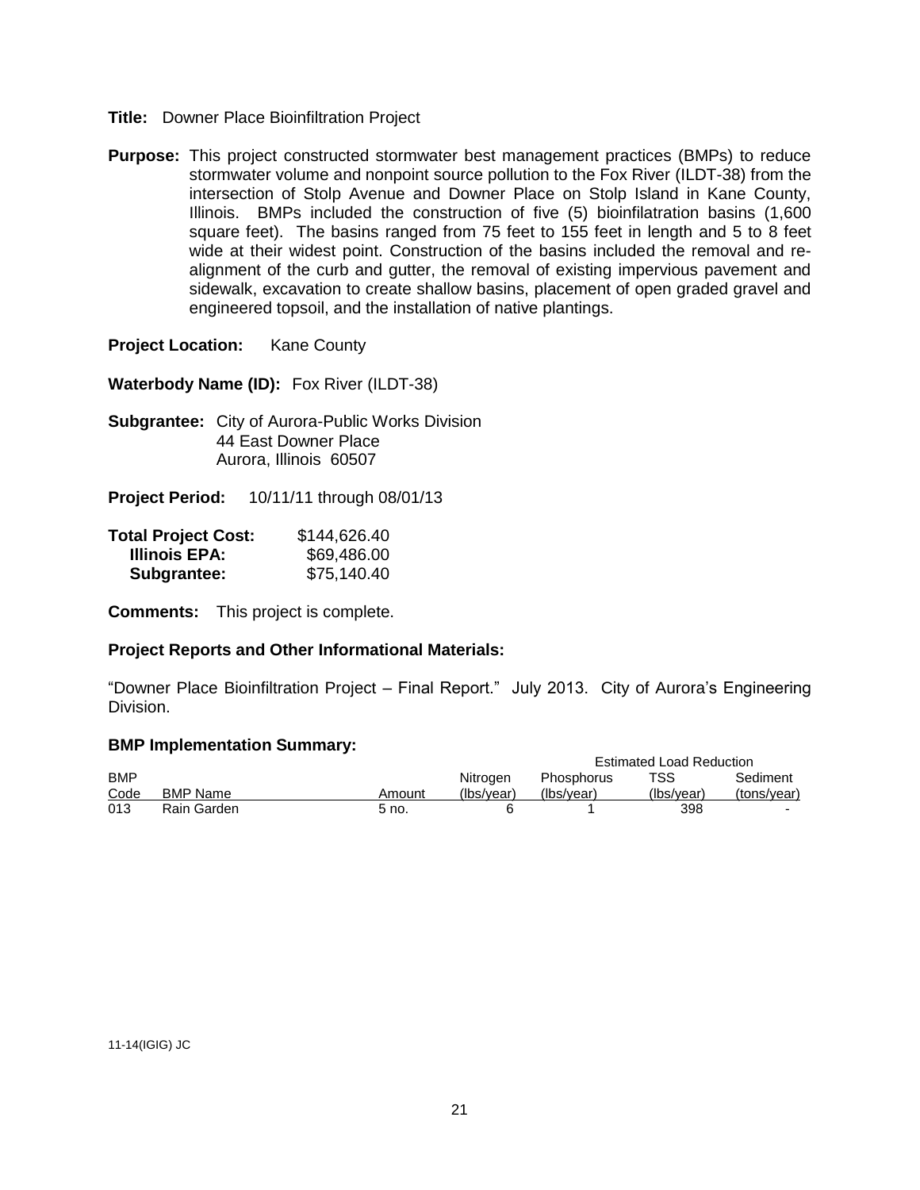**Title:** Downer Place Bioinfiltration Project

**Purpose:** This project constructed stormwater best management practices (BMPs) to reduce stormwater volume and nonpoint source pollution to the Fox River (ILDT-38) from the intersection of Stolp Avenue and Downer Place on Stolp Island in Kane County, Illinois. BMPs included the construction of five (5) bioinfilatration basins (1,600 square feet). The basins ranged from 75 feet to 155 feet in length and 5 to 8 feet wide at their widest point. Construction of the basins included the removal and re-alignment of the curb and gutter, the removal of existing impervious pavement and sidewalk, excavation to create shallow basins, placement of open graded gravel and engineered topsoil, and the installation of native plantings.

**Project Location:** Kane County

**Waterbody Name (ID):** Fox River (ILDT-38)

**Subgrantee:** City of Aurora-Public Works Division
44 East Downer Place
Aurora, Illinois 60507

**Project Period:** 10/11/11 through 08/01/13

| | |
|---|---|
| **Total Project Cost:** | $144,626.40 |
| **Illinois EPA:** | $69,486.00 |
| **Subgrantee:** | $75,140.40 |

**Comments:** This project is complete.

**Project Reports and Other Informational Materials:**

"Downer Place Bioinfiltration Project – Final Report." July 2013. City of Aurora's Engineering Division.

**BMP Implementation Summary:**

| | | | Estimated Load Reduction | | | |
|---|---|---|---|---|---|---|
| BMP Code | BMP Name | Amount | Nitrogen (lbs/year) | Phosphorus (lbs/year) | TSS (lbs/year) | Sediment (tons/year) |
| 013 | Rain Garden | 5 no. | 6 | 1 | 398 | - |

11-14(IGIG) JC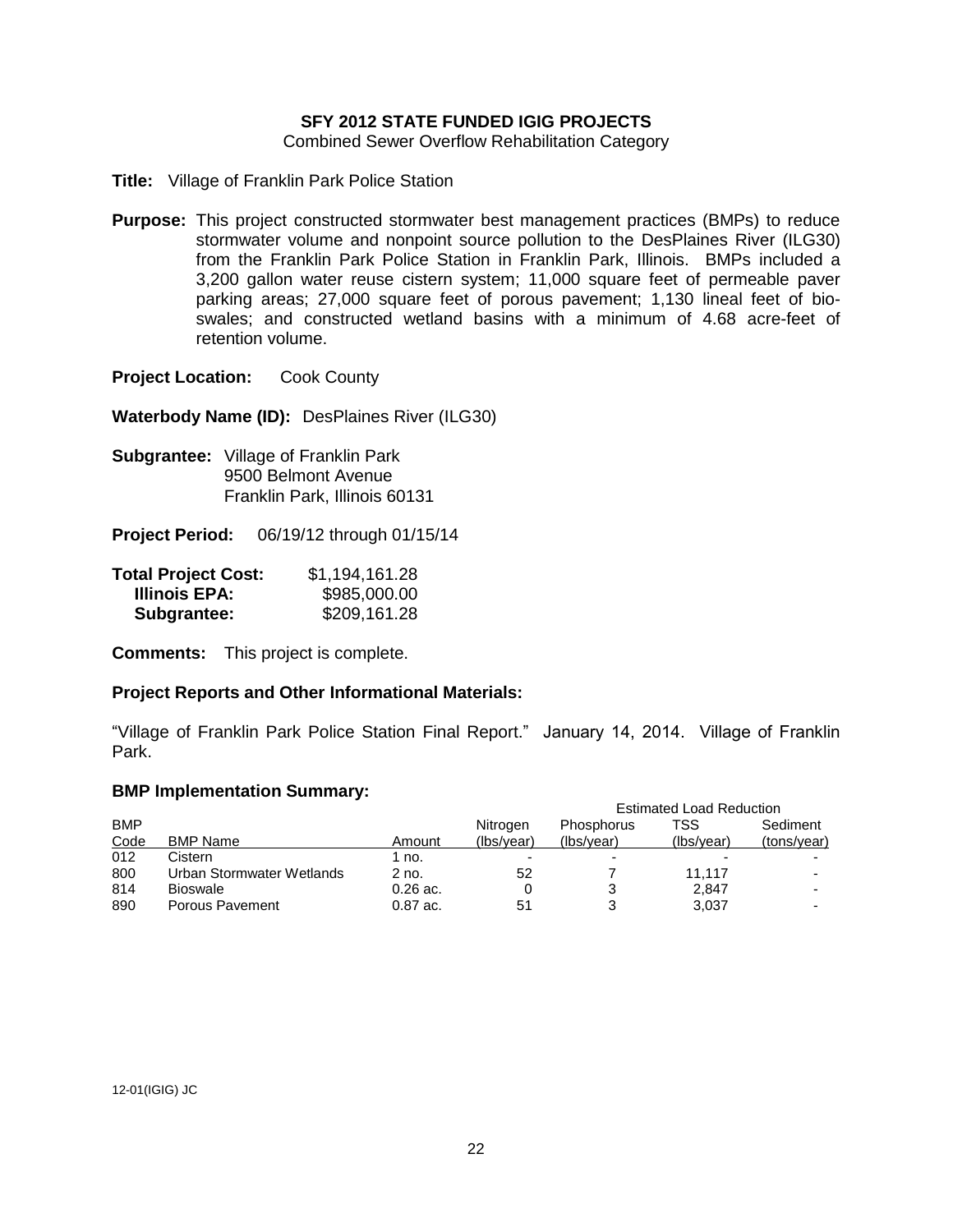**SFY 2012 STATE FUNDED IGIG PROJECTS**

Combined Sewer Overflow Rehabilitation Category

**Title:** Village of Franklin Park Police Station

**Purpose:** This project constructed stormwater best management practices (BMPs) to reduce stormwater volume and nonpoint source pollution to the DesPlaines River (ILG30) from the Franklin Park Police Station in Franklin Park, Illinois. BMPs included a 3,200 gallon water reuse cistern system; 11,000 square feet of permeable paver parking areas; 27,000 square feet of porous pavement; 1,130 lineal feet of bio-swales; and constructed wetland basins with a minimum of 4.68 acre-feet of retention volume.

**Project Location:** Cook County

**Waterbody Name (ID):** DesPlaines River (ILG30)

**Subgrantee:** Village of Franklin Park
9500 Belmont Avenue
Franklin Park, Illinois 60131

**Project Period:** 06/19/12 through 01/15/14

| **Total Project Cost:** | $1,194,161.28 |
|---|---|
| **Illinois EPA:** | $985,000.00 |
| **Subgrantee:** | $209,161.28 |

**Comments:** This project is complete.

**Project Reports and Other Informational Materials:**

"Village of Franklin Park Police Station Final Report." January 14, 2014. Village of Franklin Park.

**BMP Implementation Summary:**

| | | | Estimated Load Reduction | | | |
|---|---|---|---|---|---|---|
| BMP Code | BMP Name | Amount | Nitrogen (lbs/year) | Phosphorus (lbs/year) | TSS (lbs/year) | Sediment (tons/year) |
| 012 | Cistern | 1 no. | - | - | - | - |
| 800 | Urban Stormwater Wetlands | 2 no. | 52 | 7 | 11,117 | - |
| 814 | Bioswale | 0.26 ac. | 0 | 3 | 2,847 | - |
| 890 | Porous Pavement | 0.87 ac. | 51 | 3 | 3,037 | - |

12-01(IGIG) JC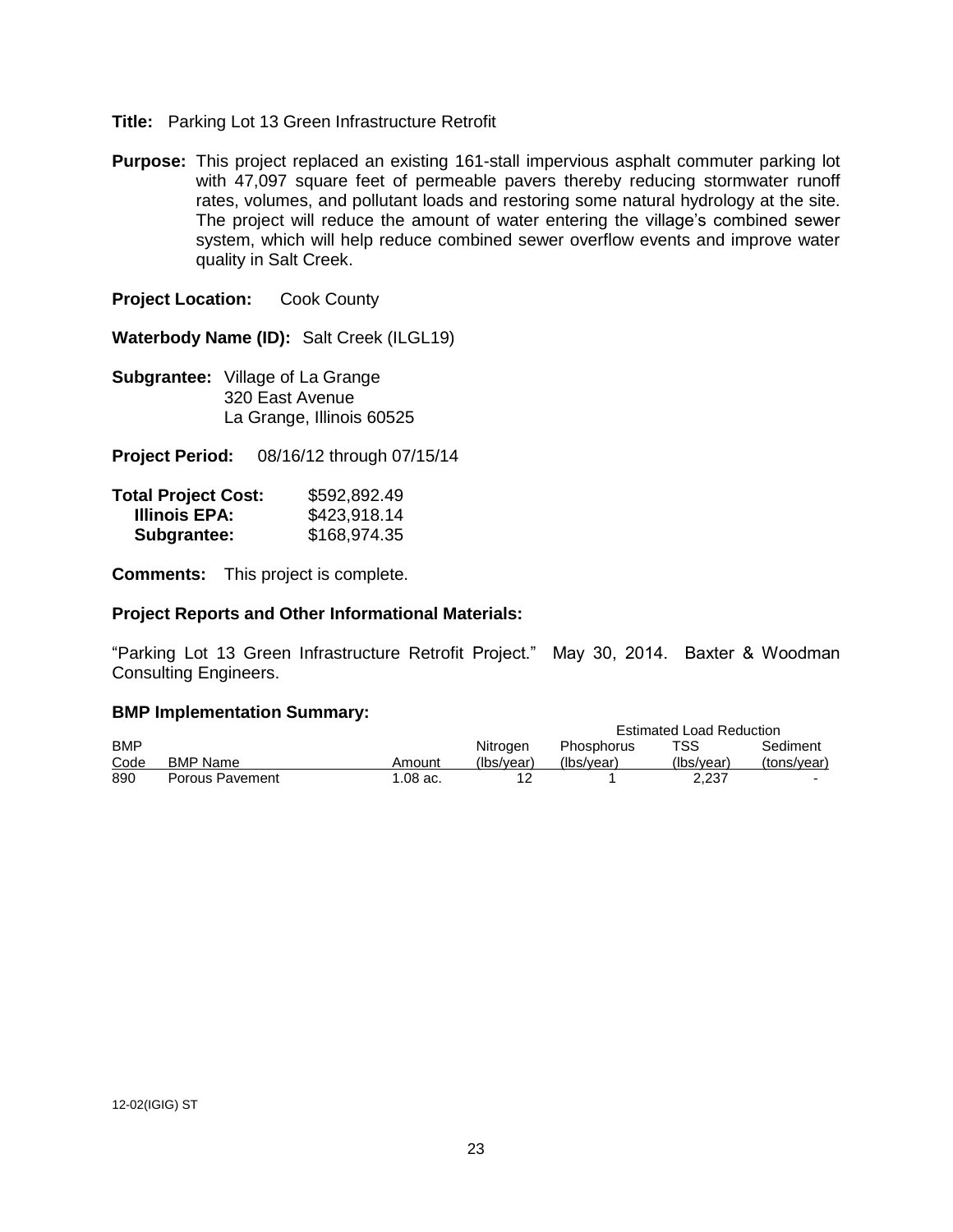**Title:** Parking Lot 13 Green Infrastructure Retrofit

**Purpose:** This project replaced an existing 161-stall impervious asphalt commuter parking lot with 47,097 square feet of permeable pavers thereby reducing stormwater runoff rates, volumes, and pollutant loads and restoring some natural hydrology at the site. The project will reduce the amount of water entering the village's combined sewer system, which will help reduce combined sewer overflow events and improve water quality in Salt Creek.

**Project Location:** Cook County

**Waterbody Name (ID):** Salt Creek (ILGL19)

**Subgrantee:** Village of La Grange
320 East Avenue
La Grange, Illinois 60525

**Project Period:** 08/16/12 through 07/15/14

| **Total Project Cost:** | $592,892.49 |
|---|---|
| **Illinois EPA:** | $423,918.14 |
| **Subgrantee:** | $168,974.35 |

**Comments:** This project is complete.

**Project Reports and Other Informational Materials:**

"Parking Lot 13 Green Infrastructure Retrofit Project." May 30, 2014. Baxter & Woodman Consulting Engineers.

**BMP Implementation Summary:**

| | | | Estimated Load Reduction | | | |
|---|---|---|---|---|---|---|
| BMP Code | BMP Name | Amount | Nitrogen (lbs/year) | Phosphorus (lbs/year) | TSS (lbs/year) | Sediment (tons/year) |
| 890 | Porous Pavement | 1.08 ac. | 12 | 1 | 2,237 | - |

12-02(IGIG) ST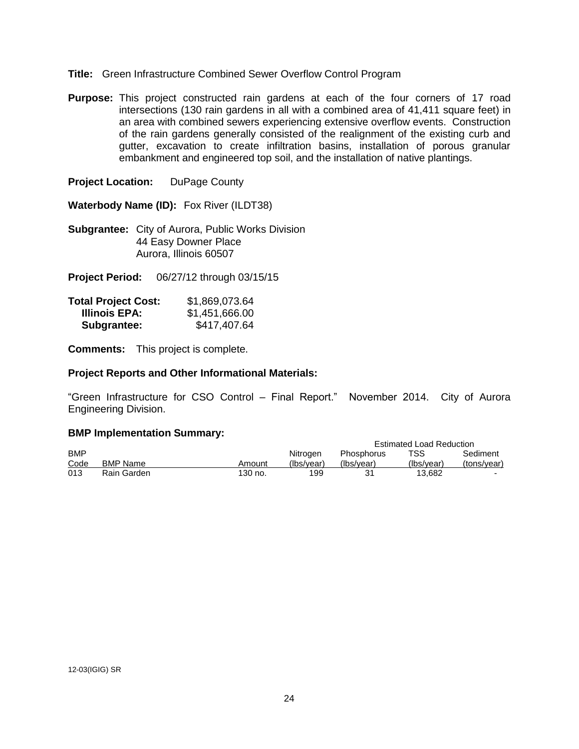**Title:** Green Infrastructure Combined Sewer Overflow Control Program

**Purpose:** This project constructed rain gardens at each of the four corners of 17 road intersections (130 rain gardens in all with a combined area of 41,411 square feet) in an area with combined sewers experiencing extensive overflow events. Construction of the rain gardens generally consisted of the realignment of the existing curb and gutter, excavation to create infiltration basins, installation of porous granular embankment and engineered top soil, and the installation of native plantings.

**Project Location:** DuPage County

**Waterbody Name (ID):** Fox River (ILDT38)

**Subgrantee:** City of Aurora, Public Works Division
44 Easy Downer Place
Aurora, Illinois 60507

**Project Period:** 06/27/12 through 03/15/15

| | |
|---|---|
| **Total Project Cost:** | $1,869,073.64 |
| **Illinois EPA:** | $1,451,666.00 |
| **Subgrantee:** | $417,407.64 |

**Comments:** This project is complete.

**Project Reports and Other Informational Materials:**

"Green Infrastructure for CSO Control – Final Report." November 2014. City of Aurora Engineering Division.

**BMP Implementation Summary:**

| | | | Estimated Load Reduction | | | |
|---|---|---|---|---|---|---|
| BMP Code | BMP Name | Amount | Nitrogen (lbs/year) | Phosphorus (lbs/year) | TSS (lbs/year) | Sediment (tons/year) |
| 013 | Rain Garden | 130 no. | 199 | 31 | 13,682 | - |

12-03(IGIG) SR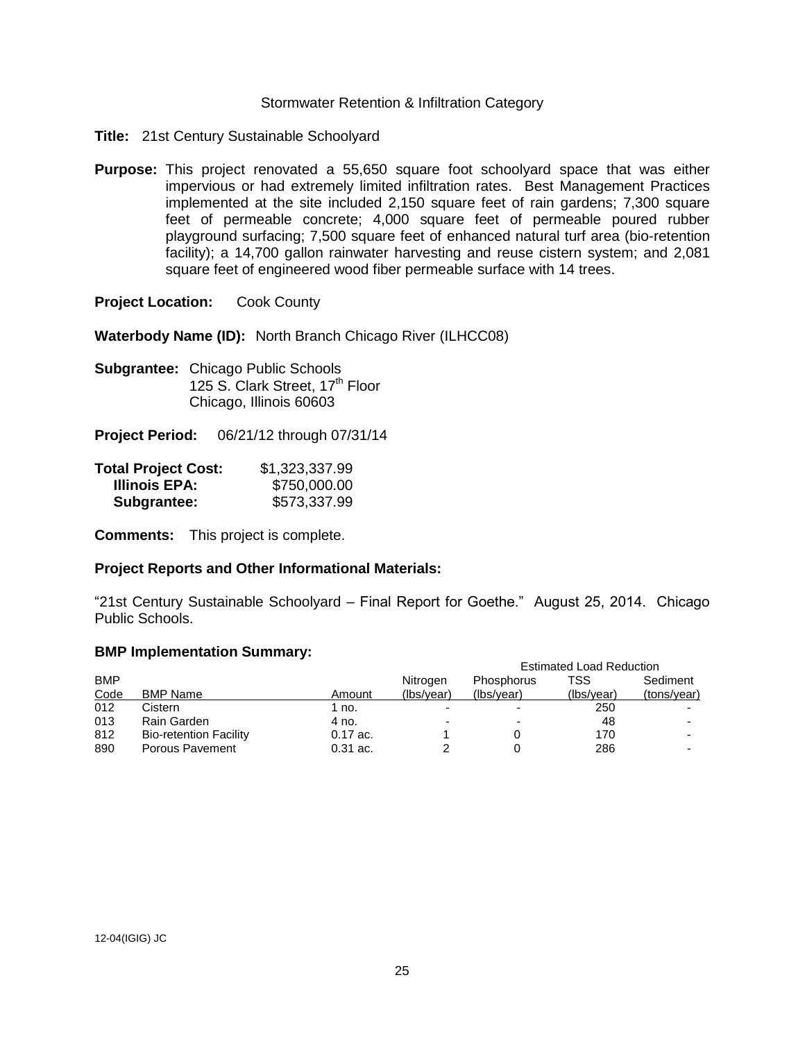Stormwater Retention & Infiltration Category

**Title:** 21st Century Sustainable Schoolyard

**Purpose:** This project renovated a 55,650 square foot schoolyard space that was either impervious or had extremely limited infiltration rates. Best Management Practices implemented at the site included 2,150 square feet of rain gardens; 7,300 square feet of permeable concrete; 4,000 square feet of permeable poured rubber playground surfacing; 7,500 square feet of enhanced natural turf area (bio-retention facility); a 14,700 gallon rainwater harvesting and reuse cistern system; and 2,081 square feet of engineered wood fiber permeable surface with 14 trees.

**Project Location:** Cook County

**Waterbody Name (ID):** North Branch Chicago River (ILHCC08)

**Subgrantee:** Chicago Public Schools
125 S. Clark Street, 17th Floor
Chicago, Illinois 60603

**Project Period:** 06/21/12 through 07/31/14

| | |
|---|---|
| **Total Project Cost:** | $1,323,337.99 |
| **Illinois EPA:** | $750,000.00 |
| **Subgrantee:** | $573,337.99 |

**Comments:** This project is complete.

**Project Reports and Other Informational Materials:**

"21st Century Sustainable Schoolyard – Final Report for Goethe." August 25, 2014. Chicago Public Schools.

**BMP Implementation Summary:**

| | | | Estimated Load Reduction | | | |
|---|---|---|---|---|---|---|
| BMP Code | BMP Name | Amount | Nitrogen (lbs/year) | Phosphorus (lbs/year) | TSS (lbs/year) | Sediment (tons/year) |
| 012 | Cistern | 1 no. | - | - | 250 | - |
| 013 | Rain Garden | 4 no. | - | - | 48 | - |
| 812 | Bio-retention Facility | 0.17 ac. | 1 | 0 | 170 | - |
| 890 | Porous Pavement | 0.31 ac. | 2 | 0 | 286 | - |

12-04(IGIG) JC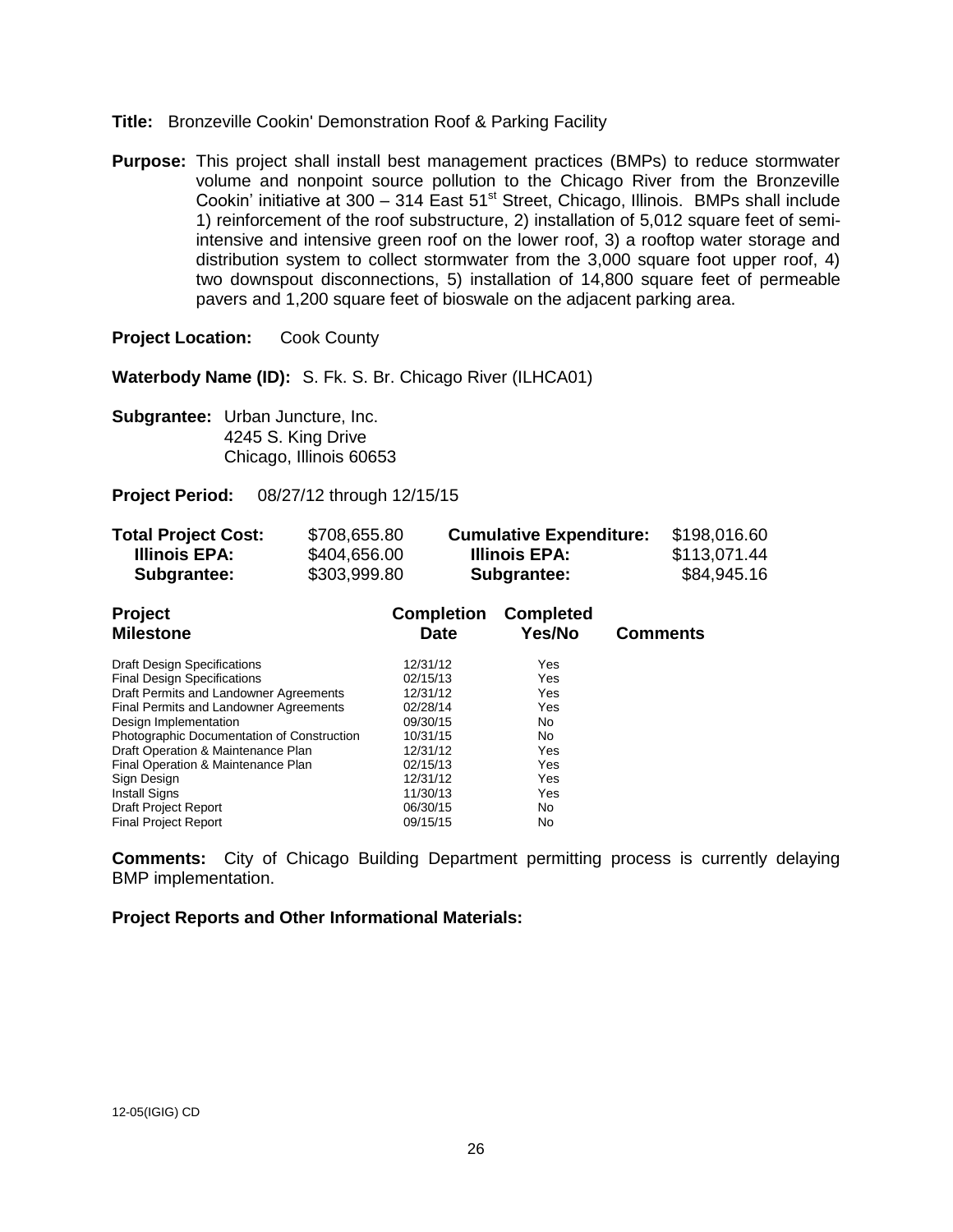**Title:** Bronzeville Cookin' Demonstration Roof & Parking Facility

**Purpose:** This project shall install best management practices (BMPs) to reduce stormwater volume and nonpoint source pollution to the Chicago River from the Bronzeville Cookin' initiative at 300 – 314 East 51st Street, Chicago, Illinois. BMPs shall include 1) reinforcement of the roof substructure, 2) installation of 5,012 square feet of semi-intensive and intensive green roof on the lower roof, 3) a rooftop water storage and distribution system to collect stormwater from the 3,000 square foot upper roof, 4) two downspout disconnections, 5) installation of 14,800 square feet of permeable pavers and 1,200 square feet of bioswale on the adjacent parking area.

**Project Location:** Cook County

**Waterbody Name (ID):** S. Fk. S. Br. Chicago River (ILHCA01)

**Subgrantee:** Urban Juncture, Inc.
4245 S. King Drive
Chicago, Illinois 60653

**Project Period:** 08/27/12 through 12/15/15

| | | | |
|---|---|---|---|
| **Total Project Cost:** | $708,655.80 | **Cumulative Expenditure:** | $198,016.60 |
| **Illinois EPA:** | $404,656.00 | **Illinois EPA:** | $113,071.44 |
| **Subgrantee:** | $303,999.80 | **Subgrantee:** | $84,945.16 |

| Project Milestone | Completion Date | Completed Yes/No | Comments |
|---|---|---|---|
| Draft Design Specifications | 12/31/12 | Yes | |
| Final Design Specifications | 02/15/13 | Yes | |
| Draft Permits and Landowner Agreements | 12/31/12 | Yes | |
| Final Permits and Landowner Agreements | 02/28/14 | Yes | |
| Design Implementation | 09/30/15 | No | |
| Photographic Documentation of Construction | 10/31/15 | No | |
| Draft Operation & Maintenance Plan | 12/31/12 | Yes | |
| Final Operation & Maintenance Plan | 02/15/13 | Yes | |
| Sign Design | 12/31/12 | Yes | |
| Install Signs | 11/30/13 | Yes | |
| Draft Project Report | 06/30/15 | No | |
| Final Project Report | 09/15/15 | No | |

**Comments:** City of Chicago Building Department permitting process is currently delaying BMP implementation.

**Project Reports and Other Informational Materials:**

12-05(IGIG) CD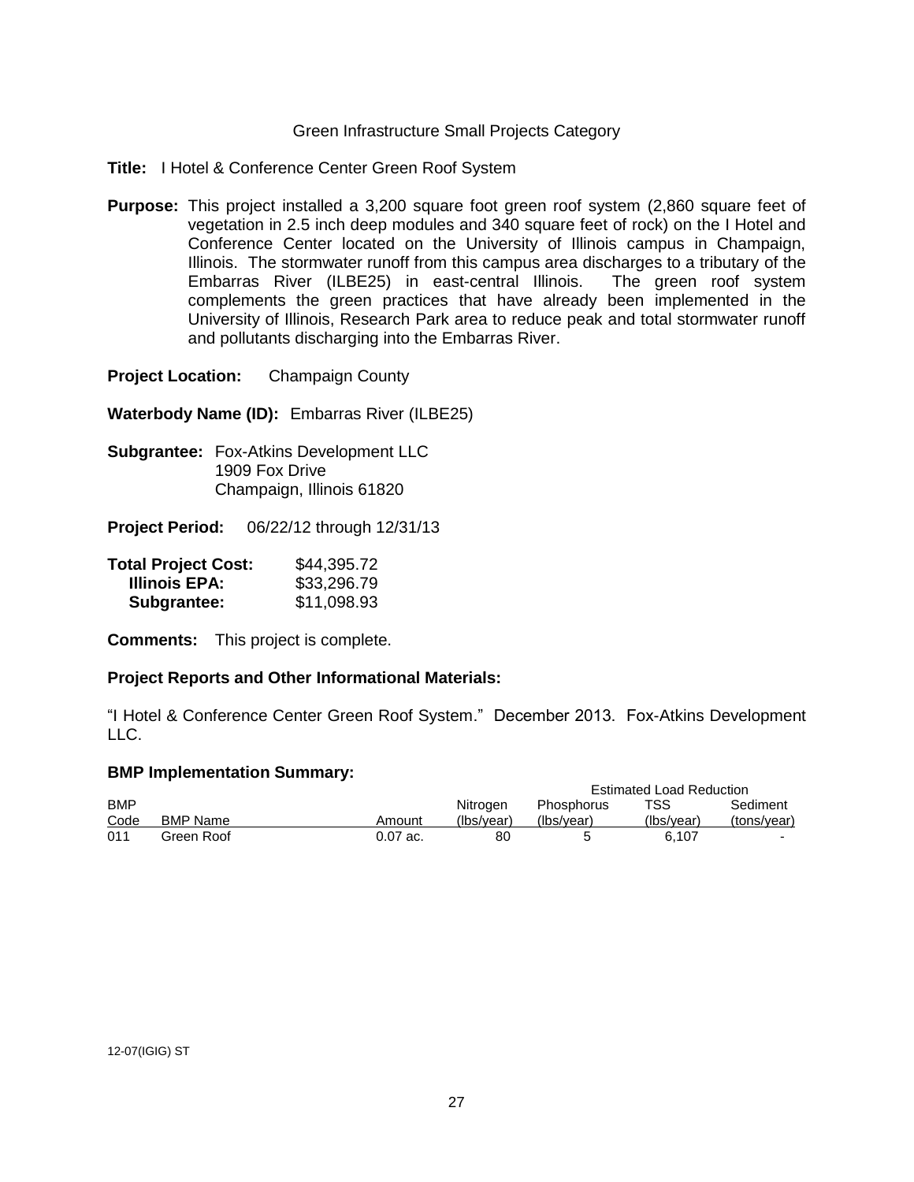Green Infrastructure Small Projects Category

**Title:** I Hotel & Conference Center Green Roof System

**Purpose:** This project installed a 3,200 square foot green roof system (2,860 square feet of vegetation in 2.5 inch deep modules and 340 square feet of rock) on the I Hotel and Conference Center located on the University of Illinois campus in Champaign, Illinois. The stormwater runoff from this campus area discharges to a tributary of the Embarras River (ILBE25) in east-central Illinois. The green roof system complements the green practices that have already been implemented in the University of Illinois, Research Park area to reduce peak and total stormwater runoff and pollutants discharging into the Embarras River.

**Project Location:** Champaign County

**Waterbody Name (ID):** Embarras River (ILBE25)

**Subgrantee:** Fox-Atkins Development LLC
1909 Fox Drive
Champaign, Illinois 61820

**Project Period:** 06/22/12 through 12/31/13

| | |
|---|---|
| **Total Project Cost:** | $44,395.72 |
| **Illinois EPA:** | $33,296.79 |
| **Subgrantee:** | $11,098.93 |

**Comments:** This project is complete.

**Project Reports and Other Informational Materials:**

"I Hotel & Conference Center Green Roof System." December 2013. Fox-Atkins Development LLC.

**BMP Implementation Summary:**

| | | | Estimated Load Reduction | | | |
|---|---|---|---|---|---|---|
| BMP Code | BMP Name | Amount | Nitrogen (lbs/year) | Phosphorus (lbs/year) | TSS (lbs/year) | Sediment (tons/year) |
| 011 | Green Roof | 0.07 ac. | 80 | 5 | 6,107 | - |

12-07(IGIG) ST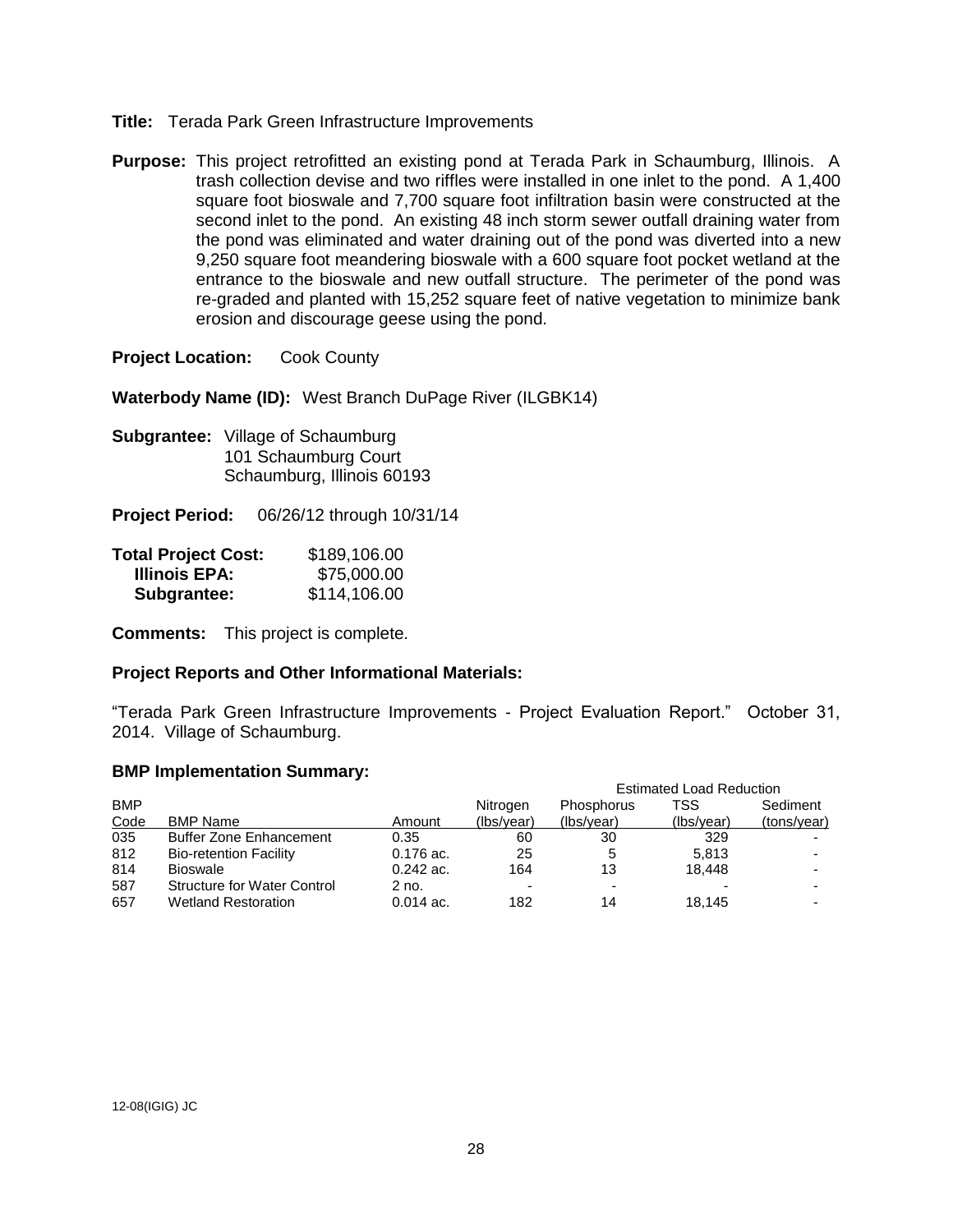**Title:** Terada Park Green Infrastructure Improvements

**Purpose:** This project retrofitted an existing pond at Terada Park in Schaumburg, Illinois. A trash collection devise and two riffles were installed in one inlet to the pond. A 1,400 square foot bioswale and 7,700 square foot infiltration basin were constructed at the second inlet to the pond. An existing 48 inch storm sewer outfall draining water from the pond was eliminated and water draining out of the pond was diverted into a new 9,250 square foot meandering bioswale with a 600 square foot pocket wetland at the entrance to the bioswale and new outfall structure. The perimeter of the pond was re-graded and planted with 15,252 square feet of native vegetation to minimize bank erosion and discourage geese using the pond.

**Project Location:** Cook County

**Waterbody Name (ID):** West Branch DuPage River (ILGBK14)

**Subgrantee:** Village of Schaumburg
101 Schaumburg Court
Schaumburg, Illinois 60193

**Project Period:** 06/26/12 through 10/31/14

| | |
|---|---|
| **Total Project Cost:** | $189,106.00 |
| **Illinois EPA:** | $75,000.00 |
| **Subgrantee:** | $114,106.00 |

**Comments:** This project is complete.

**Project Reports and Other Informational Materials:**

“Terada Park Green Infrastructure Improvements - Project Evaluation Report.” October 31, 2014. Village of Schaumburg.

**BMP Implementation Summary:**

| | | | Estimated Load Reduction | | | |
|---|---|---|---|---|---|---|
| BMP Code | BMP Name | Amount | Nitrogen (lbs/year) | Phosphorus (lbs/year) | TSS (lbs/year) | Sediment (tons/year) |
| 035 | Buffer Zone Enhancement | 0.35 | 60 | 30 | 329 | - |
| 812 | Bio-retention Facility | 0.176 ac. | 25 | 5 | 5,813 | - |
| 814 | Bioswale | 0.242 ac. | 164 | 13 | 18,448 | - |
| 587 | Structure for Water Control | 2 no. | - | - | - | - |
| 657 | Wetland Restoration | 0.014 ac. | 182 | 14 | 18,145 | - |

12-08(IGIG) JC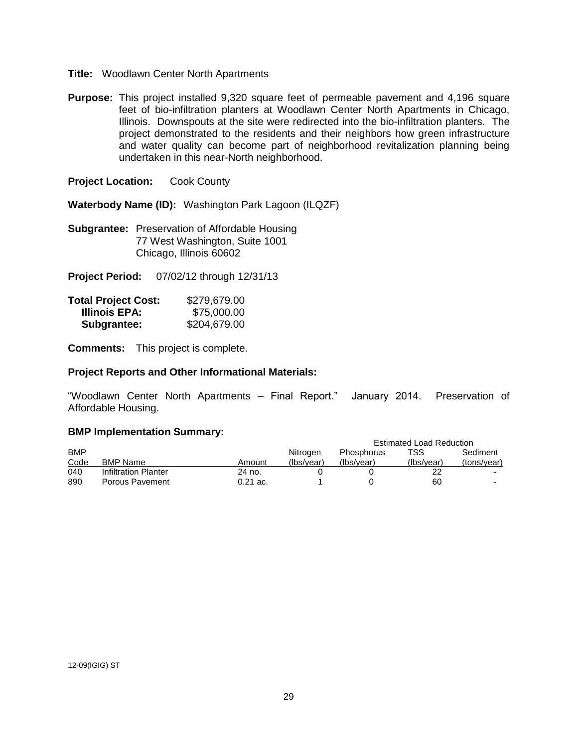**Title:** Woodlawn Center North Apartments

**Purpose:** This project installed 9,320 square feet of permeable pavement and 4,196 square feet of bio-infiltration planters at Woodlawn Center North Apartments in Chicago, Illinois. Downspouts at the site were redirected into the bio-infiltration planters. The project demonstrated to the residents and their neighbors how green infrastructure and water quality can become part of neighborhood revitalization planning being undertaken in this near-North neighborhood.

**Project Location:** Cook County

**Waterbody Name (ID):** Washington Park Lagoon (ILQZF)

**Subgrantee:** Preservation of Affordable Housing
77 West Washington, Suite 1001
Chicago, Illinois 60602

**Project Period:** 07/02/12 through 12/31/13

| | |
|---|---|
| **Total Project Cost:** | $279,679.00 |
| **Illinois EPA:** | $75,000.00 |
| **Subgrantee:** | $204,679.00 |

**Comments:** This project is complete.

**Project Reports and Other Informational Materials:**

"Woodlawn Center North Apartments – Final Report." January 2014. Preservation of Affordable Housing.

**BMP Implementation Summary:**

| | | | Estimated Load Reduction | | | |
|---|---|---|---|---|---|---|
| BMP Code | BMP Name | Amount | Nitrogen (lbs/year) | Phosphorus (lbs/year) | TSS (lbs/year) | Sediment (tons/year) |
| 040 | Infiltration Planter | 24 no. | 0 | 0 | 22 | - |
| 890 | Porous Pavement | 0.21 ac. | 1 | 0 | 60 | - |

12-09(IGIG) ST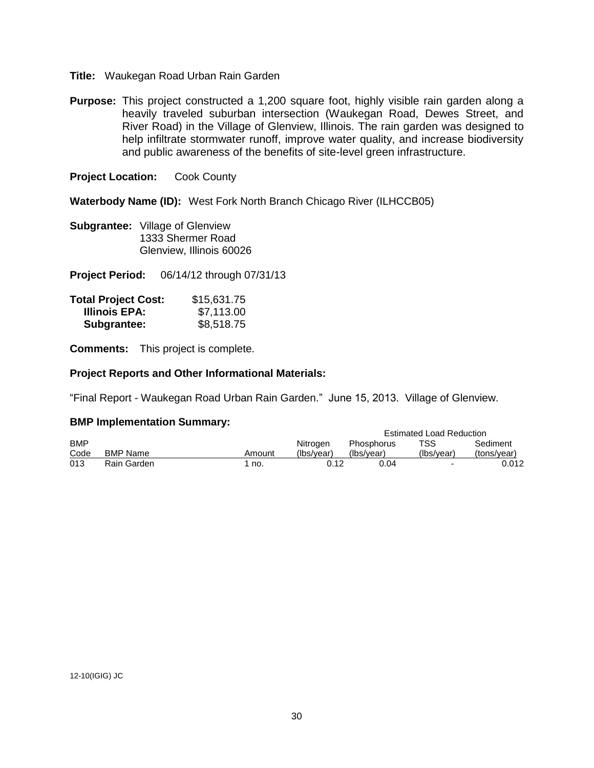**Title:** Waukegan Road Urban Rain Garden

**Purpose:** This project constructed a 1,200 square foot, highly visible rain garden along a heavily traveled suburban intersection (Waukegan Road, Dewes Street, and River Road) in the Village of Glenview, Illinois. The rain garden was designed to help infiltrate stormwater runoff, improve water quality, and increase biodiversity and public awareness of the benefits of site-level green infrastructure.

**Project Location:** Cook County

**Waterbody Name (ID):** West Fork North Branch Chicago River (ILHCCB05)

**Subgrantee:** Village of Glenview
1333 Shermer Road
Glenview, Illinois 60026

**Project Period:** 06/14/12 through 07/31/13

| **Total Project Cost:** | $15,631.75 |
|---|---|
| **Illinois EPA:** | $7,113.00 |
| **Subgrantee:** | $8,518.75 |

**Comments:** This project is complete.

**Project Reports and Other Informational Materials:**

"Final Report - Waukegan Road Urban Rain Garden." June 15, 2013. Village of Glenview.

**BMP Implementation Summary:**

| | | | Estimated Load Reduction | | | |
|---|---|---|---|---|---|---|
| BMP Code | BMP Name | Amount | Nitrogen (lbs/year) | Phosphorus (lbs/year) | TSS (lbs/year) | Sediment (tons/year) |
| 013 | Rain Garden | 1 no. | 0.12 | 0.04 | - | 0.012 |

12-10(IGIG) JC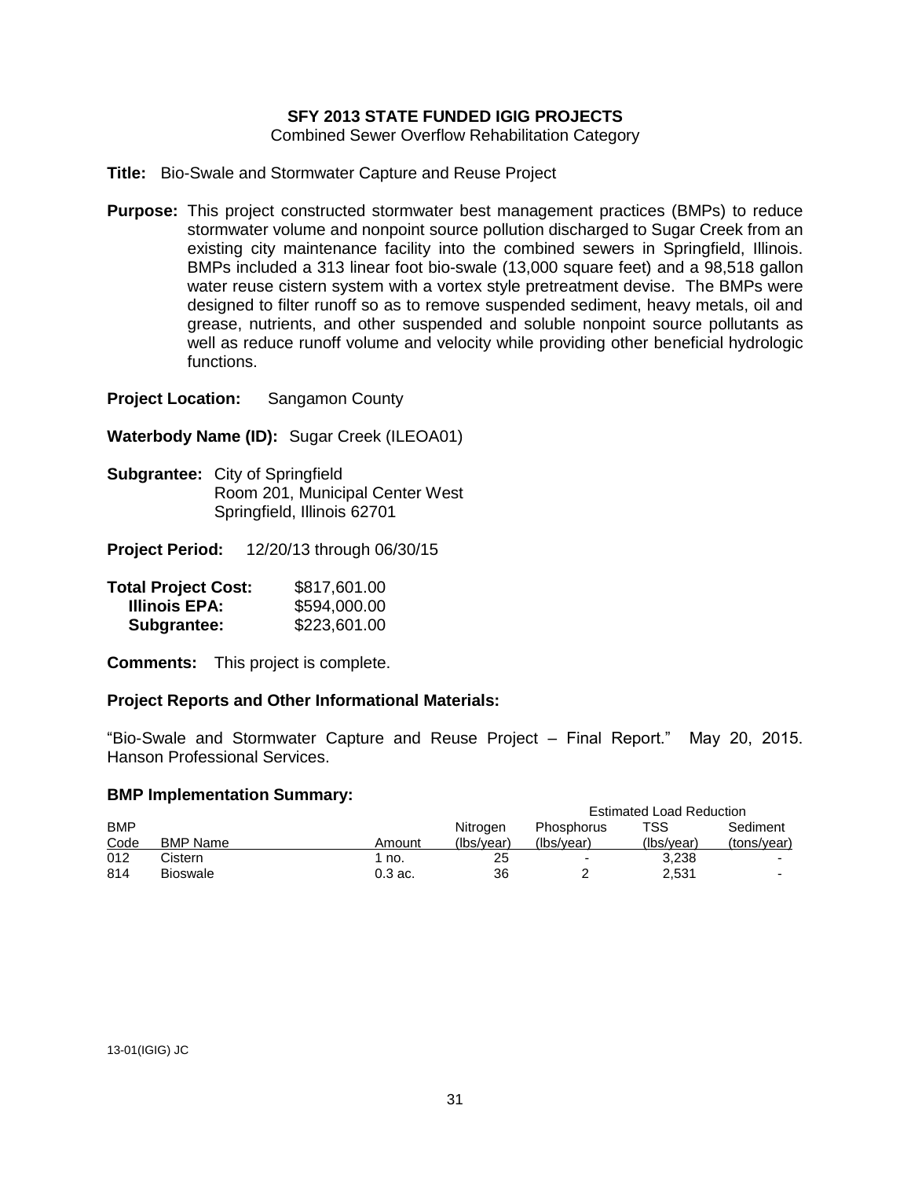**SFY 2013 STATE FUNDED IGIG PROJECTS**
Combined Sewer Overflow Rehabilitation Category

**Title:** Bio-Swale and Stormwater Capture and Reuse Project

**Purpose:** This project constructed stormwater best management practices (BMPs) to reduce stormwater volume and nonpoint source pollution discharged to Sugar Creek from an existing city maintenance facility into the combined sewers in Springfield, Illinois. BMPs included a 313 linear foot bio-swale (13,000 square feet) and a 98,518 gallon water reuse cistern system with a vortex style pretreatment devise. The BMPs were designed to filter runoff so as to remove suspended sediment, heavy metals, oil and grease, nutrients, and other suspended and soluble nonpoint source pollutants as well as reduce runoff volume and velocity while providing other beneficial hydrologic functions.

**Project Location:** Sangamon County

**Waterbody Name (ID):** Sugar Creek (ILEOA01)

**Subgrantee:** City of Springfield
Room 201, Municipal Center West
Springfield, Illinois 62701

**Project Period:** 12/20/13 through 06/30/15

| | |
|---|---|
| **Total Project Cost:** | $817,601.00 |
| **Illinois EPA:** | $594,000.00 |
| **Subgrantee:** | $223,601.00 |

**Comments:** This project is complete.

**Project Reports and Other Informational Materials:**

"Bio-Swale and Stormwater Capture and Reuse Project – Final Report." May 20, 2015. Hanson Professional Services.

**BMP Implementation Summary:**

| | | | Estimated Load Reduction | | | |
|---|---|---|---|---|---|---|
| BMP Code | BMP Name | Amount | Nitrogen (lbs/year) | Phosphorus (lbs/year) | TSS (lbs/year) | Sediment (tons/year) |
| 012 | Cistern | 1 no. | 25 | - | 3,238 | - |
| 814 | Bioswale | 0.3 ac. | 36 | 2 | 2,531 | - |

13-01(IGIG) JC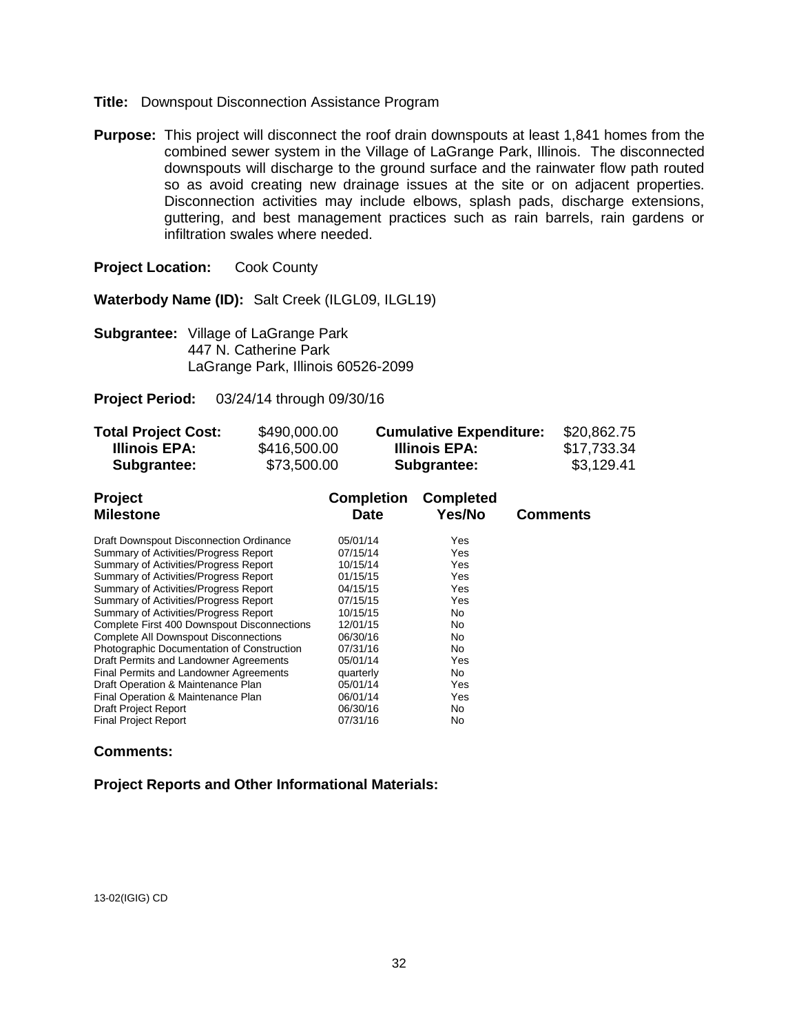**Title:** Downspout Disconnection Assistance Program

**Purpose:** This project will disconnect the roof drain downspouts at least 1,841 homes from the combined sewer system in the Village of LaGrange Park, Illinois. The disconnected downspouts will discharge to the ground surface and the rainwater flow path routed so as avoid creating new drainage issues at the site or on adjacent properties. Disconnection activities may include elbows, splash pads, discharge extensions, guttering, and best management practices such as rain barrels, rain gardens or infiltration swales where needed.

**Project Location:** Cook County

**Waterbody Name (ID):** Salt Creek (ILGL09, ILGL19)

**Subgrantee:** Village of LaGrange Park
447 N. Catherine Park
LaGrange Park, Illinois 60526-2099

**Project Period:** 03/24/14 through 09/30/16

| | | | |
|---|---|---|---|
| **Total Project Cost:** | $490,000.00 | **Cumulative Expenditure:** | $20,862.75 |
| **Illinois EPA:** | $416,500.00 | **Illinois EPA:** | $17,733.34 |
| **Subgrantee:** | $73,500.00 | **Subgrantee:** | $3,129.41 |

| Project Milestone | Completion Date | Completed Yes/No | Comments |
|---|---|---|---|
| Draft Downspout Disconnection Ordinance | 05/01/14 | Yes | |
| Summary of Activities/Progress Report | 07/15/14 | Yes | |
| Summary of Activities/Progress Report | 10/15/14 | Yes | |
| Summary of Activities/Progress Report | 01/15/15 | Yes | |
| Summary of Activities/Progress Report | 04/15/15 | Yes | |
| Summary of Activities/Progress Report | 07/15/15 | Yes | |
| Summary of Activities/Progress Report | 10/15/15 | No | |
| Complete First 400 Downspout Disconnections | 12/01/15 | No | |
| Complete All Downspout Disconnections | 06/30/16 | No | |
| Photographic Documentation of Construction | 07/31/16 | No | |
| Draft Permits and Landowner Agreements | 05/01/14 | Yes | |
| Final Permits and Landowner Agreements | quarterly | No | |
| Draft Operation & Maintenance Plan | 05/01/14 | Yes | |
| Final Operation & Maintenance Plan | 06/01/14 | Yes | |
| Draft Project Report | 06/30/16 | No | |
| Final Project Report | 07/31/16 | No | |

**Comments:**

**Project Reports and Other Informational Materials:**

13-02(IGIG) CD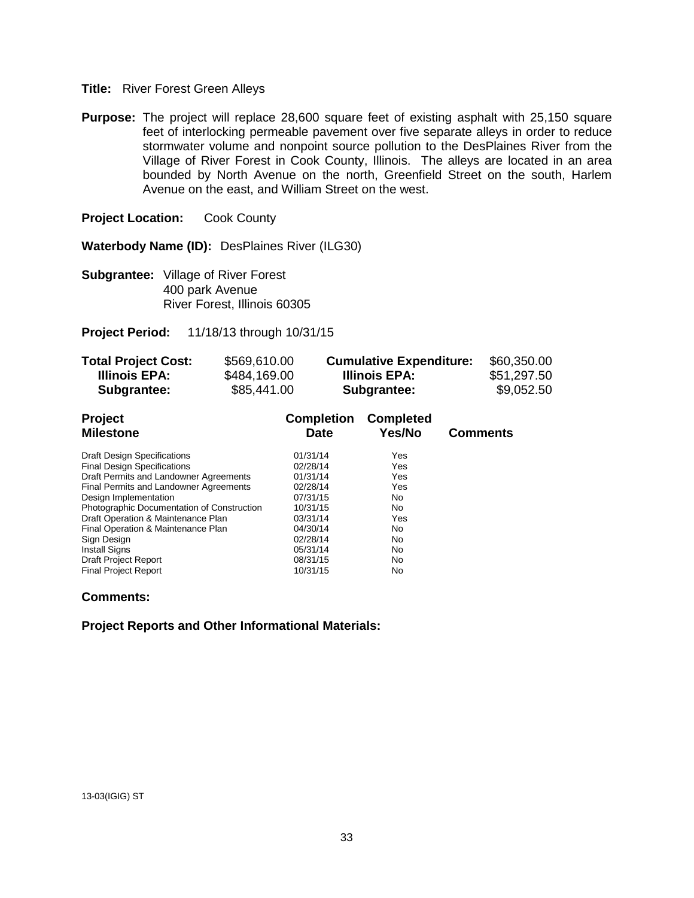**Title:** River Forest Green Alleys

**Purpose:** The project will replace 28,600 square feet of existing asphalt with 25,150 square feet of interlocking permeable pavement over five separate alleys in order to reduce stormwater volume and nonpoint source pollution to the DesPlaines River from the Village of River Forest in Cook County, Illinois. The alleys are located in an area bounded by North Avenue on the north, Greenfield Street on the south, Harlem Avenue on the east, and William Street on the west.

**Project Location:** Cook County

**Waterbody Name (ID):** DesPlaines River (ILG30)

**Subgrantee:** Village of River Forest
400 park Avenue
River Forest, Illinois 60305

**Project Period:** 11/18/13 through 10/31/15

| **Total Project Cost:** | $569,610.00 | **Cumulative Expenditure:** | $60,350.00 |
|---|---|---|---|
| **Illinois EPA:** | $484,169.00 | **Illinois EPA:** | $51,297.50 |
| **Subgrantee:** | $85,441.00 | **Subgrantee:** | $9,052.50 |

| Project Milestone | Completion Date | Completed Yes/No | Comments |
|---|---|---|---|
| Draft Design Specifications | 01/31/14 | Yes | |
| Final Design Specifications | 02/28/14 | Yes | |
| Draft Permits and Landowner Agreements | 01/31/14 | Yes | |
| Final Permits and Landowner Agreements | 02/28/14 | Yes | |
| Design Implementation | 07/31/15 | No | |
| Photographic Documentation of Construction | 10/31/15 | No | |
| Draft Operation & Maintenance Plan | 03/31/14 | Yes | |
| Final Operation & Maintenance Plan | 04/30/14 | No | |
| Sign Design | 02/28/14 | No | |
| Install Signs | 05/31/14 | No | |
| Draft Project Report | 08/31/15 | No | |
| Final Project Report | 10/31/15 | No | |

**Comments:**

**Project Reports and Other Informational Materials:**

13-03(IGIG) ST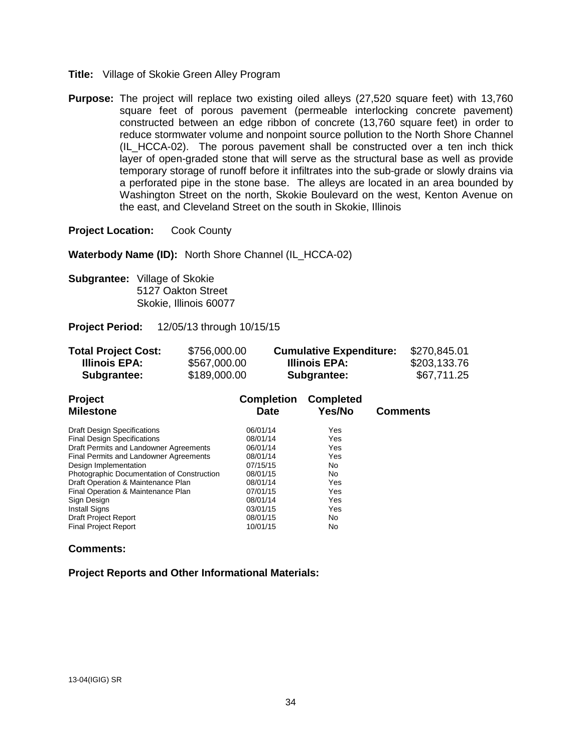**Title:** Village of Skokie Green Alley Program

**Purpose:** The project will replace two existing oiled alleys (27,520 square feet) with 13,760 square feet of porous pavement (permeable interlocking concrete pavement) constructed between an edge ribbon of concrete (13,760 square feet) in order to reduce stormwater volume and nonpoint source pollution to the North Shore Channel (IL_HCCA-02). The porous pavement shall be constructed over a ten inch thick layer of open-graded stone that will serve as the structural base as well as provide temporary storage of runoff before it infiltrates into the sub-grade or slowly drains via a perforated pipe in the stone base. The alleys are located in an area bounded by Washington Street on the north, Skokie Boulevard on the west, Kenton Avenue on the east, and Cleveland Street on the south in Skokie, Illinois

**Project Location:** Cook County

**Waterbody Name (ID):** North Shore Channel (IL_HCCA-02)

**Subgrantee:** Village of Skokie
5127 Oakton Street
Skokie, Illinois 60077

**Project Period:** 12/05/13 through 10/15/15

| **Total Project Cost:** | $756,000.00 | **Cumulative Expenditure:** | $270,845.01 |
|---|---|---|---|
| **Illinois EPA:** | $567,000.00 | **Illinois EPA:** | $203,133.76 |
| **Subgrantee:** | $189,000.00 | **Subgrantee:** | $67,711.25 |

| **Project Milestone** | **Completion Date** | **Completed Yes/No** | **Comments** |
|---|---|---|---|
| Draft Design Specifications | 06/01/14 | Yes | |
| Final Design Specifications | 08/01/14 | Yes | |
| Draft Permits and Landowner Agreements | 06/01/14 | Yes | |
| Final Permits and Landowner Agreements | 08/01/14 | Yes | |
| Design Implementation | 07/15/15 | No | |
| Photographic Documentation of Construction | 08/01/15 | No | |
| Draft Operation & Maintenance Plan | 08/01/14 | Yes | |
| Final Operation & Maintenance Plan | 07/01/15 | Yes | |
| Sign Design | 08/01/14 | Yes | |
| Install Signs | 03/01/15 | Yes | |
| Draft Project Report | 08/01/15 | No | |
| Final Project Report | 10/01/15 | No | |

**Comments:**

**Project Reports and Other Informational Materials:**

13-04(IGIG) SR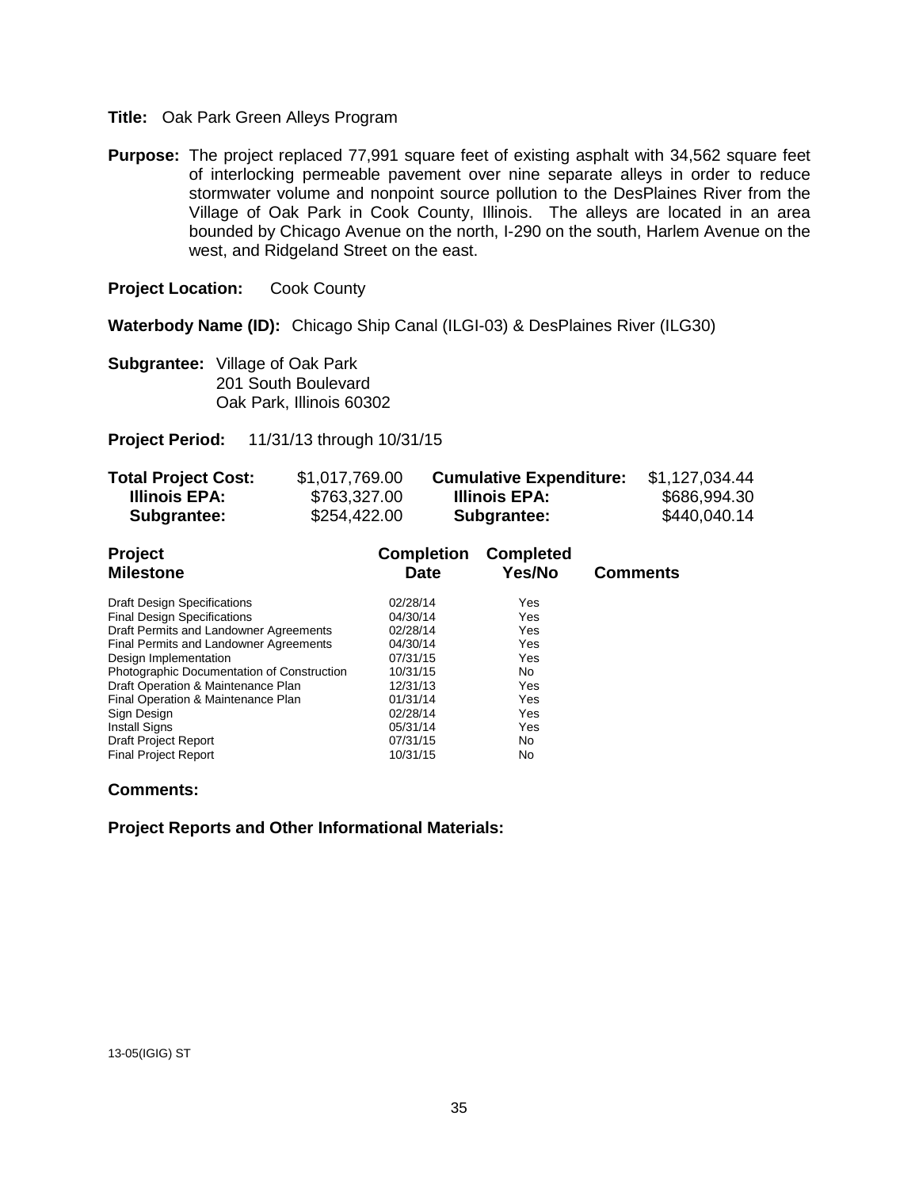**Title:** Oak Park Green Alleys Program

**Purpose:** The project replaced 77,991 square feet of existing asphalt with 34,562 square feet of interlocking permeable pavement over nine separate alleys in order to reduce stormwater volume and nonpoint source pollution to the DesPlaines River from the Village of Oak Park in Cook County, Illinois. The alleys are located in an area bounded by Chicago Avenue on the north, I-290 on the south, Harlem Avenue on the west, and Ridgeland Street on the east.

**Project Location:** Cook County

**Waterbody Name (ID):** Chicago Ship Canal (ILGI-03) & DesPlaines River (ILG30)

**Subgrantee:** Village of Oak Park
201 South Boulevard
Oak Park, Illinois 60302

**Project Period:** 11/31/13 through 10/31/15

| | | | |
|---|---|---|---|
| **Total Project Cost:** | $1,017,769.00 | **Cumulative Expenditure:** | $1,127,034.44 |
| **Illinois EPA:** | $763,327.00 | **Illinois EPA:** | $686,994.30 |
| **Subgrantee:** | $254,422.00 | **Subgrantee:** | $440,040.14 |

| Project Milestone | Completion Date | Completed Yes/No | Comments |
|---|---|---|---|
| Draft Design Specifications | 02/28/14 | Yes | |
| Final Design Specifications | 04/30/14 | Yes | |
| Draft Permits and Landowner Agreements | 02/28/14 | Yes | |
| Final Permits and Landowner Agreements | 04/30/14 | Yes | |
| Design Implementation | 07/31/15 | Yes | |
| Photographic Documentation of Construction | 10/31/15 | No | |
| Draft Operation & Maintenance Plan | 12/31/13 | Yes | |
| Final Operation & Maintenance Plan | 01/31/14 | Yes | |
| Sign Design | 02/28/14 | Yes | |
| Install Signs | 05/31/14 | Yes | |
| Draft Project Report | 07/31/15 | No | |
| Final Project Report | 10/31/15 | No | |

**Comments:**

**Project Reports and Other Informational Materials:**

13-05(IGIG) ST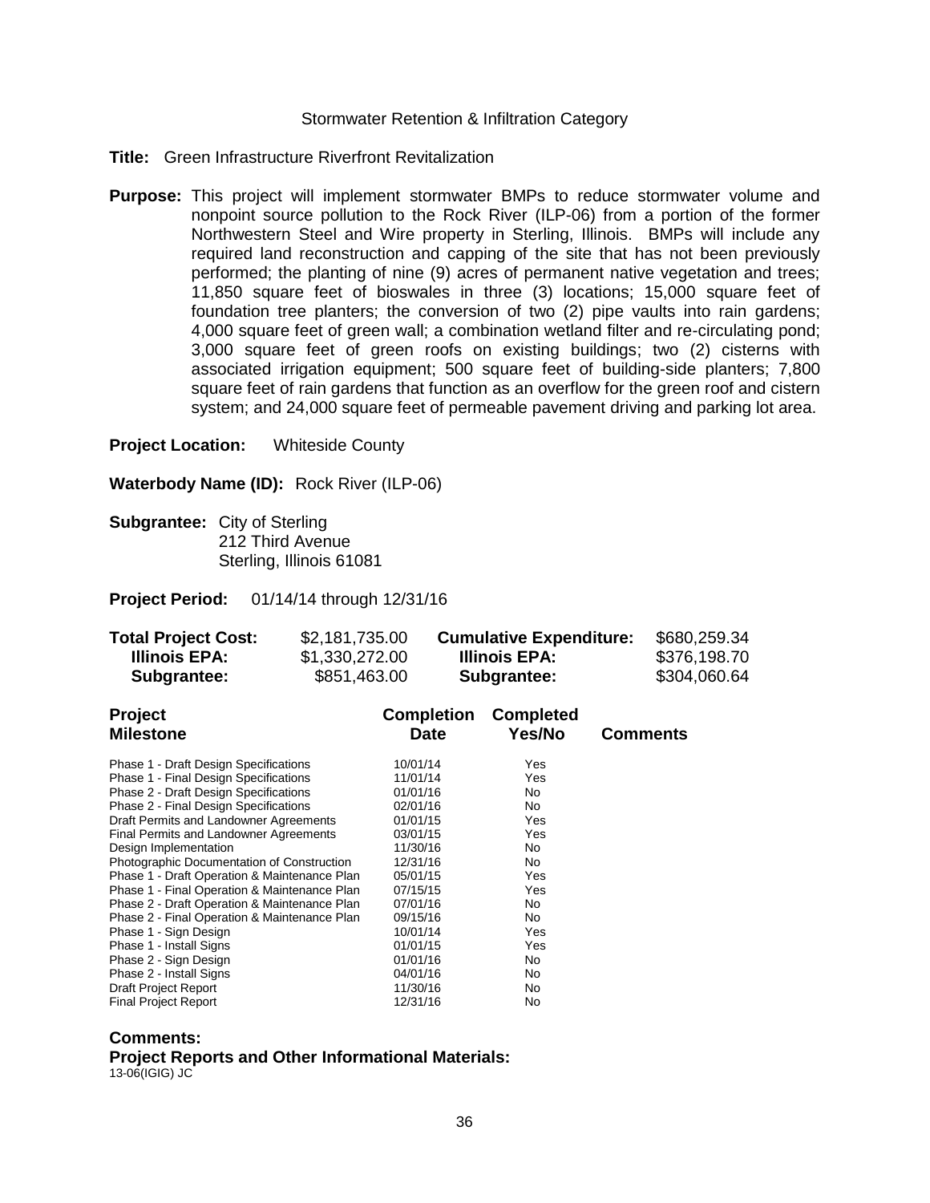Stormwater Retention & Infiltration Category

**Title:** Green Infrastructure Riverfront Revitalization

**Purpose:** This project will implement stormwater BMPs to reduce stormwater volume and nonpoint source pollution to the Rock River (ILP-06) from a portion of the former Northwestern Steel and Wire property in Sterling, Illinois. BMPs will include any required land reconstruction and capping of the site that has not been previously performed; the planting of nine (9) acres of permanent native vegetation and trees; 11,850 square feet of bioswales in three (3) locations; 15,000 square feet of foundation tree planters; the conversion of two (2) pipe vaults into rain gardens; 4,000 square feet of green wall; a combination wetland filter and re-circulating pond; 3,000 square feet of green roofs on existing buildings; two (2) cisterns with associated irrigation equipment; 500 square feet of building-side planters; 7,800 square feet of rain gardens that function as an overflow for the green roof and cistern system; and 24,000 square feet of permeable pavement driving and parking lot area.

**Project Location:** Whiteside County

**Waterbody Name (ID):** Rock River (ILP-06)

**Subgrantee:** City of Sterling
212 Third Avenue
Sterling, Illinois 61081

**Project Period:** 01/14/14 through 12/31/16

| | | | |
|---|---|---|---|
| **Total Project Cost:** | $2,181,735.00 | **Cumulative Expenditure:** | $680,259.34 |
| **Illinois EPA:** | $1,330,272.00 | **Illinois EPA:** | $376,198.70 |
| **Subgrantee:** | $851,463.00 | **Subgrantee:** | $304,060.64 |

| Project Milestone | Completion Date | Completed Yes/No | Comments |
|---|---|---|---|
| Phase 1 - Draft Design Specifications | 10/01/14 | Yes | |
| Phase 1 - Final Design Specifications | 11/01/14 | Yes | |
| Phase 2 - Draft Design Specifications | 01/01/16 | No | |
| Phase 2 - Final Design Specifications | 02/01/16 | No | |
| Draft Permits and Landowner Agreements | 01/01/15 | Yes | |
| Final Permits and Landowner Agreements | 03/01/15 | Yes | |
| Design Implementation | 11/30/16 | No | |
| Photographic Documentation of Construction | 12/31/16 | No | |
| Phase 1 - Draft Operation & Maintenance Plan | 05/01/15 | Yes | |
| Phase 1 - Final Operation & Maintenance Plan | 07/15/15 | Yes | |
| Phase 2 - Draft Operation & Maintenance Plan | 07/01/16 | No | |
| Phase 2 - Final Operation & Maintenance Plan | 09/15/16 | No | |
| Phase 1 - Sign Design | 10/01/14 | Yes | |
| Phase 1 - Install Signs | 01/01/15 | Yes | |
| Phase 2 - Sign Design | 01/01/16 | No | |
| Phase 2 - Install Signs | 04/01/16 | No | |
| Draft Project Report | 11/30/16 | No | |
| Final Project Report | 12/31/16 | No | |

**Comments:**

**Project Reports and Other Informational Materials:**

13-06(IGIG) JC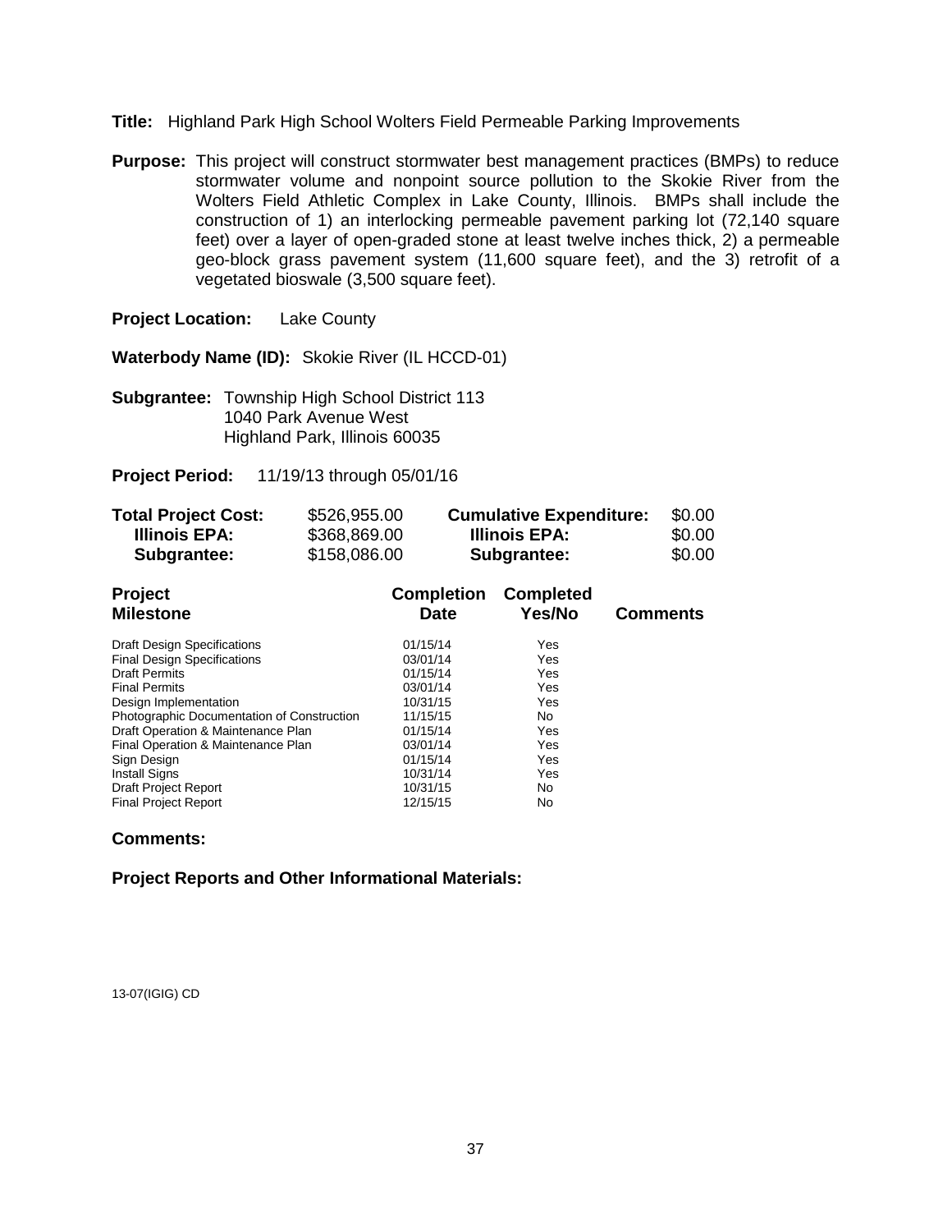**Title:** Highland Park High School Wolters Field Permeable Parking Improvements

**Purpose:** This project will construct stormwater best management practices (BMPs) to reduce stormwater volume and nonpoint source pollution to the Skokie River from the Wolters Field Athletic Complex in Lake County, Illinois. BMPs shall include the construction of 1) an interlocking permeable pavement parking lot (72,140 square feet) over a layer of open-graded stone at least twelve inches thick, 2) a permeable geo-block grass pavement system (11,600 square feet), and the 3) retrofit of a vegetated bioswale (3,500 square feet).

**Project Location:** Lake County

**Waterbody Name (ID):** Skokie River (IL HCCD-01)

**Subgrantee:** Township High School District 113
1040 Park Avenue West
Highland Park, Illinois 60035

**Project Period:** 11/19/13 through 05/01/16

| | | | |
|---|---|---|---|
| **Total Project Cost:** | $526,955.00 | **Cumulative Expenditure:** | $0.00 |
| **Illinois EPA:** | $368,869.00 | **Illinois EPA:** | $0.00 |
| **Subgrantee:** | $158,086.00 | **Subgrantee:** | $0.00 |

| Project Milestone | Completion Date | Completed Yes/No | Comments |
|---|---|---|---|
| Draft Design Specifications | 01/15/14 | Yes | |
| Final Design Specifications | 03/01/14 | Yes | |
| Draft Permits | 01/15/14 | Yes | |
| Final Permits | 03/01/14 | Yes | |
| Design Implementation | 10/31/15 | Yes | |
| Photographic Documentation of Construction | 11/15/15 | No | |
| Draft Operation & Maintenance Plan | 01/15/14 | Yes | |
| Final Operation & Maintenance Plan | 03/01/14 | Yes | |
| Sign Design | 01/15/14 | Yes | |
| Install Signs | 10/31/14 | Yes | |
| Draft Project Report | 10/31/15 | No | |
| Final Project Report | 12/15/15 | No | |

**Comments:**

**Project Reports and Other Informational Materials:**

13-07(IGIG) CD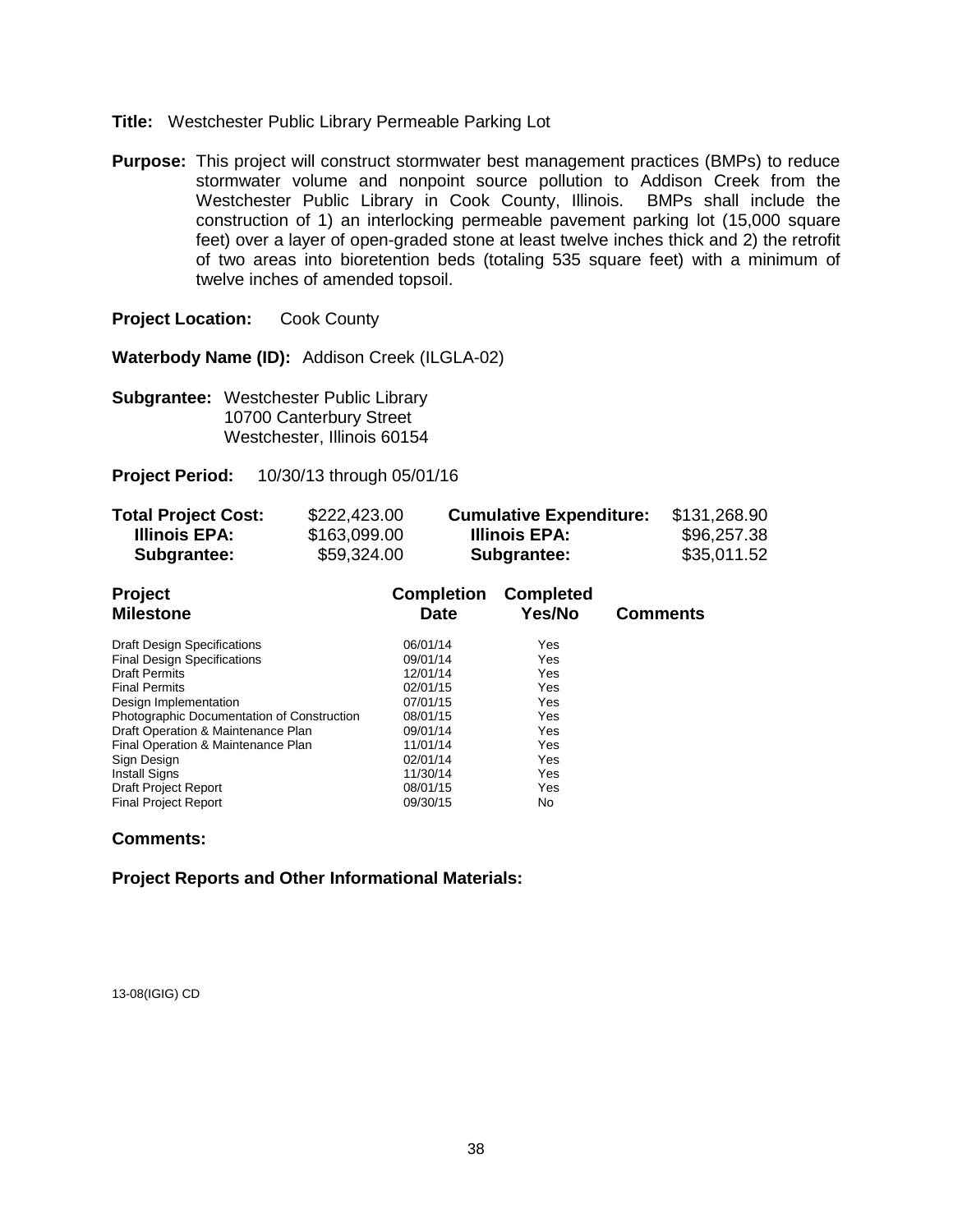**Title:** Westchester Public Library Permeable Parking Lot

**Purpose:** This project will construct stormwater best management practices (BMPs) to reduce stormwater volume and nonpoint source pollution to Addison Creek from the Westchester Public Library in Cook County, Illinois. BMPs shall include the construction of 1) an interlocking permeable pavement parking lot (15,000 square feet) over a layer of open-graded stone at least twelve inches thick and 2) the retrofit of two areas into bioretention beds (totaling 535 square feet) with a minimum of twelve inches of amended topsoil.

**Project Location:** Cook County

**Waterbody Name (ID):** Addison Creek (ILGLA-02)

**Subgrantee:** Westchester Public Library
10700 Canterbury Street
Westchester, Illinois 60154

**Project Period:** 10/30/13 through 05/01/16

| | | | |
|---|---|---|---|
| **Total Project Cost:** | $222,423.00 | **Cumulative Expenditure:** | $131,268.90 |
| **Illinois EPA:** | $163,099.00 | **Illinois EPA:** | $96,257.38 |
| **Subgrantee:** | $59,324.00 | **Subgrantee:** | $35,011.52 |

| Project Milestone | Completion Date | Completed Yes/No | Comments |
|---|---|---|---|
| Draft Design Specifications | 06/01/14 | Yes | |
| Final Design Specifications | 09/01/14 | Yes | |
| Draft Permits | 12/01/14 | Yes | |
| Final Permits | 02/01/15 | Yes | |
| Design Implementation | 07/01/15 | Yes | |
| Photographic Documentation of Construction | 08/01/15 | Yes | |
| Draft Operation & Maintenance Plan | 09/01/14 | Yes | |
| Final Operation & Maintenance Plan | 11/01/14 | Yes | |
| Sign Design | 02/01/14 | Yes | |
| Install Signs | 11/30/14 | Yes | |
| Draft Project Report | 08/01/15 | Yes | |
| Final Project Report | 09/30/15 | No | |

**Comments:**

**Project Reports and Other Informational Materials:**

13-08(IGIG) CD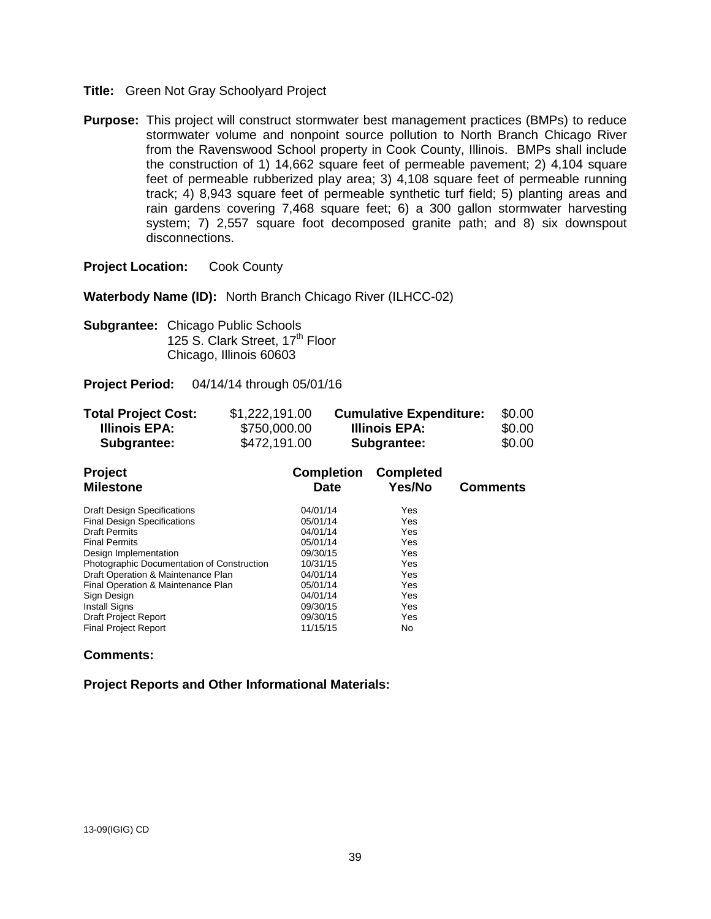**Title:** Green Not Gray Schoolyard Project

**Purpose:** This project will construct stormwater best management practices (BMPs) to reduce stormwater volume and nonpoint source pollution to North Branch Chicago River from the Ravenswood School property in Cook County, Illinois. BMPs shall include the construction of 1) 14,662 square feet of permeable pavement; 2) 4,104 square feet of permeable rubberized play area; 3) 4,108 square feet of permeable running track; 4) 8,943 square feet of permeable synthetic turf field; 5) planting areas and rain gardens covering 7,468 square feet; 6) a 300 gallon stormwater harvesting system; 7) 2,557 square foot decomposed granite path; and 8) six downspout disconnections.

**Project Location:** Cook County

**Waterbody Name (ID):** North Branch Chicago River (ILHCC-02)

**Subgrantee:** Chicago Public Schools
125 S. Clark Street, 17th Floor
Chicago, Illinois 60603

**Project Period:** 04/14/14 through 05/01/16

| | | | |
|---|---|---|---|
| **Total Project Cost:** | $1,222,191.00 | **Cumulative Expenditure:** | $0.00 |
| **Illinois EPA:** | $750,000.00 | **Illinois EPA:** | $0.00 |
| **Subgrantee:** | $472,191.00 | **Subgrantee:** | $0.00 |

| Project Milestone | Completion Date | Completed Yes/No | Comments |
|---|---|---|---|
| Draft Design Specifications | 04/01/14 | Yes | |
| Final Design Specifications | 05/01/14 | Yes | |
| Draft Permits | 04/01/14 | Yes | |
| Final Permits | 05/01/14 | Yes | |
| Design Implementation | 09/30/15 | Yes | |
| Photographic Documentation of Construction | 10/31/15 | Yes | |
| Draft Operation & Maintenance Plan | 04/01/14 | Yes | |
| Final Operation & Maintenance Plan | 05/01/14 | Yes | |
| Sign Design | 04/01/14 | Yes | |
| Install Signs | 09/30/15 | Yes | |
| Draft Project Report | 09/30/15 | Yes | |
| Final Project Report | 11/15/15 | No | |

**Comments:**

**Project Reports and Other Informational Materials:**

13-09(IGIG) CD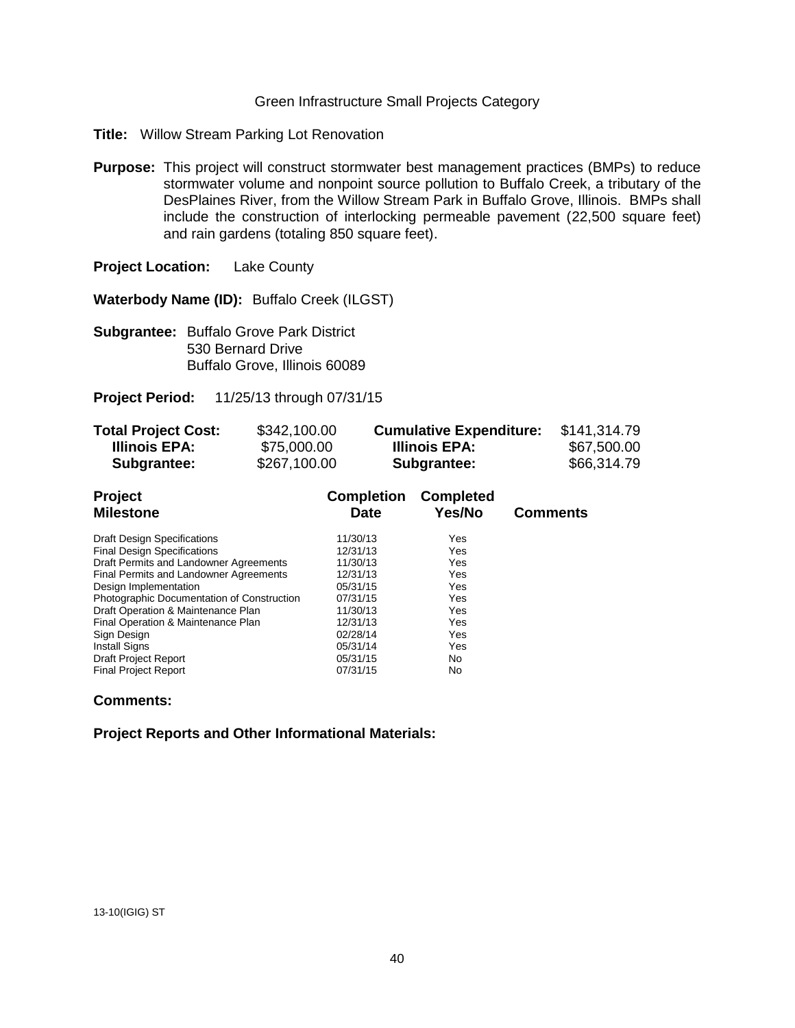Green Infrastructure Small Projects Category

**Title:** Willow Stream Parking Lot Renovation

**Purpose:** This project will construct stormwater best management practices (BMPs) to reduce stormwater volume and nonpoint source pollution to Buffalo Creek, a tributary of the DesPlaines River, from the Willow Stream Park in Buffalo Grove, Illinois. BMPs shall include the construction of interlocking permeable pavement (22,500 square feet) and rain gardens (totaling 850 square feet).

**Project Location:** Lake County

**Waterbody Name (ID):** Buffalo Creek (ILGST)

**Subgrantee:** Buffalo Grove Park District
530 Bernard Drive
Buffalo Grove, Illinois 60089

**Project Period:** 11/25/13 through 07/31/15

| | | | |
|---|---|---|---|
| **Total Project Cost:** | $342,100.00 | **Cumulative Expenditure:** | $141,314.79 |
| **Illinois EPA:** | $75,000.00 | **Illinois EPA:** | $67,500.00 |
| **Subgrantee:** | $267,100.00 | **Subgrantee:** | $66,314.79 |

| Project Milestone | Completion Date | Completed Yes/No | Comments |
|---|---|---|---|
| Draft Design Specifications | 11/30/13 | Yes | |
| Final Design Specifications | 12/31/13 | Yes | |
| Draft Permits and Landowner Agreements | 11/30/13 | Yes | |
| Final Permits and Landowner Agreements | 12/31/13 | Yes | |
| Design Implementation | 05/31/15 | Yes | |
| Photographic Documentation of Construction | 07/31/15 | Yes | |
| Draft Operation & Maintenance Plan | 11/30/13 | Yes | |
| Final Operation & Maintenance Plan | 12/31/13 | Yes | |
| Sign Design | 02/28/14 | Yes | |
| Install Signs | 05/31/14 | Yes | |
| Draft Project Report | 05/31/15 | No | |
| Final Project Report | 07/31/15 | No | |

**Comments:**

**Project Reports and Other Informational Materials:**

13-10(IGIG) ST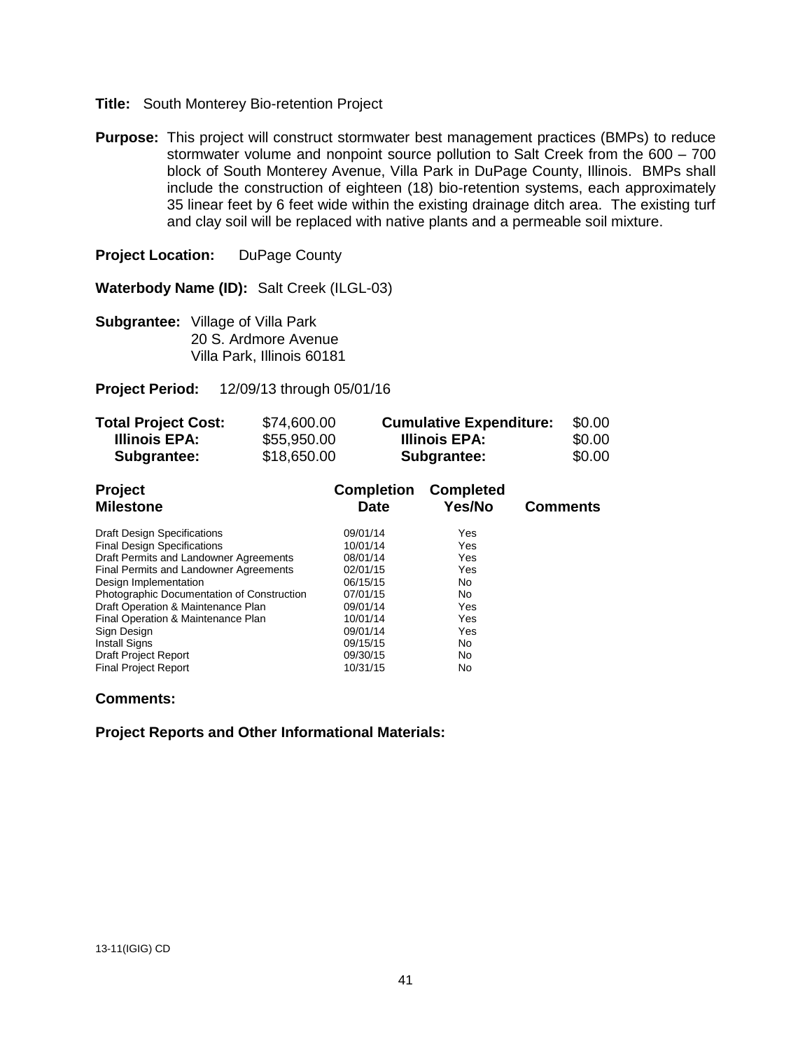**Title:** South Monterey Bio-retention Project

**Purpose:** This project will construct stormwater best management practices (BMPs) to reduce stormwater volume and nonpoint source pollution to Salt Creek from the 600 – 700 block of South Monterey Avenue, Villa Park in DuPage County, Illinois. BMPs shall include the construction of eighteen (18) bio-retention systems, each approximately 35 linear feet by 6 feet wide within the existing drainage ditch area. The existing turf and clay soil will be replaced with native plants and a permeable soil mixture.

**Project Location:** DuPage County

**Waterbody Name (ID):** Salt Creek (ILGL-03)

**Subgrantee:** Village of Villa Park
20 S. Ardmore Avenue
Villa Park, Illinois 60181

**Project Period:** 12/09/13 through 05/01/16

| | | | |
|---|---|---|---|
| **Total Project Cost:** | $74,600.00 | **Cumulative Expenditure:** | $0.00 |
| **Illinois EPA:** | $55,950.00 | **Illinois EPA:** | $0.00 |
| **Subgrantee:** | $18,650.00 | **Subgrantee:** | $0.00 |

| Project Milestone | Completion Date | Completed Yes/No | Comments |
|---|---|---|---|
| Draft Design Specifications | 09/01/14 | Yes | |
| Final Design Specifications | 10/01/14 | Yes | |
| Draft Permits and Landowner Agreements | 08/01/14 | Yes | |
| Final Permits and Landowner Agreements | 02/01/15 | Yes | |
| Design Implementation | 06/15/15 | No | |
| Photographic Documentation of Construction | 07/01/15 | No | |
| Draft Operation & Maintenance Plan | 09/01/14 | Yes | |
| Final Operation & Maintenance Plan | 10/01/14 | Yes | |
| Sign Design | 09/01/14 | Yes | |
| Install Signs | 09/15/15 | No | |
| Draft Project Report | 09/30/15 | No | |
| Final Project Report | 10/31/15 | No | |

**Comments:**

**Project Reports and Other Informational Materials:**

13-11(IGIG) CD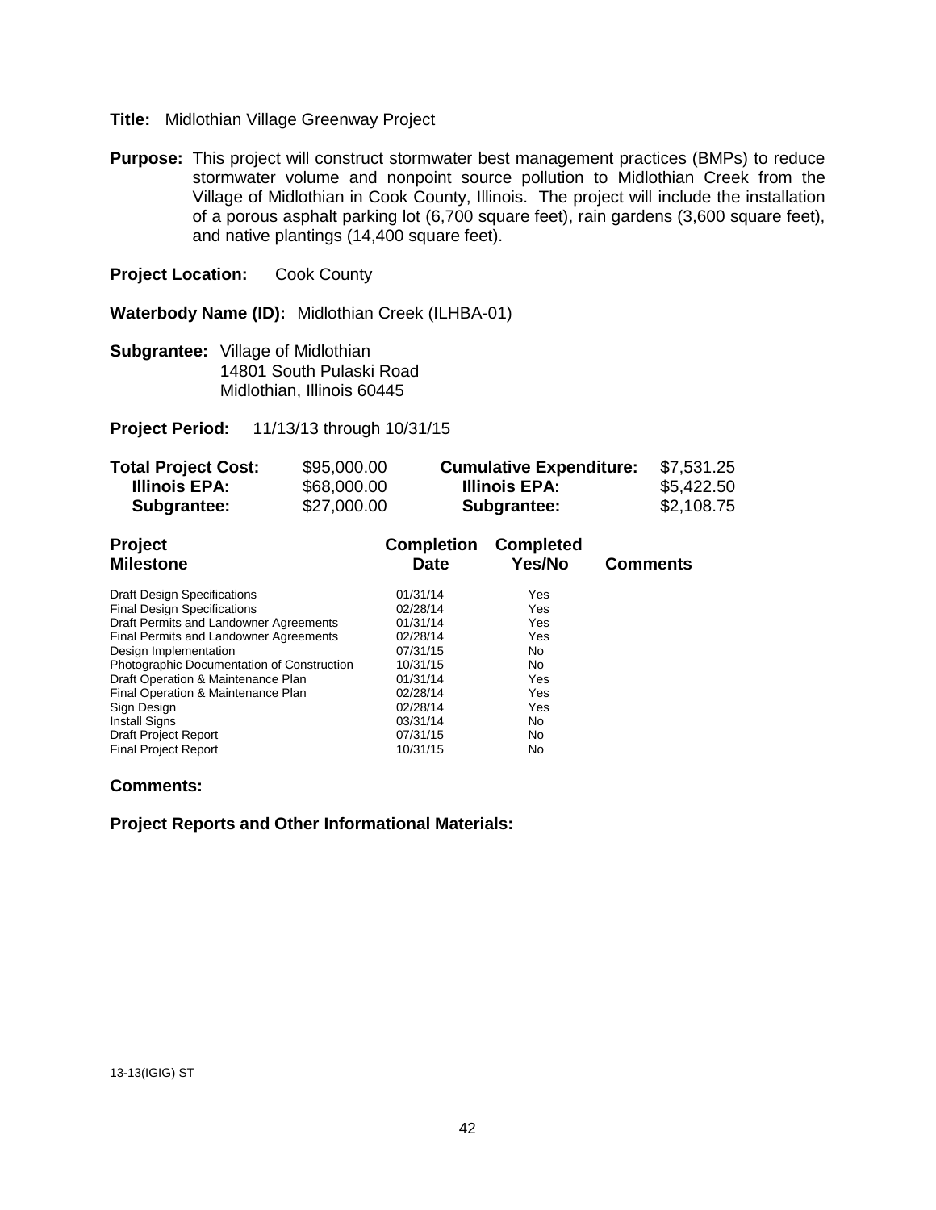**Title:** Midlothian Village Greenway Project

**Purpose:** This project will construct stormwater best management practices (BMPs) to reduce stormwater volume and nonpoint source pollution to Midlothian Creek from the Village of Midlothian in Cook County, Illinois. The project will include the installation of a porous asphalt parking lot (6,700 square feet), rain gardens (3,600 square feet), and native plantings (14,400 square feet).

**Project Location:** Cook County

**Waterbody Name (ID):** Midlothian Creek (ILHBA-01)

**Subgrantee:** Village of Midlothian
14801 South Pulaski Road
Midlothian, Illinois 60445

**Project Period:** 11/13/13 through 10/31/15

| | | | |
|---|---|---|---|
| **Total Project Cost:** | $95,000.00 | **Cumulative Expenditure:** | $7,531.25 |
| **Illinois EPA:** | $68,000.00 | **Illinois EPA:** | $5,422.50 |
| **Subgrantee:** | $27,000.00 | **Subgrantee:** | $2,108.75 |

| Project Milestone | Completion Date | Completed Yes/No | Comments |
|---|---|---|---|
| Draft Design Specifications | 01/31/14 | Yes | |
| Final Design Specifications | 02/28/14 | Yes | |
| Draft Permits and Landowner Agreements | 01/31/14 | Yes | |
| Final Permits and Landowner Agreements | 02/28/14 | Yes | |
| Design Implementation | 07/31/15 | No | |
| Photographic Documentation of Construction | 10/31/15 | No | |
| Draft Operation & Maintenance Plan | 01/31/14 | Yes | |
| Final Operation & Maintenance Plan | 02/28/14 | Yes | |
| Sign Design | 02/28/14 | Yes | |
| Install Signs | 03/31/14 | No | |
| Draft Project Report | 07/31/15 | No | |
| Final Project Report | 10/31/15 | No | |

**Comments:**

**Project Reports and Other Informational Materials:**

13-13(IGIG) ST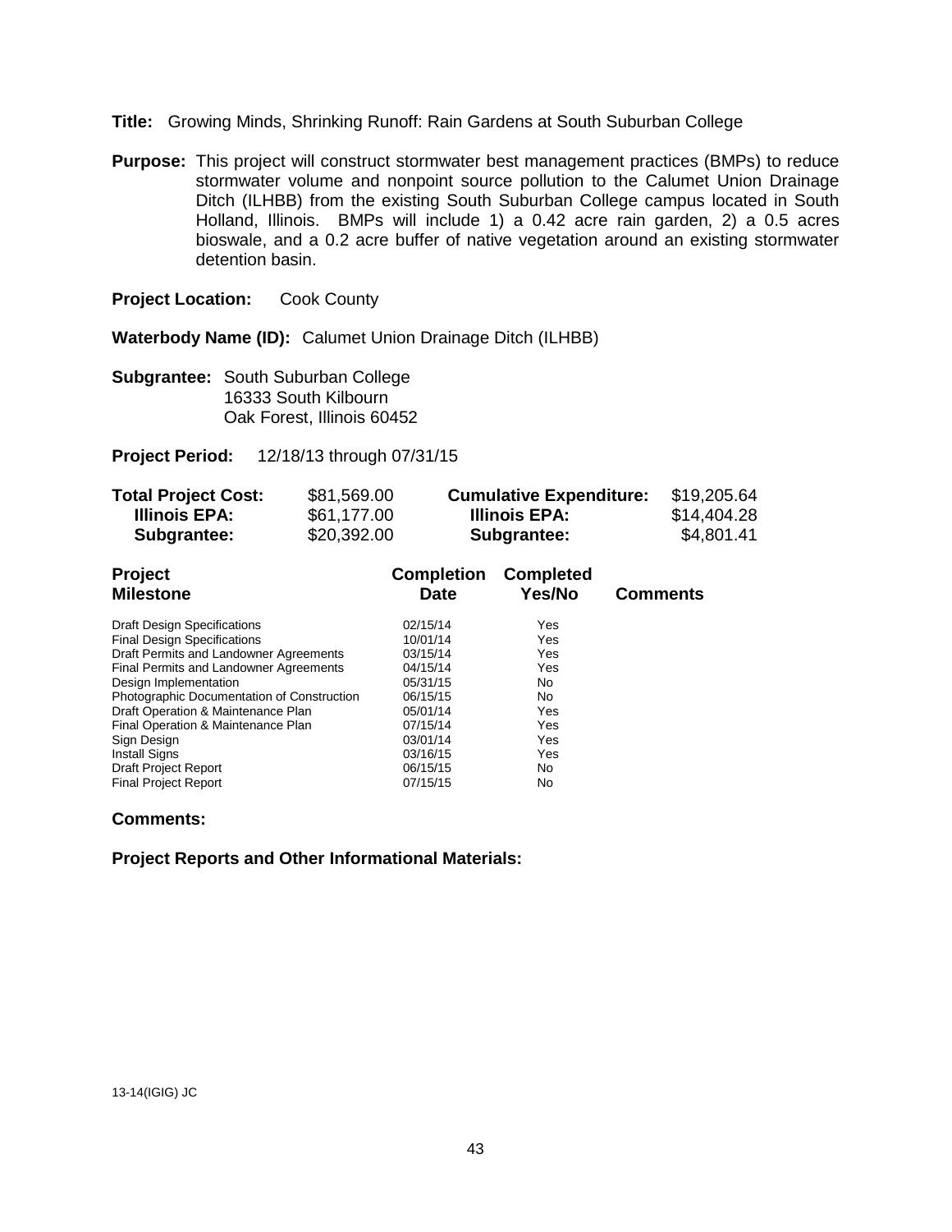**Title:** Growing Minds, Shrinking Runoff: Rain Gardens at South Suburban College

**Purpose:** This project will construct stormwater best management practices (BMPs) to reduce stormwater volume and nonpoint source pollution to the Calumet Union Drainage Ditch (ILHBB) from the existing South Suburban College campus located in South Holland, Illinois. BMPs will include 1) a 0.42 acre rain garden, 2) a 0.5 acres bioswale, and a 0.2 acre buffer of native vegetation around an existing stormwater detention basin.

**Project Location:** Cook County

**Waterbody Name (ID):** Calumet Union Drainage Ditch (ILHBB)

**Subgrantee:** South Suburban College
16333 South Kilbourn
Oak Forest, Illinois 60452

**Project Period:** 12/18/13 through 07/31/15

| | | | |
|---|---|---|---|
| **Total Project Cost:** | $81,569.00 | **Cumulative Expenditure:** | $19,205.64 |
| **Illinois EPA:** | $61,177.00 | **Illinois EPA:** | $14,404.28 |
| **Subgrantee:** | $20,392.00 | **Subgrantee:** | $4,801.41 |

| Project Milestone | Completion Date | Completed Yes/No | Comments |
|---|---|---|---|
| Draft Design Specifications | 02/15/14 | Yes | |
| Final Design Specifications | 10/01/14 | Yes | |
| Draft Permits and Landowner Agreements | 03/15/14 | Yes | |
| Final Permits and Landowner Agreements | 04/15/14 | Yes | |
| Design Implementation | 05/31/15 | No | |
| Photographic Documentation of Construction | 06/15/15 | No | |
| Draft Operation & Maintenance Plan | 05/01/14 | Yes | |
| Final Operation & Maintenance Plan | 07/15/14 | Yes | |
| Sign Design | 03/01/14 | Yes | |
| Install Signs | 03/16/15 | Yes | |
| Draft Project Report | 06/15/15 | No | |
| Final Project Report | 07/15/15 | No | |

**Comments:**

**Project Reports and Other Informational Materials:**

13-14(IGIG) JC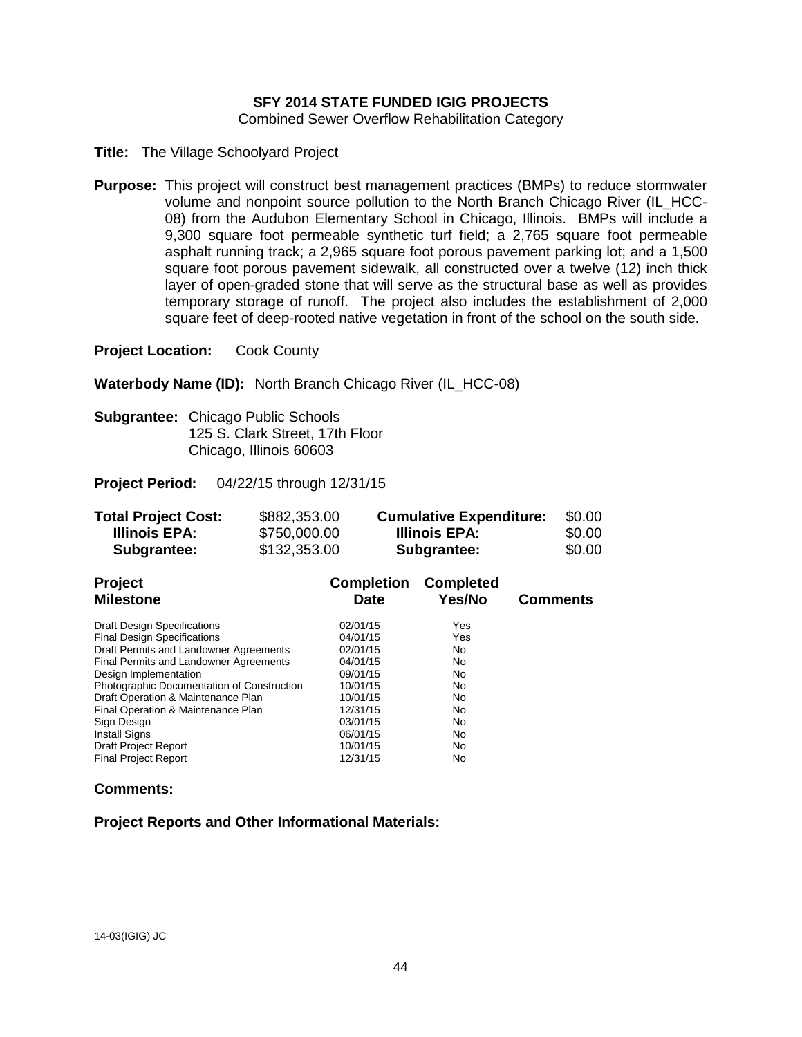**SFY 2014 STATE FUNDED IGIG PROJECTS**
Combined Sewer Overflow Rehabilitation Category

**Title:** The Village Schoolyard Project

**Purpose:** This project will construct best management practices (BMPs) to reduce stormwater volume and nonpoint source pollution to the North Branch Chicago River (IL_HCC-08) from the Audubon Elementary School in Chicago, Illinois. BMPs will include a 9,300 square foot permeable synthetic turf field; a 2,765 square foot permeable asphalt running track; a 2,965 square foot porous pavement parking lot; and a 1,500 square foot porous pavement sidewalk, all constructed over a twelve (12) inch thick layer of open-graded stone that will serve as the structural base as well as provides temporary storage of runoff. The project also includes the establishment of 2,000 square feet of deep-rooted native vegetation in front of the school on the south side.

**Project Location:** Cook County

**Waterbody Name (ID):** North Branch Chicago River (IL_HCC-08)

**Subgrantee:** Chicago Public Schools
125 S. Clark Street, 17th Floor
Chicago, Illinois 60603

**Project Period:** 04/22/15 through 12/31/15

| | | | |
|---|---|---|---|
| **Total Project Cost:** | $882,353.00 | **Cumulative Expenditure:** | $0.00 |
| **Illinois EPA:** | $750,000.00 | **Illinois EPA:** | $0.00 |
| **Subgrantee:** | $132,353.00 | **Subgrantee:** | $0.00 |

| Project Milestone | Completion Date | Completed Yes/No | Comments |
|---|---|---|---|
| Draft Design Specifications | 02/01/15 | Yes | |
| Final Design Specifications | 04/01/15 | Yes | |
| Draft Permits and Landowner Agreements | 02/01/15 | No | |
| Final Permits and Landowner Agreements | 04/01/15 | No | |
| Design Implementation | 09/01/15 | No | |
| Photographic Documentation of Construction | 10/01/15 | No | |
| Draft Operation & Maintenance Plan | 10/01/15 | No | |
| Final Operation & Maintenance Plan | 12/31/15 | No | |
| Sign Design | 03/01/15 | No | |
| Install Signs | 06/01/15 | No | |
| Draft Project Report | 10/01/15 | No | |
| Final Project Report | 12/31/15 | No | |

**Comments:**

**Project Reports and Other Informational Materials:**

14-03(IGIG) JC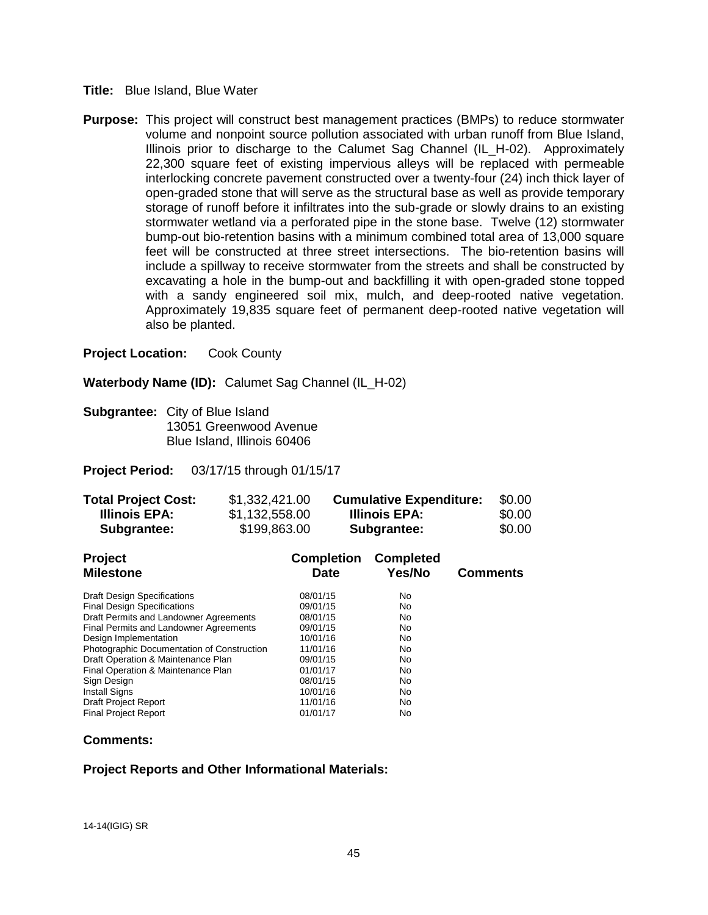**Title:** Blue Island, Blue Water

**Purpose:** This project will construct best management practices (BMPs) to reduce stormwater volume and nonpoint source pollution associated with urban runoff from Blue Island, Illinois prior to discharge to the Calumet Sag Channel (IL_H-02). Approximately 22,300 square feet of existing impervious alleys will be replaced with permeable interlocking concrete pavement constructed over a twenty-four (24) inch thick layer of open-graded stone that will serve as the structural base as well as provide temporary storage of runoff before it infiltrates into the sub-grade or slowly drains to an existing stormwater wetland via a perforated pipe in the stone base. Twelve (12) stormwater bump-out bio-retention basins with a minimum combined total area of 13,000 square feet will be constructed at three street intersections. The bio-retention basins will include a spillway to receive stormwater from the streets and shall be constructed by excavating a hole in the bump-out and backfilling it with open-graded stone topped with a sandy engineered soil mix, mulch, and deep-rooted native vegetation. Approximately 19,835 square feet of permanent deep-rooted native vegetation will also be planted.

**Project Location:** Cook County

**Waterbody Name (ID):** Calumet Sag Channel (IL_H-02)

**Subgrantee:** City of Blue Island
13051 Greenwood Avenue
Blue Island, Illinois 60406

**Project Period:** 03/17/15 through 01/15/17

| | | | |
|---|---|---|---|
| **Total Project Cost:** | $1,332,421.00 | **Cumulative Expenditure:** | $0.00 |
| **Illinois EPA:** | $1,132,558.00 | **Illinois EPA:** | $0.00 |
| **Subgrantee:** | $199,863.00 | **Subgrantee:** | $0.00 |

| Project Milestone | Completion Date | Completed Yes/No | Comments |
|---|---|---|---|
| Draft Design Specifications | 08/01/15 | No | |
| Final Design Specifications | 09/01/15 | No | |
| Draft Permits and Landowner Agreements | 08/01/15 | No | |
| Final Permits and Landowner Agreements | 09/01/15 | No | |
| Design Implementation | 10/01/16 | No | |
| Photographic Documentation of Construction | 11/01/16 | No | |
| Draft Operation & Maintenance Plan | 09/01/15 | No | |
| Final Operation & Maintenance Plan | 01/01/17 | No | |
| Sign Design | 08/01/15 | No | |
| Install Signs | 10/01/16 | No | |
| Draft Project Report | 11/01/16 | No | |
| Final Project Report | 01/01/17 | No | |

**Comments:**

**Project Reports and Other Informational Materials:**

14-14(IGIG) SR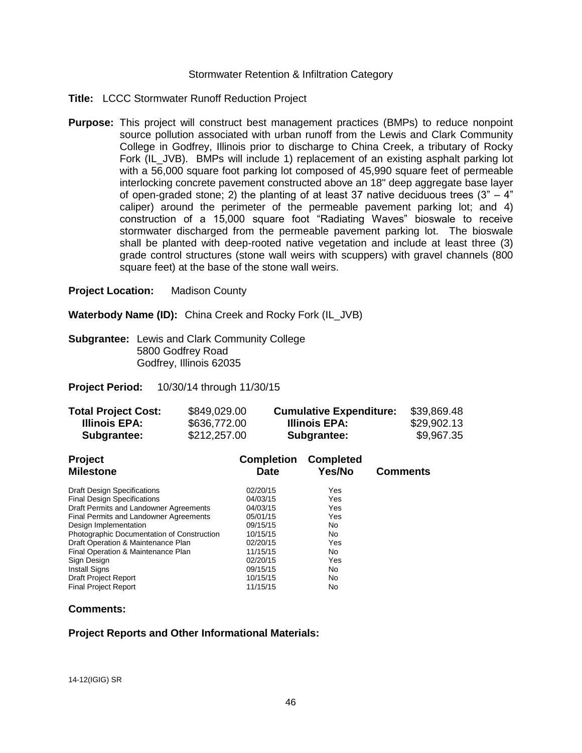Stormwater Retention & Infiltration Category

**Title:** LCCC Stormwater Runoff Reduction Project

**Purpose:** This project will construct best management practices (BMPs) to reduce nonpoint source pollution associated with urban runoff from the Lewis and Clark Community College in Godfrey, Illinois prior to discharge to China Creek, a tributary of Rocky Fork (IL_JVB). BMPs will include 1) replacement of an existing asphalt parking lot with a 56,000 square foot parking lot composed of 45,990 square feet of permeable interlocking concrete pavement constructed above an 18" deep aggregate base layer of open-graded stone; 2) the planting of at least 37 native deciduous trees (3" – 4" caliper) around the perimeter of the permeable pavement parking lot; and 4) construction of a 15,000 square foot "Radiating Waves" bioswale to receive stormwater discharged from the permeable pavement parking lot. The bioswale shall be planted with deep-rooted native vegetation and include at least three (3) grade control structures (stone wall weirs with scuppers) with gravel channels (800 square feet) at the base of the stone wall weirs.

**Project Location:** Madison County

**Waterbody Name (ID):** China Creek and Rocky Fork (IL_JVB)

**Subgrantee:** Lewis and Clark Community College
5800 Godfrey Road
Godfrey, Illinois 62035

**Project Period:** 10/30/14 through 11/30/15

| | | | |
|---|---|---|---|
| **Total Project Cost:** | $849,029.00 | **Cumulative Expenditure:** | $39,869.48 |
| **Illinois EPA:** | $636,772.00 | **Illinois EPA:** | $29,902.13 |
| **Subgrantee:** | $212,257.00 | **Subgrantee:** | $9,967.35 |

| Project Milestone | Completion Date | Completed Yes/No | Comments |
|---|---|---|---|
| Draft Design Specifications | 02/20/15 | Yes | |
| Final Design Specifications | 04/03/15 | Yes | |
| Draft Permits and Landowner Agreements | 04/03/15 | Yes | |
| Final Permits and Landowner Agreements | 05/01/15 | Yes | |
| Design Implementation | 09/15/15 | No | |
| Photographic Documentation of Construction | 10/15/15 | No | |
| Draft Operation & Maintenance Plan | 02/20/15 | Yes | |
| Final Operation & Maintenance Plan | 11/15/15 | No | |
| Sign Design | 02/20/15 | Yes | |
| Install Signs | 09/15/15 | No | |
| Draft Project Report | 10/15/15 | No | |
| Final Project Report | 11/15/15 | No | |

**Comments:**

**Project Reports and Other Informational Materials:**

14-12(IGIG) SR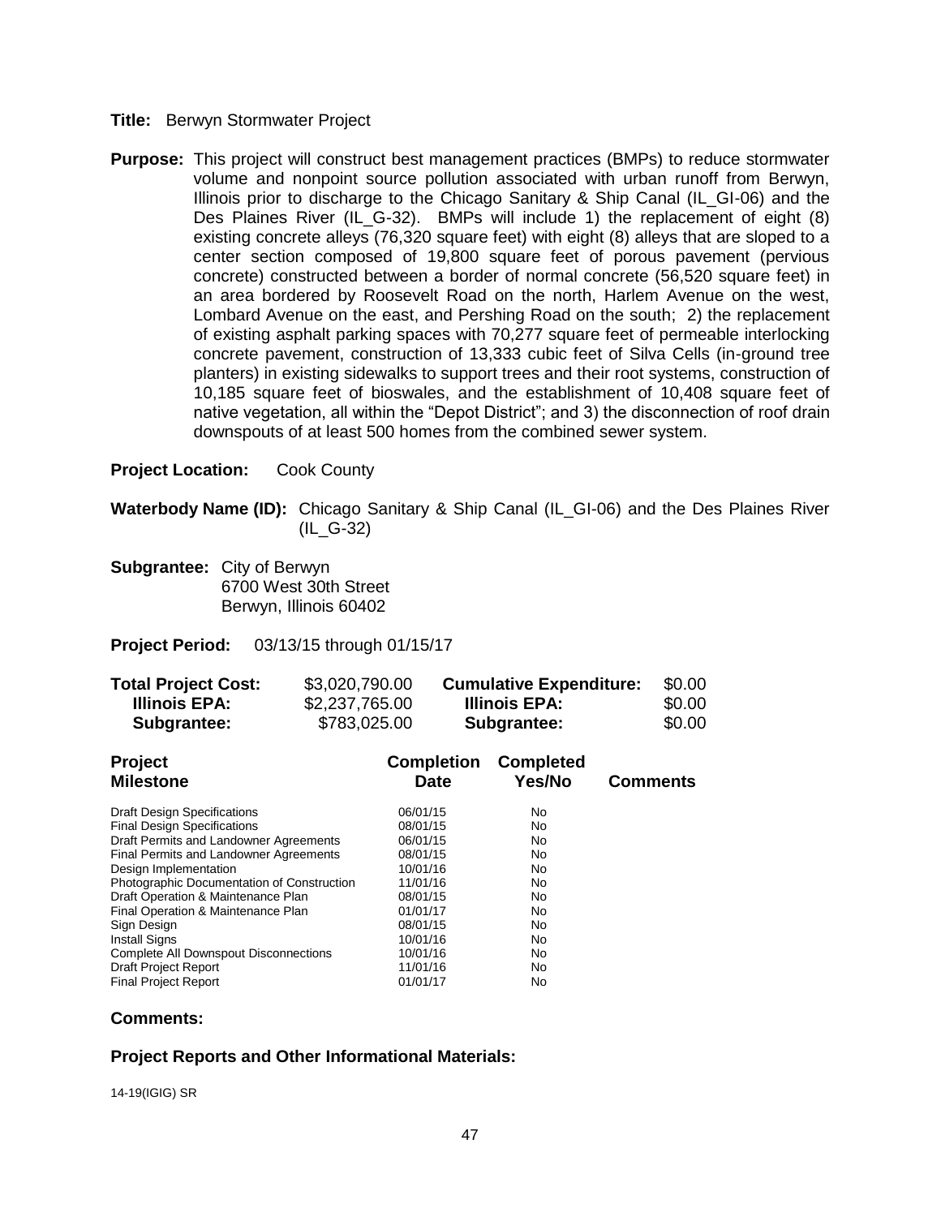**Title:** Berwyn Stormwater Project

**Purpose:** This project will construct best management practices (BMPs) to reduce stormwater volume and nonpoint source pollution associated with urban runoff from Berwyn, Illinois prior to discharge to the Chicago Sanitary & Ship Canal (IL_GI-06) and the Des Plaines River (IL_G-32). BMPs will include 1) the replacement of eight (8) existing concrete alleys (76,320 square feet) with eight (8) alleys that are sloped to a center section composed of 19,800 square feet of porous pavement (pervious concrete) constructed between a border of normal concrete (56,520 square feet) in an area bordered by Roosevelt Road on the north, Harlem Avenue on the west, Lombard Avenue on the east, and Pershing Road on the south; 2) the replacement of existing asphalt parking spaces with 70,277 square feet of permeable interlocking concrete pavement, construction of 13,333 cubic feet of Silva Cells (in-ground tree planters) in existing sidewalks to support trees and their root systems, construction of 10,185 square feet of bioswales, and the establishment of 10,408 square feet of native vegetation, all within the "Depot District"; and 3) the disconnection of roof drain downspouts of at least 500 homes from the combined sewer system.

**Project Location:** Cook County

**Waterbody Name (ID):** Chicago Sanitary & Ship Canal (IL_GI-06) and the Des Plaines River (IL_G-32)

**Subgrantee:** City of Berwyn
6700 West 30th Street
Berwyn, Illinois 60402

**Project Period:** 03/13/15 through 01/15/17

| | | | |
|---|---|---|---|
| **Total Project Cost:** | $3,020,790.00 | **Cumulative Expenditure:** | $0.00 |
| **Illinois EPA:** | $2,237,765.00 | **Illinois EPA:** | $0.00 |
| **Subgrantee:** | $783,025.00 | **Subgrantee:** | $0.00 |

| Project Milestone | Completion Date | Completed Yes/No | Comments |
|---|---|---|---|
| Draft Design Specifications | 06/01/15 | No | |
| Final Design Specifications | 08/01/15 | No | |
| Draft Permits and Landowner Agreements | 06/01/15 | No | |
| Final Permits and Landowner Agreements | 08/01/15 | No | |
| Design Implementation | 10/01/16 | No | |
| Photographic Documentation of Construction | 11/01/16 | No | |
| Draft Operation & Maintenance Plan | 08/01/15 | No | |
| Final Operation & Maintenance Plan | 01/01/17 | No | |
| Sign Design | 08/01/15 | No | |
| Install Signs | 10/01/16 | No | |
| Complete All Downspout Disconnections | 10/01/16 | No | |
| Draft Project Report | 11/01/16 | No | |
| Final Project Report | 01/01/17 | No | |

**Comments:**

**Project Reports and Other Informational Materials:**

14-19(IGIG) SR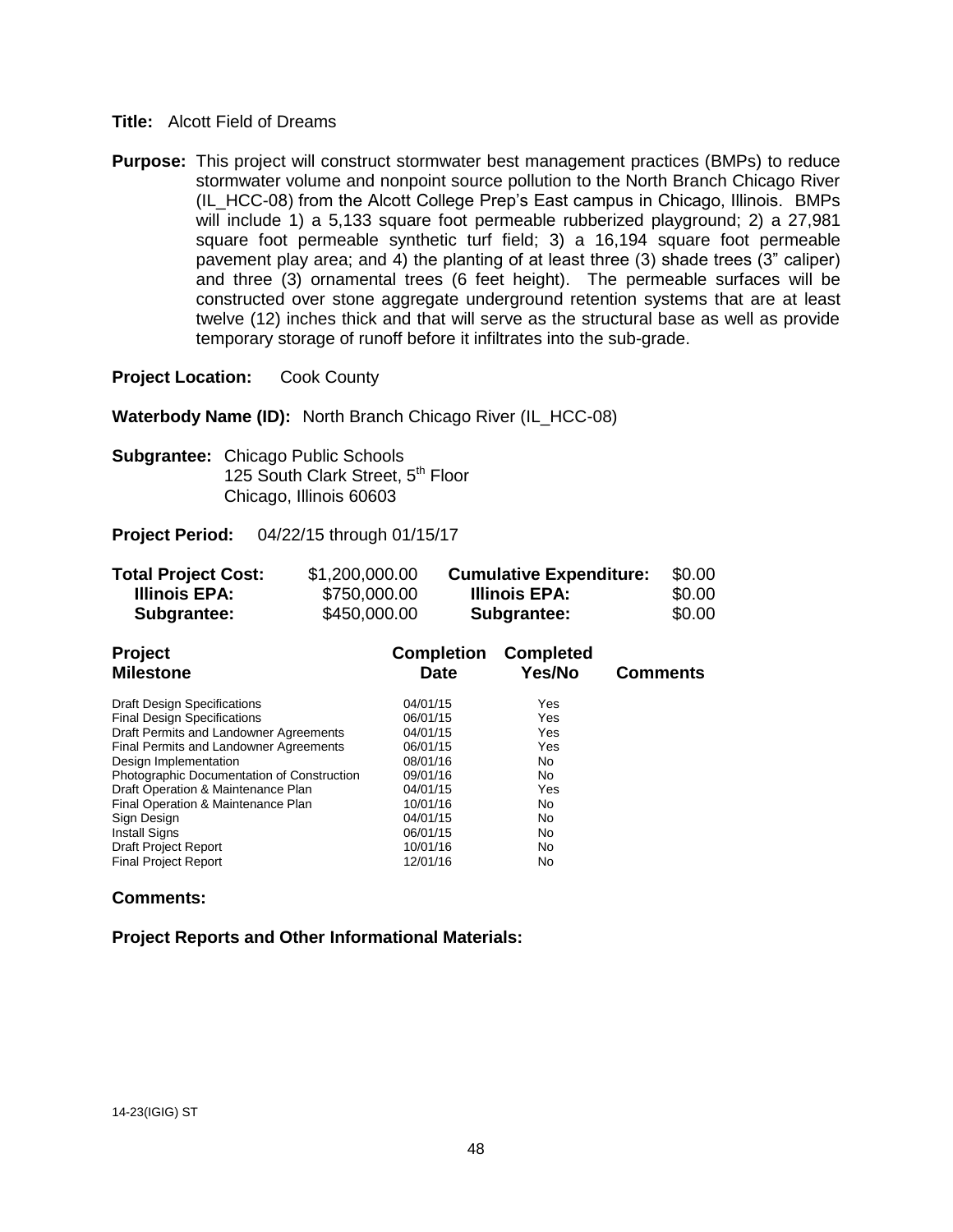**Title:** Alcott Field of Dreams

**Purpose:** This project will construct stormwater best management practices (BMPs) to reduce stormwater volume and nonpoint source pollution to the North Branch Chicago River (IL_HCC-08) from the Alcott College Prep's East campus in Chicago, Illinois. BMPs will include 1) a 5,133 square foot permeable rubberized playground; 2) a 27,981 square foot permeable synthetic turf field; 3) a 16,194 square foot permeable pavement play area; and 4) the planting of at least three (3) shade trees (3" caliper) and three (3) ornamental trees (6 feet height). The permeable surfaces will be constructed over stone aggregate underground retention systems that are at least twelve (12) inches thick and that will serve as the structural base as well as provide temporary storage of runoff before it infiltrates into the sub-grade.

**Project Location:** Cook County

**Waterbody Name (ID):** North Branch Chicago River (IL_HCC-08)

**Subgrantee:** Chicago Public Schools
125 South Clark Street, 5th Floor
Chicago, Illinois 60603

**Project Period:** 04/22/15 through 01/15/17

| | | | |
|---|---|---|---|
| **Total Project Cost:** | $1,200,000.00 | **Cumulative Expenditure:** | $0.00 |
| **Illinois EPA:** | $750,000.00 | **Illinois EPA:** | $0.00 |
| **Subgrantee:** | $450,000.00 | **Subgrantee:** | $0.00 |

| Project Milestone | Completion Date | Completed Yes/No | Comments |
|---|---|---|---|
| Draft Design Specifications | 04/01/15 | Yes | |
| Final Design Specifications | 06/01/15 | Yes | |
| Draft Permits and Landowner Agreements | 04/01/15 | Yes | |
| Final Permits and Landowner Agreements | 06/01/15 | Yes | |
| Design Implementation | 08/01/16 | No | |
| Photographic Documentation of Construction | 09/01/16 | No | |
| Draft Operation & Maintenance Plan | 04/01/15 | Yes | |
| Final Operation & Maintenance Plan | 10/01/16 | No | |
| Sign Design | 04/01/15 | No | |
| Install Signs | 06/01/15 | No | |
| Draft Project Report | 10/01/16 | No | |
| Final Project Report | 12/01/16 | No | |

**Comments:**

**Project Reports and Other Informational Materials:**

14-23(IGIG) ST